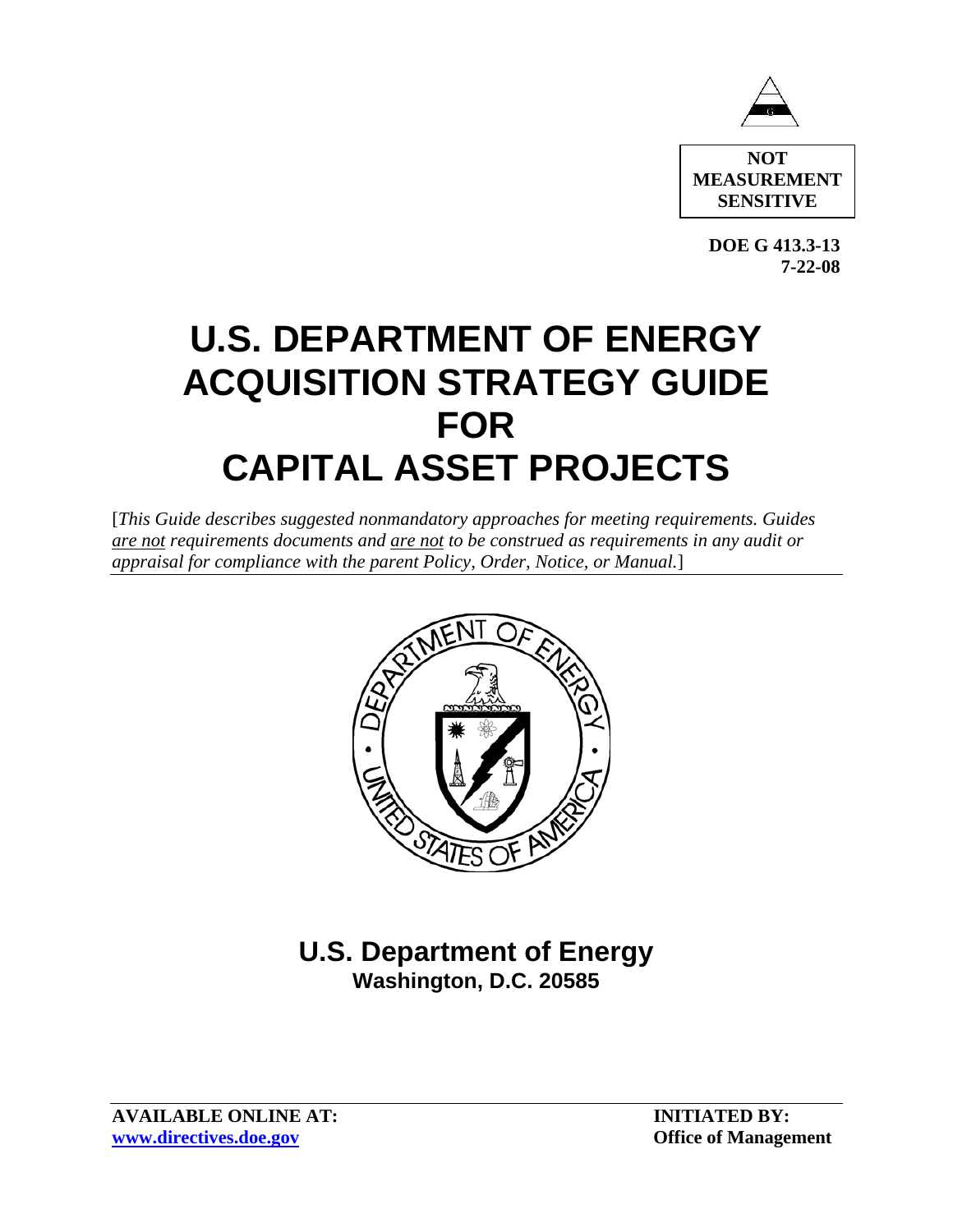**NOT MEASUREMENT SENSITIVE**

**DOE G 413.3-13**
**7-22-08**

# U.S. DEPARTMENT OF ENERGY ACQUISITION STRATEGY GUIDE FOR CAPITAL ASSET PROJECTS

[*This Guide describes suggested nonmandatory approaches for meeting requirements. Guides are not requirements documents and are not to be construed as requirements in any audit or appraisal for compliance with the parent Policy, Order, Notice, or Manual.*]

## U.S. Department of Energy
**Washington, D.C. 20585**

**AVAILABLE ONLINE AT:**
**www.directives.doe.gov**

**INITIATED BY:**
**Office of Management**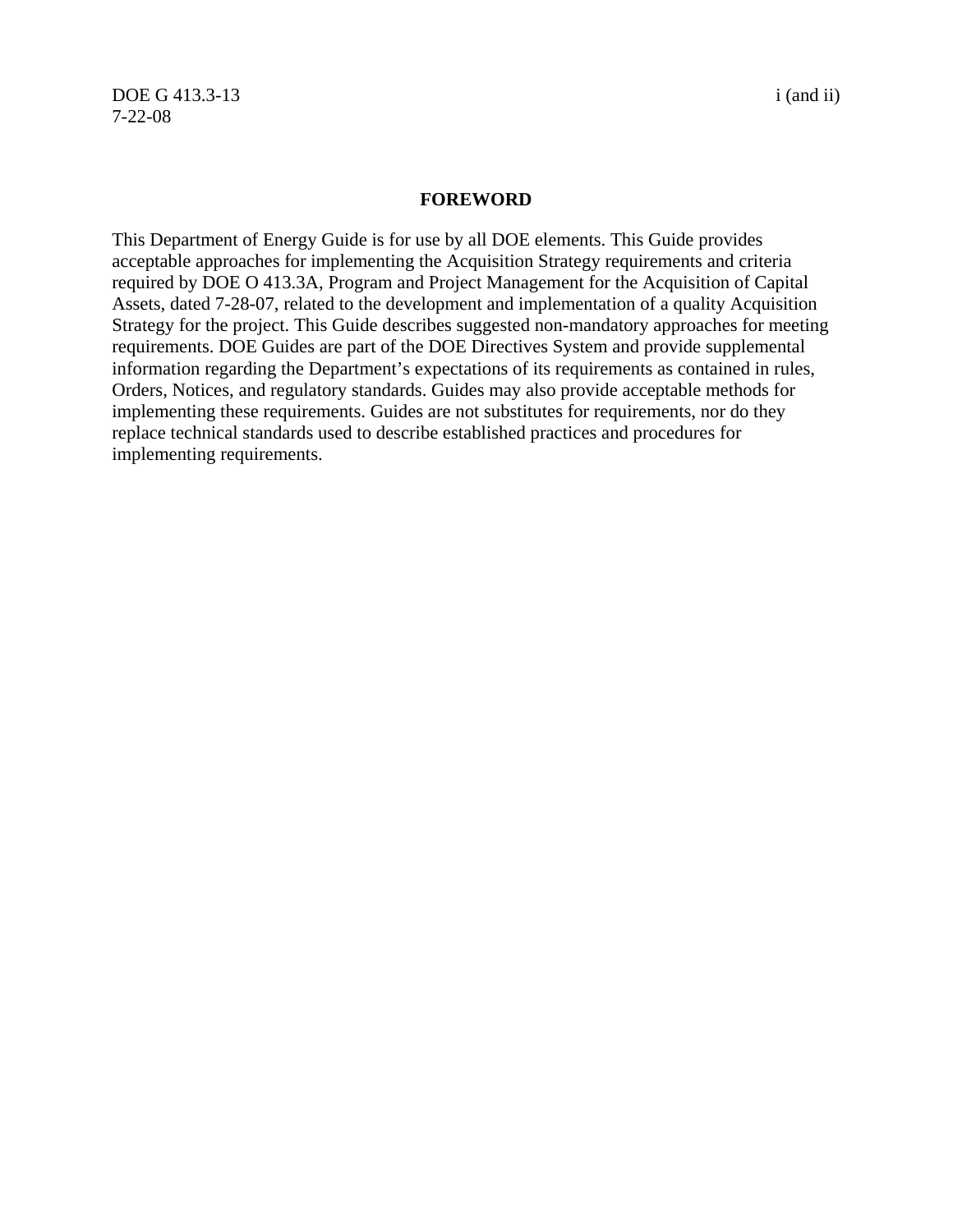## FOREWORD

This Department of Energy Guide is for use by all DOE elements. This Guide provides acceptable approaches for implementing the Acquisition Strategy requirements and criteria required by DOE O 413.3A, Program and Project Management for the Acquisition of Capital Assets, dated 7-28-07, related to the development and implementation of a quality Acquisition Strategy for the project. This Guide describes suggested non-mandatory approaches for meeting requirements. DOE Guides are part of the DOE Directives System and provide supplemental information regarding the Department's expectations of its requirements as contained in rules, Orders, Notices, and regulatory standards. Guides may also provide acceptable methods for implementing these requirements. Guides are not substitutes for requirements, nor do they replace technical standards used to describe established practices and procedures for implementing requirements.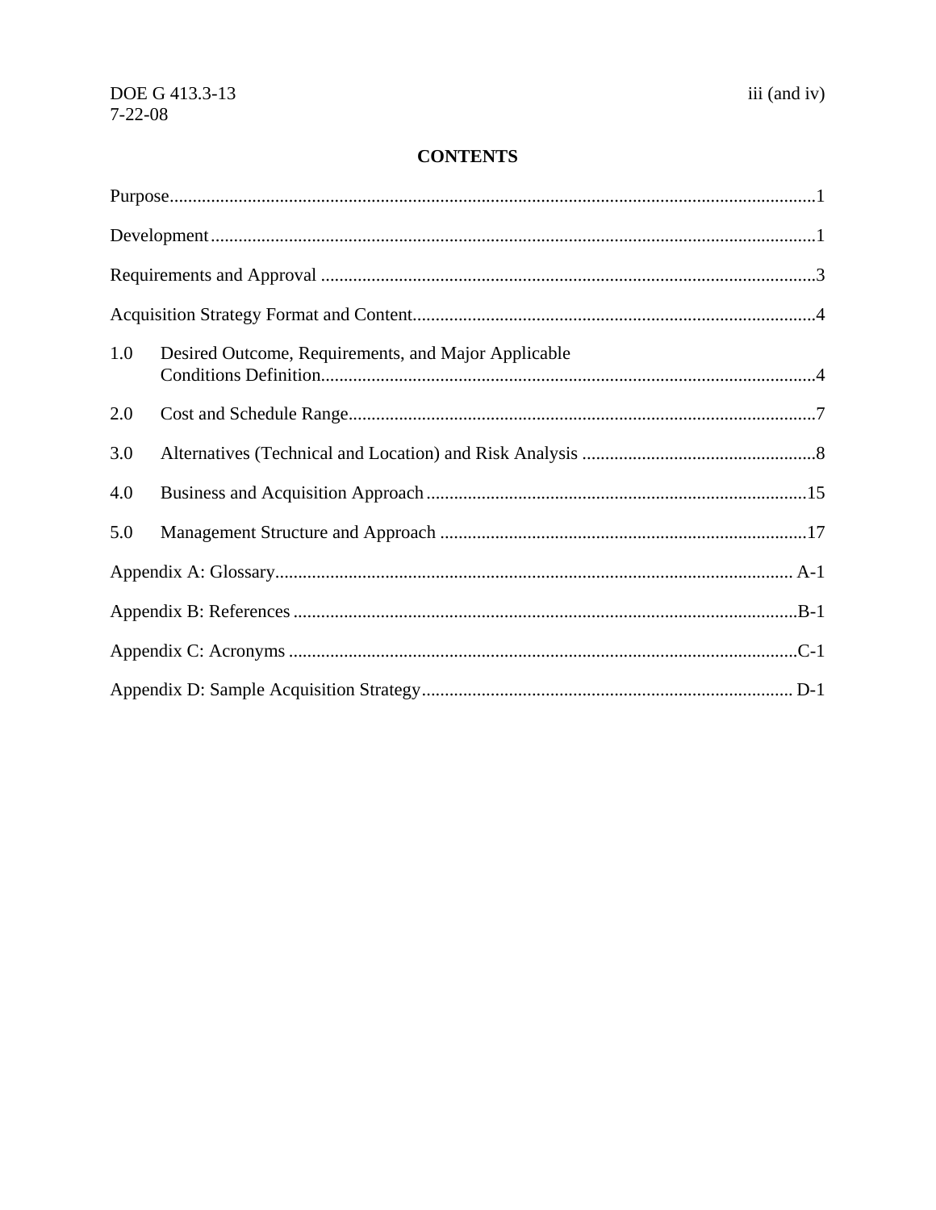# CONTENTS

Purpose....................................................................................................................................1

Development..........................................................................................................................1

Requirements and Approval ..................................................................................................3

Acquisition Strategy Format and Content..............................................................................4

1.0 Desired Outcome, Requirements, and Major Applicable Conditions Definition..................................................................................................4

2.0 Cost and Schedule Range.........................................................................................7

3.0 Alternatives (Technical and Location) and Risk Analysis .......................................8

4.0 Business and Acquisition Approach.......................................................................15

5.0 Management Structure and Approach ...................................................................17

Appendix A: Glossary.......................................................................................................A-1

Appendix B: References ....................................................................................................B-1

Appendix C: Acronyms .....................................................................................................C-1

Appendix D: Sample Acquisition Strategy........................................................................D-1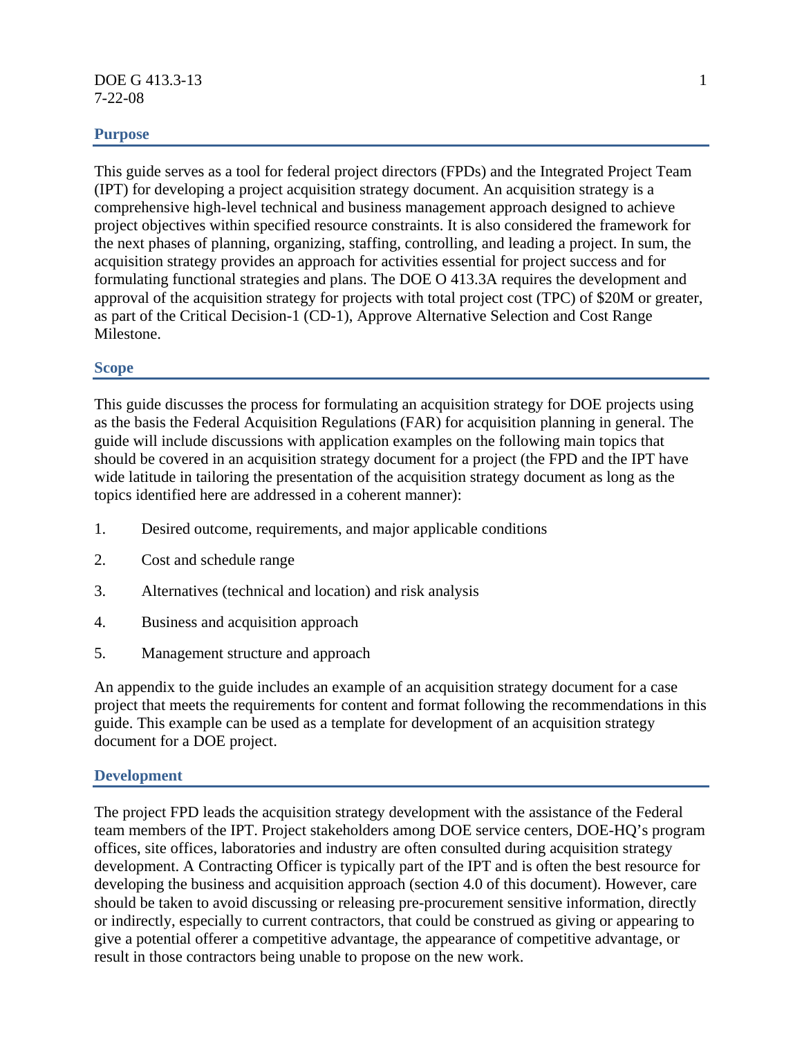## Purpose

This guide serves as a tool for federal project directors (FPDs) and the Integrated Project Team (IPT) for developing a project acquisition strategy document. An acquisition strategy is a comprehensive high-level technical and business management approach designed to achieve project objectives within specified resource constraints. It is also considered the framework for the next phases of planning, organizing, staffing, controlling, and leading a project. In sum, the acquisition strategy provides an approach for activities essential for project success and for formulating functional strategies and plans. The DOE O 413.3A requires the development and approval of the acquisition strategy for projects with total project cost (TPC) of $20M or greater, as part of the Critical Decision-1 (CD-1), Approve Alternative Selection and Cost Range Milestone.

## Scope

This guide discusses the process for formulating an acquisition strategy for DOE projects using as the basis the Federal Acquisition Regulations (FAR) for acquisition planning in general. The guide will include discussions with application examples on the following main topics that should be covered in an acquisition strategy document for a project (the FPD and the IPT have wide latitude in tailoring the presentation of the acquisition strategy document as long as the topics identified here are addressed in a coherent manner):

1. Desired outcome, requirements, and major applicable conditions
2. Cost and schedule range
3. Alternatives (technical and location) and risk analysis
4. Business and acquisition approach
5. Management structure and approach

An appendix to the guide includes an example of an acquisition strategy document for a case project that meets the requirements for content and format following the recommendations in this guide. This example can be used as a template for development of an acquisition strategy document for a DOE project.

## Development

The project FPD leads the acquisition strategy development with the assistance of the Federal team members of the IPT. Project stakeholders among DOE service centers, DOE-HQ's program offices, site offices, laboratories and industry are often consulted during acquisition strategy development. A Contracting Officer is typically part of the IPT and is often the best resource for developing the business and acquisition approach (section 4.0 of this document). However, care should be taken to avoid discussing or releasing pre-procurement sensitive information, directly or indirectly, especially to current contractors, that could be construed as giving or appearing to give a potential offerer a competitive advantage, the appearance of competitive advantage, or result in those contractors being unable to propose on the new work.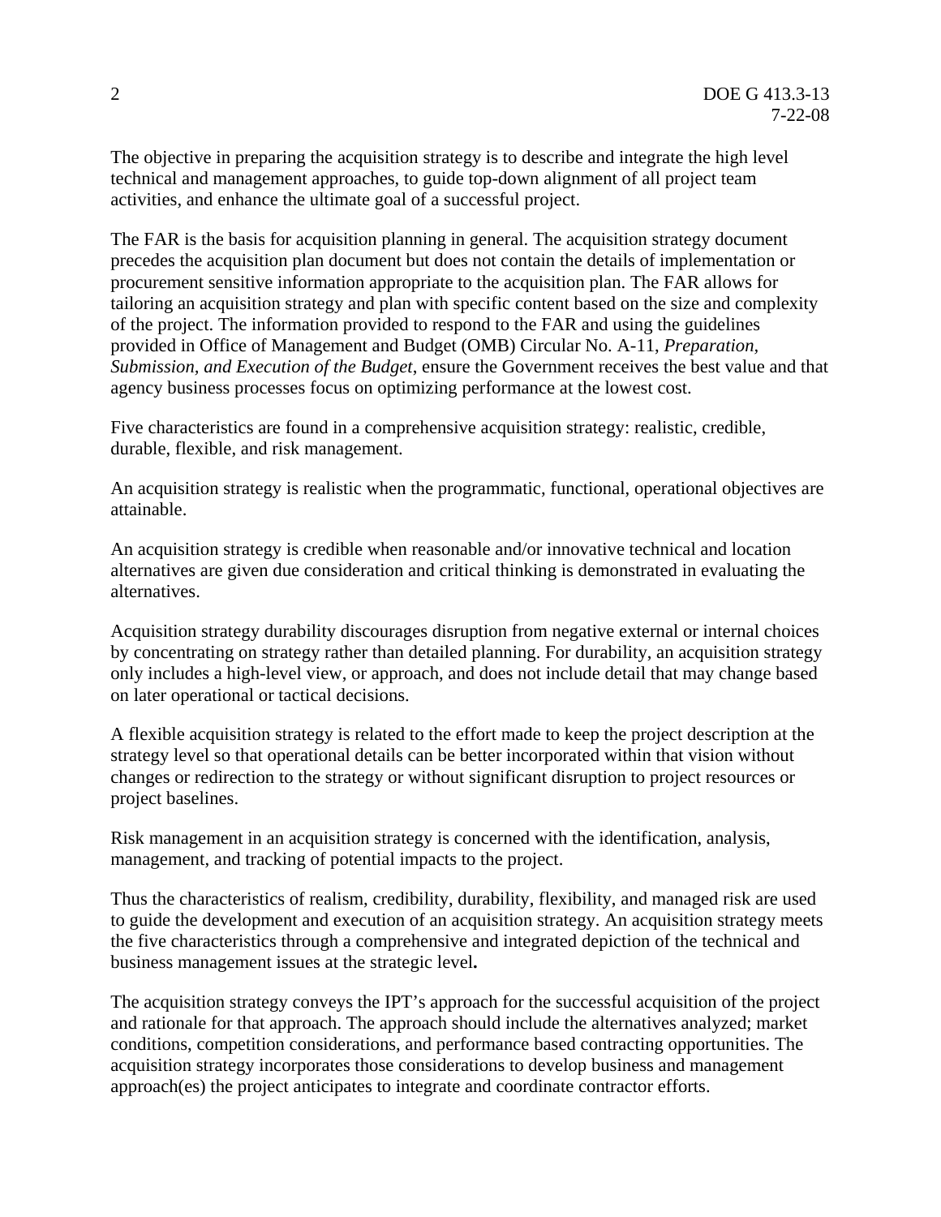The objective in preparing the acquisition strategy is to describe and integrate the high level technical and management approaches, to guide top-down alignment of all project team activities, and enhance the ultimate goal of a successful project.

The FAR is the basis for acquisition planning in general. The acquisition strategy document precedes the acquisition plan document but does not contain the details of implementation or procurement sensitive information appropriate to the acquisition plan. The FAR allows for tailoring an acquisition strategy and plan with specific content based on the size and complexity of the project. The information provided to respond to the FAR and using the guidelines provided in Office of Management and Budget (OMB) Circular No. A-11, *Preparation, Submission, and Execution of the Budget*, ensure the Government receives the best value and that agency business processes focus on optimizing performance at the lowest cost.

Five characteristics are found in a comprehensive acquisition strategy: realistic, credible, durable, flexible, and risk management.

An acquisition strategy is realistic when the programmatic, functional, operational objectives are attainable.

An acquisition strategy is credible when reasonable and/or innovative technical and location alternatives are given due consideration and critical thinking is demonstrated in evaluating the alternatives.

Acquisition strategy durability discourages disruption from negative external or internal choices by concentrating on strategy rather than detailed planning. For durability, an acquisition strategy only includes a high-level view, or approach, and does not include detail that may change based on later operational or tactical decisions.

A flexible acquisition strategy is related to the effort made to keep the project description at the strategy level so that operational details can be better incorporated within that vision without changes or redirection to the strategy or without significant disruption to project resources or project baselines.

Risk management in an acquisition strategy is concerned with the identification, analysis, management, and tracking of potential impacts to the project.

Thus the characteristics of realism, credibility, durability, flexibility, and managed risk are used to guide the development and execution of an acquisition strategy. An acquisition strategy meets the five characteristics through a comprehensive and integrated depiction of the technical and business management issues at the strategic level**.**

The acquisition strategy conveys the IPT's approach for the successful acquisition of the project and rationale for that approach. The approach should include the alternatives analyzed; market conditions, competition considerations, and performance based contracting opportunities. The acquisition strategy incorporates those considerations to develop business and management approach(es) the project anticipates to integrate and coordinate contractor efforts.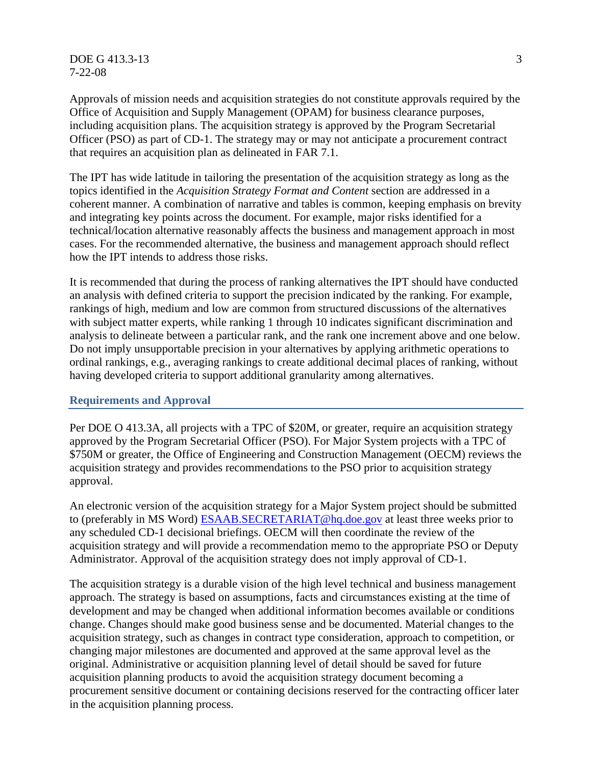Approvals of mission needs and acquisition strategies do not constitute approvals required by the Office of Acquisition and Supply Management (OPAM) for business clearance purposes, including acquisition plans. The acquisition strategy is approved by the Program Secretarial Officer (PSO) as part of CD-1. The strategy may or may not anticipate a procurement contract that requires an acquisition plan as delineated in FAR 7.1.

The IPT has wide latitude in tailoring the presentation of the acquisition strategy as long as the topics identified in the *Acquisition Strategy Format and Content* section are addressed in a coherent manner. A combination of narrative and tables is common, keeping emphasis on brevity and integrating key points across the document. For example, major risks identified for a technical/location alternative reasonably affects the business and management approach in most cases. For the recommended alternative, the business and management approach should reflect how the IPT intends to address those risks.

It is recommended that during the process of ranking alternatives the IPT should have conducted an analysis with defined criteria to support the precision indicated by the ranking. For example, rankings of high, medium and low are common from structured discussions of the alternatives with subject matter experts, while ranking 1 through 10 indicates significant discrimination and analysis to delineate between a particular rank, and the rank one increment above and one below. Do not imply unsupportable precision in your alternatives by applying arithmetic operations to ordinal rankings, e.g., averaging rankings to create additional decimal places of ranking, without having developed criteria to support additional granularity among alternatives.

## Requirements and Approval

Per DOE O 413.3A, all projects with a TPC of $20M, or greater, require an acquisition strategy approved by the Program Secretarial Officer (PSO). For Major System projects with a TPC of $750M or greater, the Office of Engineering and Construction Management (OECM) reviews the acquisition strategy and provides recommendations to the PSO prior to acquisition strategy approval.

An electronic version of the acquisition strategy for a Major System project should be submitted to (preferably in MS Word) ESAAB.SECRETARIAT@hq.doe.gov at least three weeks prior to any scheduled CD-1 decisional briefings. OECM will then coordinate the review of the acquisition strategy and will provide a recommendation memo to the appropriate PSO or Deputy Administrator. Approval of the acquisition strategy does not imply approval of CD-1.

The acquisition strategy is a durable vision of the high level technical and business management approach. The strategy is based on assumptions, facts and circumstances existing at the time of development and may be changed when additional information becomes available or conditions change. Changes should make good business sense and be documented. Material changes to the acquisition strategy, such as changes in contract type consideration, approach to competition, or changing major milestones are documented and approved at the same approval level as the original. Administrative or acquisition planning level of detail should be saved for future acquisition planning products to avoid the acquisition strategy document becoming a procurement sensitive document or containing decisions reserved for the contracting officer later in the acquisition planning process.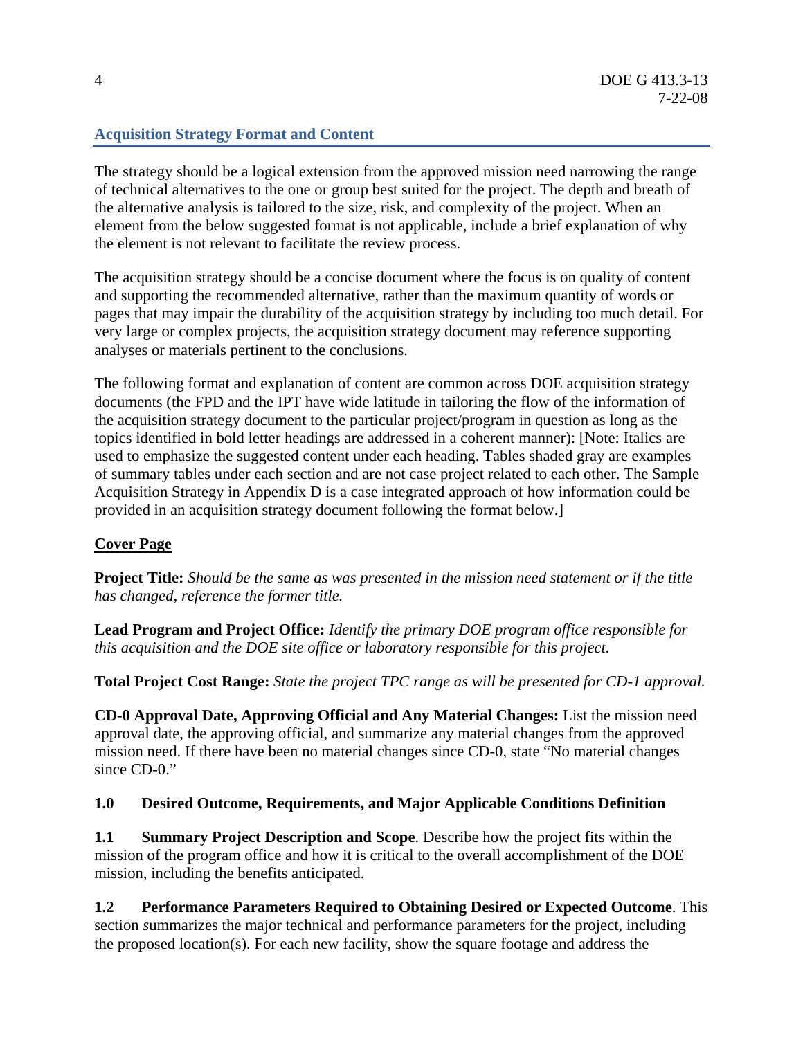## Acquisition Strategy Format and Content

The strategy should be a logical extension from the approved mission need narrowing the range of technical alternatives to the one or group best suited for the project. The depth and breath of the alternative analysis is tailored to the size, risk, and complexity of the project. When an element from the below suggested format is not applicable, include a brief explanation of why the element is not relevant to facilitate the review process.

The acquisition strategy should be a concise document where the focus is on quality of content and supporting the recommended alternative, rather than the maximum quantity of words or pages that may impair the durability of the acquisition strategy by including too much detail. For very large or complex projects, the acquisition strategy document may reference supporting analyses or materials pertinent to the conclusions.

The following format and explanation of content are common across DOE acquisition strategy documents (the FPD and the IPT have wide latitude in tailoring the flow of the information of the acquisition strategy document to the particular project/program in question as long as the topics identified in bold letter headings are addressed in a coherent manner): [Note: Italics are used to emphasize the suggested content under each heading. Tables shaded gray are examples of summary tables under each section and are not case project related to each other. The Sample Acquisition Strategy in Appendix D is a case integrated approach of how information could be provided in an acquisition strategy document following the format below.]

**Cover Page**

**Project Title:** *Should be the same as was presented in the mission need statement or if the title has changed, reference the former title.*

**Lead Program and Project Office:** *Identify the primary DOE program office responsible for this acquisition and the DOE site office or laboratory responsible for this project.*

**Total Project Cost Range:** *State the project TPC range as will be presented for CD-1 approval.*

**CD-0 Approval Date, Approving Official and Any Material Changes:** List the mission need approval date, the approving official, and summarize any material changes from the approved mission need. If there have been no material changes since CD-0, state "No material changes since CD-0."

**1.0 Desired Outcome, Requirements, and Major Applicable Conditions Definition**

**1.1 Summary Project Description and Scope**. Describe how the project fits within the mission of the program office and how it is critical to the overall accomplishment of the DOE mission, including the benefits anticipated.

**1.2 Performance Parameters Required to Obtaining Desired or Expected Outcome**. This section summarizes the major technical and performance parameters for the project, including the proposed location(s). For each new facility, show the square footage and address the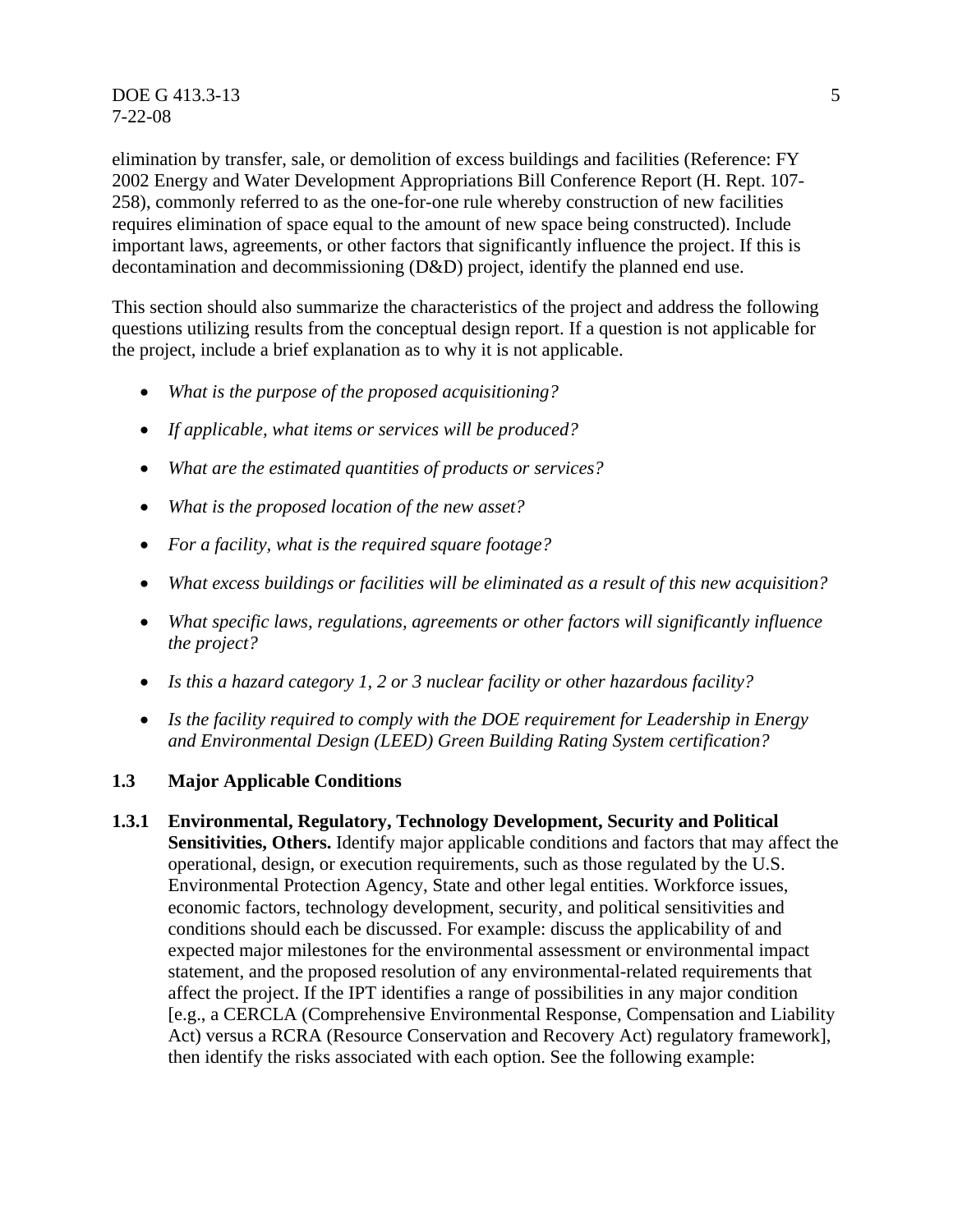elimination by transfer, sale, or demolition of excess buildings and facilities (Reference: FY 2002 Energy and Water Development Appropriations Bill Conference Report (H. Rept. 107-258), commonly referred to as the one-for-one rule whereby construction of new facilities requires elimination of space equal to the amount of new space being constructed). Include important laws, agreements, or other factors that significantly influence the project. If this is decontamination and decommissioning (D&D) project, identify the planned end use.

This section should also summarize the characteristics of the project and address the following questions utilizing results from the conceptual design report. If a question is not applicable for the project, include a brief explanation as to why it is not applicable.

- *What is the purpose of the proposed acquisitioning?*
- *If applicable, what items or services will be produced?*
- *What are the estimated quantities of products or services?*
- *What is the proposed location of the new asset?*
- *For a facility, what is the required square footage?*
- *What excess buildings or facilities will be eliminated as a result of this new acquisition?*
- *What specific laws, regulations, agreements or other factors will significantly influence the project?*
- *Is this a hazard category 1, 2 or 3 nuclear facility or other hazardous facility?*
- *Is the facility required to comply with the DOE requirement for Leadership in Energy and Environmental Design (LEED) Green Building Rating System certification?*

### 1.3 Major Applicable Conditions

**1.3.1 Environmental, Regulatory, Technology Development, Security and Political Sensitivities, Others.** Identify major applicable conditions and factors that may affect the operational, design, or execution requirements, such as those regulated by the U.S. Environmental Protection Agency, State and other legal entities. Workforce issues, economic factors, technology development, security, and political sensitivities and conditions should each be discussed. For example: discuss the applicability of and expected major milestones for the environmental assessment or environmental impact statement, and the proposed resolution of any environmental-related requirements that affect the project. If the IPT identifies a range of possibilities in any major condition [e.g., a CERCLA (Comprehensive Environmental Response, Compensation and Liability Act) versus a RCRA (Resource Conservation and Recovery Act) regulatory framework], then identify the risks associated with each option. See the following example: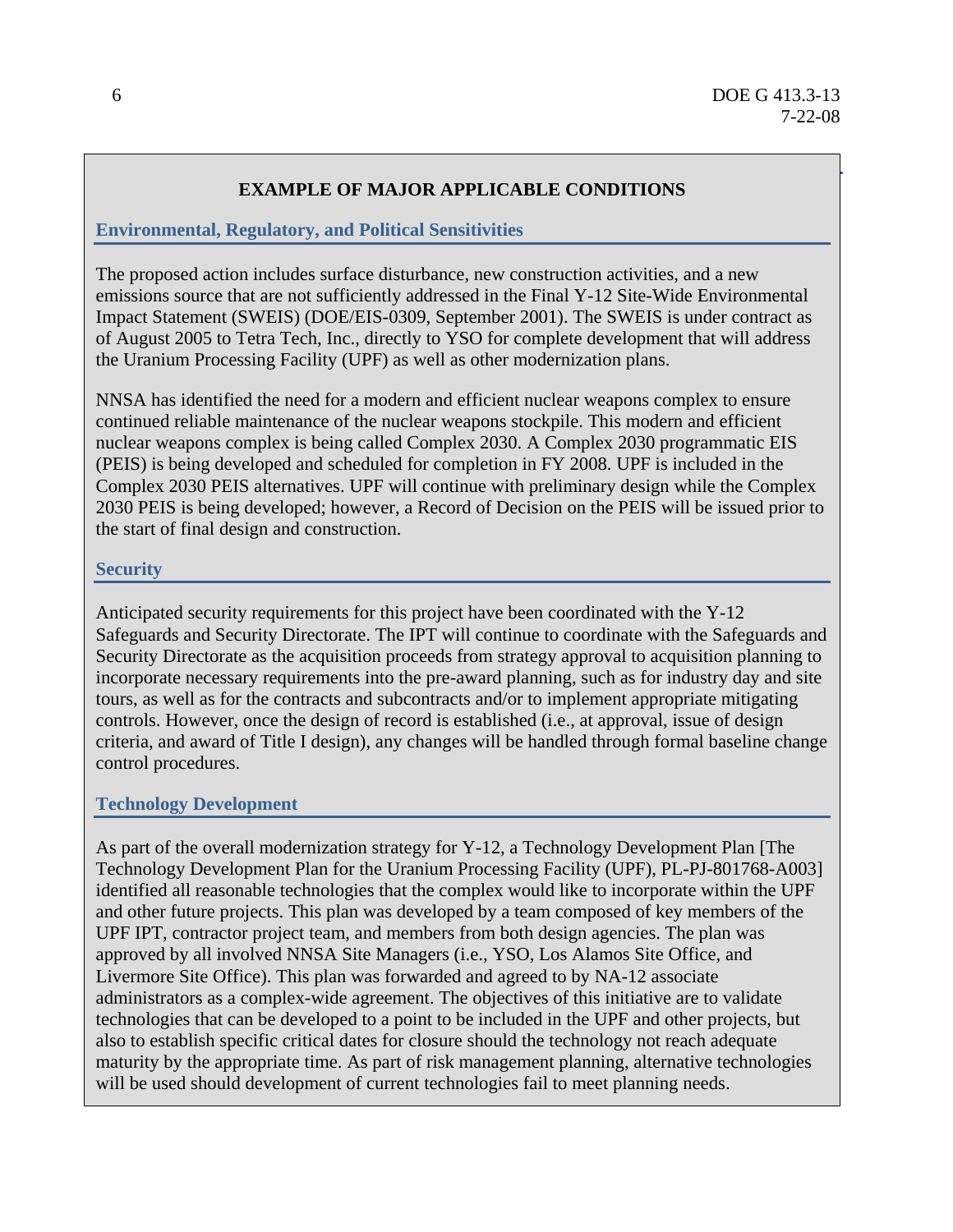**EXAMPLE OF MAJOR APPLICABLE CONDITIONS**

### Environmental, Regulatory, and Political Sensitivities

The proposed action includes surface disturbance, new construction activities, and a new emissions source that are not sufficiently addressed in the Final Y-12 Site-Wide Environmental Impact Statement (SWEIS) (DOE/EIS-0309, September 2001). The SWEIS is under contract as of August 2005 to Tetra Tech, Inc., directly to YSO for complete development that will address the Uranium Processing Facility (UPF) as well as other modernization plans.

NNSA has identified the need for a modern and efficient nuclear weapons complex to ensure continued reliable maintenance of the nuclear weapons stockpile. This modern and efficient nuclear weapons complex is being called Complex 2030. A Complex 2030 programmatic EIS (PEIS) is being developed and scheduled for completion in FY 2008. UPF is included in the Complex 2030 PEIS alternatives. UPF will continue with preliminary design while the Complex 2030 PEIS is being developed; however, a Record of Decision on the PEIS will be issued prior to the start of final design and construction.

### Security

Anticipated security requirements for this project have been coordinated with the Y-12 Safeguards and Security Directorate. The IPT will continue to coordinate with the Safeguards and Security Directorate as the acquisition proceeds from strategy approval to acquisition planning to incorporate necessary requirements into the pre-award planning, such as for industry day and site tours, as well as for the contracts and subcontracts and/or to implement appropriate mitigating controls. However, once the design of record is established (i.e., at approval, issue of design criteria, and award of Title I design), any changes will be handled through formal baseline change control procedures.

### Technology Development

As part of the overall modernization strategy for Y-12, a Technology Development Plan [The Technology Development Plan for the Uranium Processing Facility (UPF), PL-PJ-801768-A003] identified all reasonable technologies that the complex would like to incorporate within the UPF and other future projects. This plan was developed by a team composed of key members of the UPF IPT, contractor project team, and members from both design agencies. The plan was approved by all involved NNSA Site Managers (i.e., YSO, Los Alamos Site Office, and Livermore Site Office). This plan was forwarded and agreed to by NA-12 associate administrators as a complex-wide agreement. The objectives of this initiative are to validate technologies that can be developed to a point to be included in the UPF and other projects, but also to establish specific critical dates for closure should the technology not reach adequate maturity by the appropriate time. As part of risk management planning, alternative technologies will be used should development of current technologies fail to meet planning needs.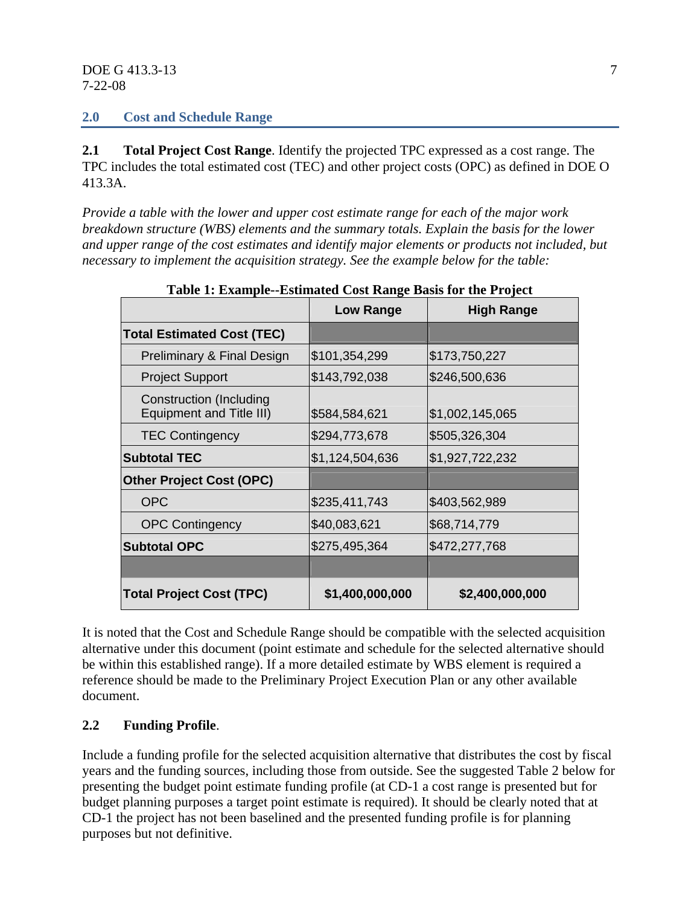## 2.0 Cost and Schedule Range

**2.1 Total Project Cost Range**. Identify the projected TPC expressed as a cost range. The TPC includes the total estimated cost (TEC) and other project costs (OPC) as defined in DOE O 413.3A.

*Provide a table with the lower and upper cost estimate range for each of the major work breakdown structure (WBS) elements and the summary totals. Explain the basis for the lower and upper range of the cost estimates and identify major elements or products not included, but necessary to implement the acquisition strategy. See the example below for the table:*

**Table 1: Example--Estimated Cost Range Basis for the Project**

| | Low Range | High Range |
|---|---|---|
| **Total Estimated Cost (TEC)** | | |
| Preliminary & Final Design | $101,354,299 | $173,750,227 |
| Project Support | $143,792,038 | $246,500,636 |
| Construction (Including Equipment and Title III) | $584,584,621 | $1,002,145,065 |
| TEC Contingency | $294,773,678 | $505,326,304 |
| **Subtotal TEC** | $1,124,504,636 | $1,927,722,232 |
| **Other Project Cost (OPC)** | | |
| OPC | $235,411,743 | $403,562,989 |
| OPC Contingency | $40,083,621 | $68,714,779 |
| **Subtotal OPC** | $275,495,364 | $472,277,768 |
| | | |
| **Total Project Cost (TPC)** | **$1,400,000,000** | **$2,400,000,000** |

It is noted that the Cost and Schedule Range should be compatible with the selected acquisition alternative under this document (point estimate and schedule for the selected alternative should be within this established range). If a more detailed estimate by WBS element is required a reference should be made to the Preliminary Project Execution Plan or any other available document.

**2.2 Funding Profile**.

Include a funding profile for the selected acquisition alternative that distributes the cost by fiscal years and the funding sources, including those from outside. See the suggested Table 2 below for presenting the budget point estimate funding profile (at CD-1 a cost range is presented but for budget planning purposes a target point estimate is required). It should be clearly noted that at CD-1 the project has not been baselined and the presented funding profile is for planning purposes but not definitive.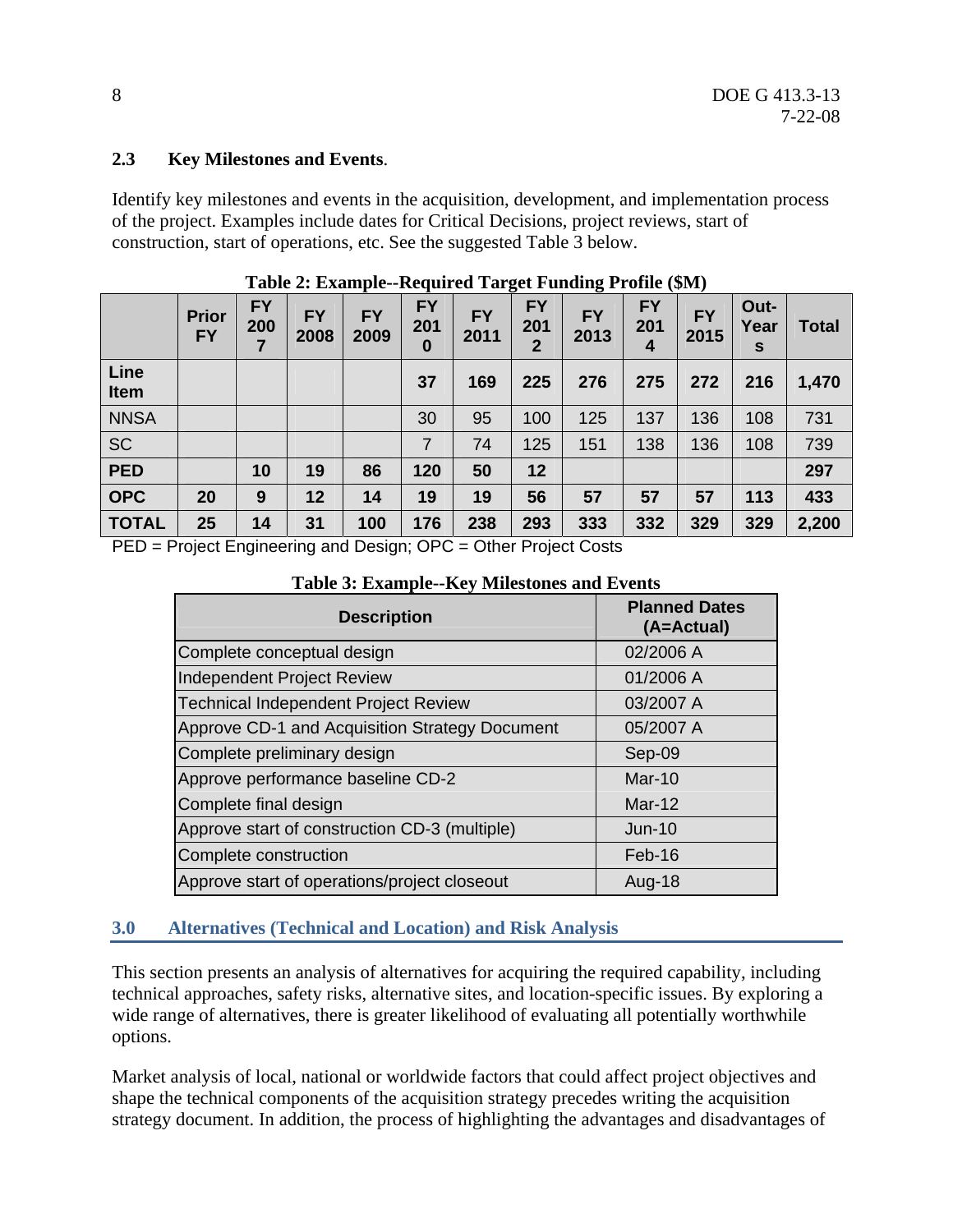### 2.3 Key Milestones and Events.

Identify key milestones and events in the acquisition, development, and implementation process of the project. Examples include dates for Critical Decisions, project reviews, start of construction, start of operations, etc. See the suggested Table 3 below.

**Table 2: Example--Required Target Funding Profile ($M)**

| | Prior FY | FY 2007 | FY 2008 | FY 2009 | FY 2010 | FY 2011 | FY 2012 | FY 2013 | FY 2014 | FY 2015 | Out-Years | Total |
|---|---|---|---|---|---|---|---|---|---|---|---|---|
| **Line Item** | | | | | **37** | **169** | **225** | **276** | **275** | **272** | **216** | **1,470** |
| NNSA | | | | | 30 | 95 | 100 | 125 | 137 | 136 | 108 | 731 |
| SC | | | | | 7 | 74 | 125 | 151 | 138 | 136 | 108 | 739 |
| **PED** | | **10** | **19** | **86** | **120** | **50** | **12** | | | | | **297** |
| **OPC** | **20** | **9** | **12** | **14** | **19** | **19** | **56** | **57** | **57** | **57** | **113** | **433** |
| **TOTAL** | **25** | **14** | **31** | **100** | **176** | **238** | **293** | **333** | **332** | **329** | **329** | **2,200** |

PED = Project Engineering and Design; OPC = Other Project Costs

**Table 3: Example--Key Milestones and Events**

| Description | Planned Dates (A=Actual) |
|---|---|
| Complete conceptual design | 02/2006 A |
| Independent Project Review | 01/2006 A |
| Technical Independent Project Review | 03/2007 A |
| Approve CD-1 and Acquisition Strategy Document | 05/2007 A |
| Complete preliminary design | Sep-09 |
| Approve performance baseline CD-2 | Mar-10 |
| Complete final design | Mar-12 |
| Approve start of construction CD-3 (multiple) | Jun-10 |
| Complete construction | Feb-16 |
| Approve start of operations/project closeout | Aug-18 |

## 3.0 Alternatives (Technical and Location) and Risk Analysis

This section presents an analysis of alternatives for acquiring the required capability, including technical approaches, safety risks, alternative sites, and location-specific issues. By exploring a wide range of alternatives, there is greater likelihood of evaluating all potentially worthwhile options.

Market analysis of local, national or worldwide factors that could affect project objectives and shape the technical components of the acquisition strategy precedes writing the acquisition strategy document. In addition, the process of highlighting the advantages and disadvantages of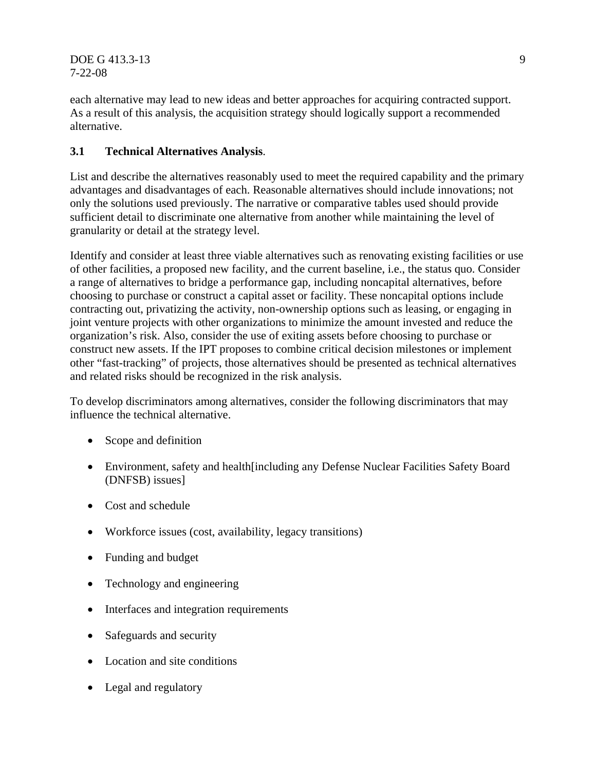each alternative may lead to new ideas and better approaches for acquiring contracted support. As a result of this analysis, the acquisition strategy should logically support a recommended alternative.

### 3.1 Technical Alternatives Analysis.

List and describe the alternatives reasonably used to meet the required capability and the primary advantages and disadvantages of each. Reasonable alternatives should include innovations; not only the solutions used previously. The narrative or comparative tables used should provide sufficient detail to discriminate one alternative from another while maintaining the level of granularity or detail at the strategy level.

Identify and consider at least three viable alternatives such as renovating existing facilities or use of other facilities, a proposed new facility, and the current baseline, i.e., the status quo. Consider a range of alternatives to bridge a performance gap, including noncapital alternatives, before choosing to purchase or construct a capital asset or facility. These noncapital options include contracting out, privatizing the activity, non-ownership options such as leasing, or engaging in joint venture projects with other organizations to minimize the amount invested and reduce the organization's risk. Also, consider the use of exiting assets before choosing to purchase or construct new assets. If the IPT proposes to combine critical decision milestones or implement other "fast-tracking" of projects, those alternatives should be presented as technical alternatives and related risks should be recognized in the risk analysis.

To develop discriminators among alternatives, consider the following discriminators that may influence the technical alternative.

- Scope and definition
- Environment, safety and health[including any Defense Nuclear Facilities Safety Board (DNFSB) issues]
- Cost and schedule
- Workforce issues (cost, availability, legacy transitions)
- Funding and budget
- Technology and engineering
- Interfaces and integration requirements
- Safeguards and security
- Location and site conditions
- Legal and regulatory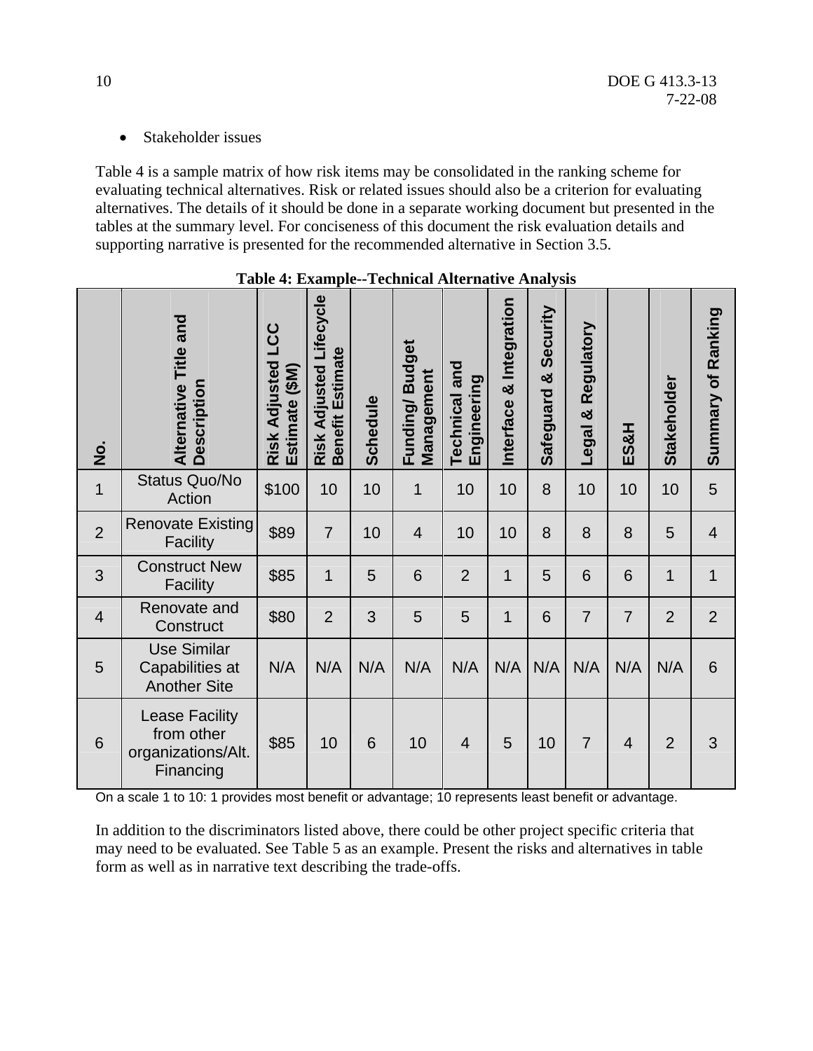- Stakeholder issues

Table 4 is a sample matrix of how risk items may be consolidated in the ranking scheme for evaluating technical alternatives. Risk or related issues should also be a criterion for evaluating alternatives. The details of it should be done in a separate working document but presented in the tables at the summary level. For conciseness of this document the risk evaluation details and supporting narrative is presented for the recommended alternative in Section 3.5.

**Table 4: Example--Technical Alternative Analysis**

| No. | Alternative Title and Description | Risk Adjusted LCC Estimate ($M) | Risk Adjusted Lifecycle Benefit Estimate | Schedule | Funding/ Budget Management | Technical and Engineering | Interface & Integration | Safeguard & Security | Legal & Regulatory | ES&H | Stakeholder | Summary of Ranking |
|---|---|---|---|---|---|---|---|---|---|---|---|---|
| 1 | Status Quo/No Action | $100 | 10 | 10 | 1 | 10 | 10 | 8 | 10 | 10 | 10 | 5 |
| 2 | Renovate Existing Facility | $89 | 7 | 10 | 4 | 10 | 10 | 8 | 8 | 8 | 5 | 4 |
| 3 | Construct New Facility | $85 | 1 | 5 | 6 | 2 | 1 | 5 | 6 | 6 | 1 | 1 |
| 4 | Renovate and Construct | $80 | 2 | 3 | 5 | 5 | 1 | 6 | 7 | 7 | 2 | 2 |
| 5 | Use Similar Capabilities at Another Site | N/A | N/A | N/A | N/A | N/A | N/A | N/A | N/A | N/A | N/A | 6 |
| 6 | Lease Facility from other organizations/Alt. Financing | $85 | 10 | 6 | 10 | 4 | 5 | 10 | 7 | 4 | 2 | 3 |

On a scale 1 to 10: 1 provides most benefit or advantage; 10 represents least benefit or advantage.

In addition to the discriminators listed above, there could be other project specific criteria that may need to be evaluated. See Table 5 as an example. Present the risks and alternatives in table form as well as in narrative text describing the trade-offs.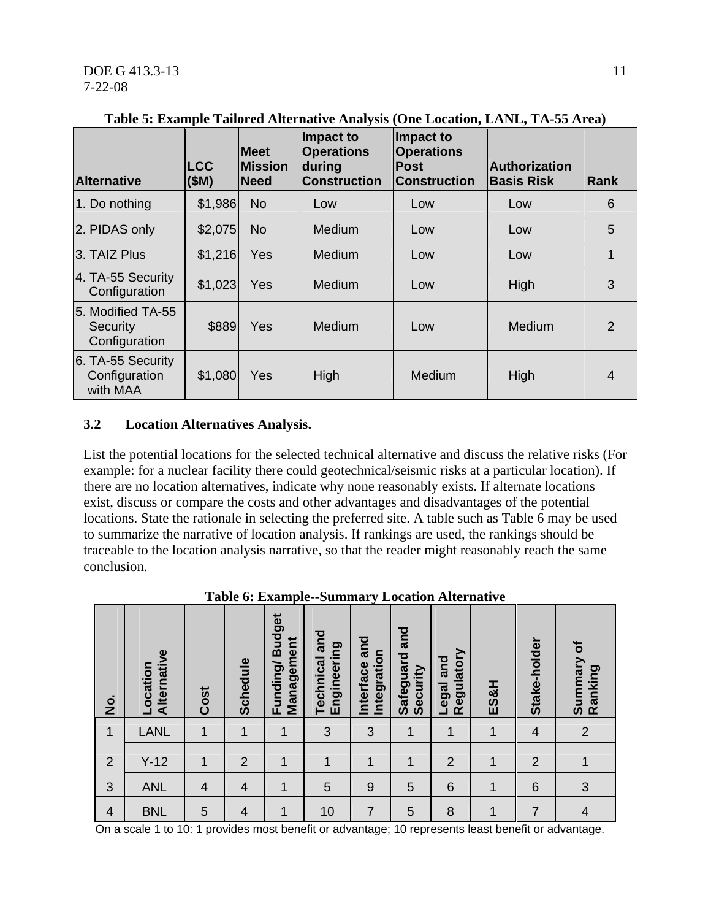**Table 5: Example Tailored Alternative Analysis (One Location, LANL, TA-55 Area)**

| Alternative | LCC ($M) | Meet Mission Need | Impact to Operations during Construction | Impact to Operations Post Construction | Authorization Basis Risk | Rank |
|---|---|---|---|---|---|---|
| 1. Do nothing | $1,986 | No | Low | Low | Low | 6 |
| 2. PIDAS only | $2,075 | No | Medium | Low | Low | 5 |
| 3. TAIZ Plus | $1,216 | Yes | Medium | Low | Low | 1 |
| 4. TA-55 Security Configuration | $1,023 | Yes | Medium | Low | High | 3 |
| 5. Modified TA-55 Security Configuration | $889 | Yes | Medium | Low | Medium | 2 |
| 6. TA-55 Security Configuration with MAA | $1,080 | Yes | High | Medium | High | 4 |

### 3.2 Location Alternatives Analysis.

List the potential locations for the selected technical alternative and discuss the relative risks (For example: for a nuclear facility there could geotechnical/seismic risks at a particular location). If there are no location alternatives, indicate why none reasonably exists. If alternate locations exist, discuss or compare the costs and other advantages and disadvantages of the potential locations. State the rationale in selecting the preferred site. A table such as Table 6 may be used to summarize the narrative of location analysis. If rankings are used, the rankings should be traceable to the location analysis narrative, so that the reader might reasonably reach the same conclusion.

**Table 6: Example--Summary Location Alternative**

| No. | Location Alternative | Cost | Schedule | Funding/ Budget Management | Technical and Engineering | Interface and Integration | Safeguard and Security | Legal and Regulatory | ES&H | Stake-holder | Summary of Ranking |
|---|---|---|---|---|---|---|---|---|---|---|---|
| 1 | LANL | 1 | 1 | 1 | 3 | 3 | 1 | 1 | 1 | 4 | 2 |
| 2 | Y-12 | 1 | 2 | 1 | 1 | 1 | 1 | 2 | 1 | 2 | 1 |
| 3 | ANL | 4 | 4 | 1 | 5 | 9 | 5 | 6 | 1 | 6 | 3 |
| 4 | BNL | 5 | 4 | 1 | 10 | 7 | 5 | 8 | 1 | 7 | 4 |

On a scale 1 to 10: 1 provides most benefit or advantage; 10 represents least benefit or advantage.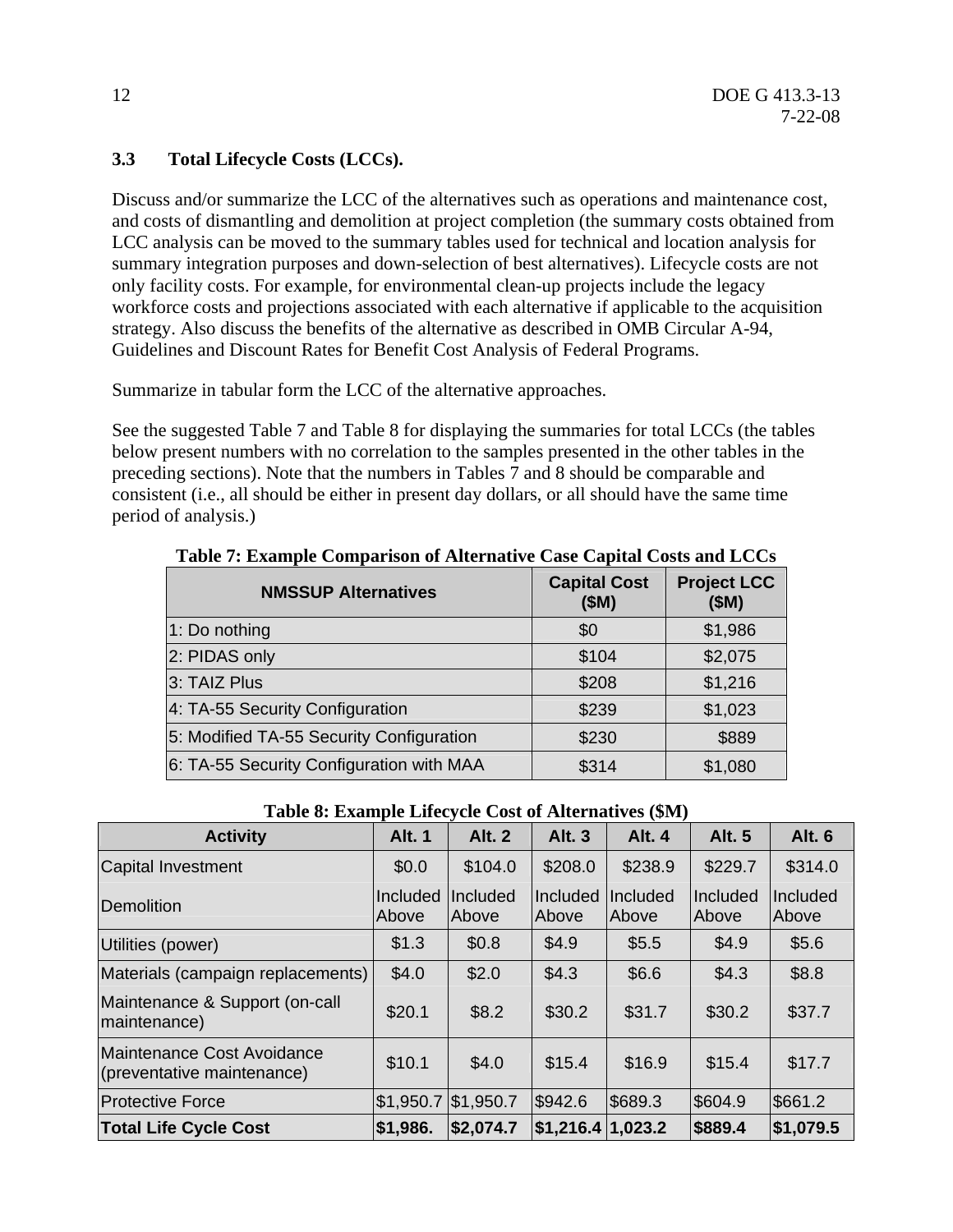### 3.3 Total Lifecycle Costs (LCCs).

Discuss and/or summarize the LCC of the alternatives such as operations and maintenance cost, and costs of dismantling and demolition at project completion (the summary costs obtained from LCC analysis can be moved to the summary tables used for technical and location analysis for summary integration purposes and down-selection of best alternatives). Lifecycle costs are not only facility costs. For example, for environmental clean-up projects include the legacy workforce costs and projections associated with each alternative if applicable to the acquisition strategy. Also discuss the benefits of the alternative as described in OMB Circular A-94, Guidelines and Discount Rates for Benefit Cost Analysis of Federal Programs.

Summarize in tabular form the LCC of the alternative approaches.

See the suggested Table 7 and Table 8 for displaying the summaries for total LCCs (the tables below present numbers with no correlation to the samples presented in the other tables in the preceding sections). Note that the numbers in Tables 7 and 8 should be comparable and consistent (i.e., all should be either in present day dollars, or all should have the same time period of analysis.)

**Table 7: Example Comparison of Alternative Case Capital Costs and LCCs**

| NMSSUP Alternatives | Capital Cost ($M) | Project LCC ($M) |
|---|---|---|
| 1: Do nothing | $0 | $1,986 |
| 2: PIDAS only | $104 | $2,075 |
| 3: TAIZ Plus | $208 | $1,216 |
| 4: TA-55 Security Configuration | $239 | $1,023 |
| 5: Modified TA-55 Security Configuration | $230 | $889 |
| 6: TA-55 Security Configuration with MAA | $314 | $1,080 |

**Table 8: Example Lifecycle Cost of Alternatives ($M)**

| Activity | Alt. 1 | Alt. 2 | Alt. 3 | Alt. 4 | Alt. 5 | Alt. 6 |
|---|---|---|---|---|---|---|
| Capital Investment | $0.0 | $104.0 | $208.0 | $238.9 | $229.7 | $314.0 |
| Demolition | Included Above | Included Above | Included Above | Included Above | Included Above | Included Above |
| Utilities (power) | $1.3 | $0.8 | $4.9 | $5.5 | $4.9 | $5.6 |
| Materials (campaign replacements) | $4.0 | $2.0 | $4.3 | $6.6 | $4.3 | $8.8 |
| Maintenance & Support (on-call maintenance) | $20.1 | $8.2 | $30.2 | $31.7 | $30.2 | $37.7 |
| Maintenance Cost Avoidance (preventative maintenance) | $10.1 | $4.0 | $15.4 | $16.9 | $15.4 | $17.7 |
| Protective Force | $1,950.7 | $1,950.7 | $942.6 | $689.3 | $604.9 | $661.2 |
| **Total Life Cycle Cost** | **$1,986.** | **$2,074.7** | **$1,216.4** | **1,023.2** | **$889.4** | **$1,079.5** |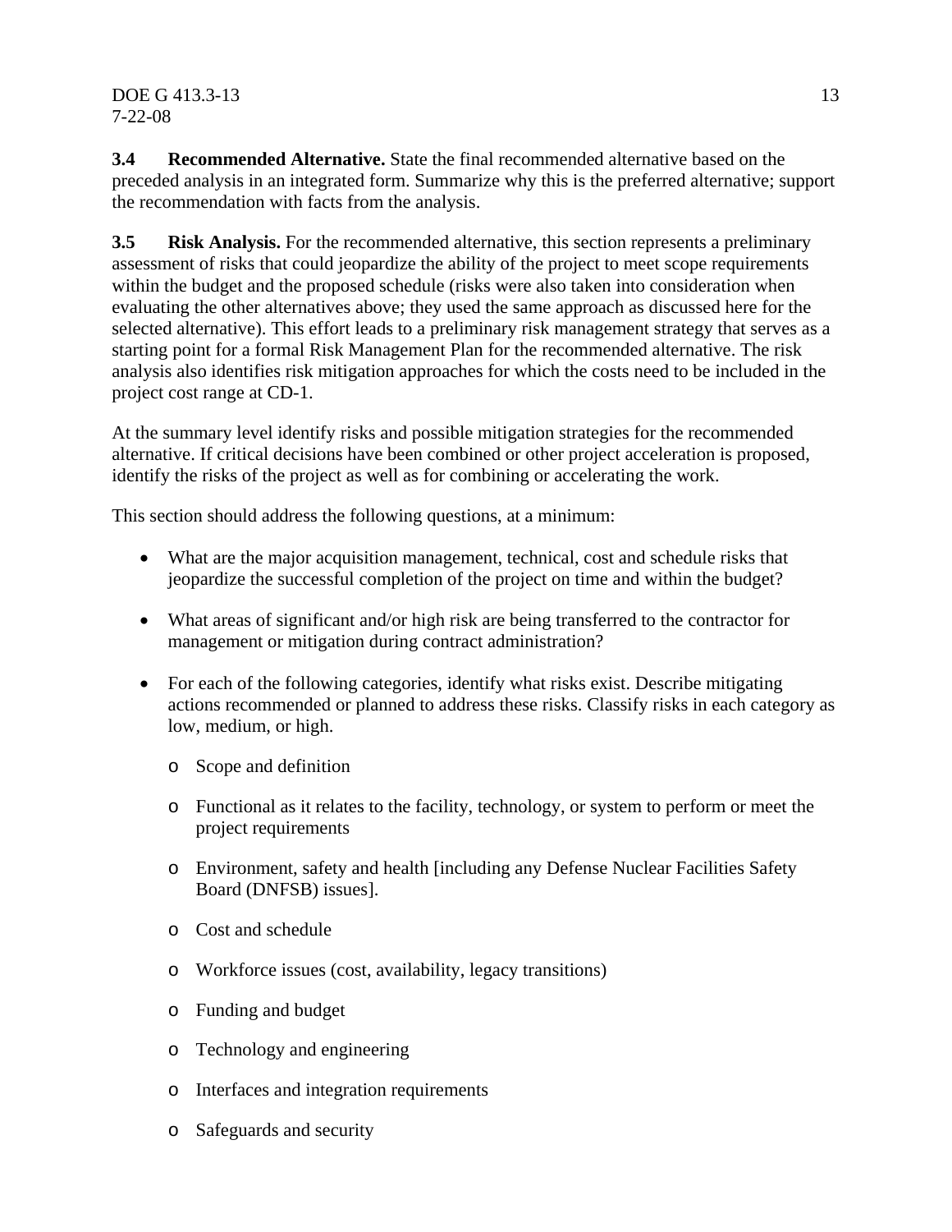**3.4 Recommended Alternative.** State the final recommended alternative based on the preceded analysis in an integrated form. Summarize why this is the preferred alternative; support the recommendation with facts from the analysis.

**3.5 Risk Analysis.** For the recommended alternative, this section represents a preliminary assessment of risks that could jeopardize the ability of the project to meet scope requirements within the budget and the proposed schedule (risks were also taken into consideration when evaluating the other alternatives above; they used the same approach as discussed here for the selected alternative). This effort leads to a preliminary risk management strategy that serves as a starting point for a formal Risk Management Plan for the recommended alternative. The risk analysis also identifies risk mitigation approaches for which the costs need to be included in the project cost range at CD-1.

At the summary level identify risks and possible mitigation strategies for the recommended alternative. If critical decisions have been combined or other project acceleration is proposed, identify the risks of the project as well as for combining or accelerating the work.

This section should address the following questions, at a minimum:

- What are the major acquisition management, technical, cost and schedule risks that jeopardize the successful completion of the project on time and within the budget?
- What areas of significant and/or high risk are being transferred to the contractor for management or mitigation during contract administration?
- For each of the following categories, identify what risks exist. Describe mitigating actions recommended or planned to address these risks. Classify risks in each category as low, medium, or high.
  - Scope and definition
  - Functional as it relates to the facility, technology, or system to perform or meet the project requirements
  - Environment, safety and health [including any Defense Nuclear Facilities Safety Board (DNFSB) issues].
  - Cost and schedule
  - Workforce issues (cost, availability, legacy transitions)
  - Funding and budget
  - Technology and engineering
  - Interfaces and integration requirements
  - Safeguards and security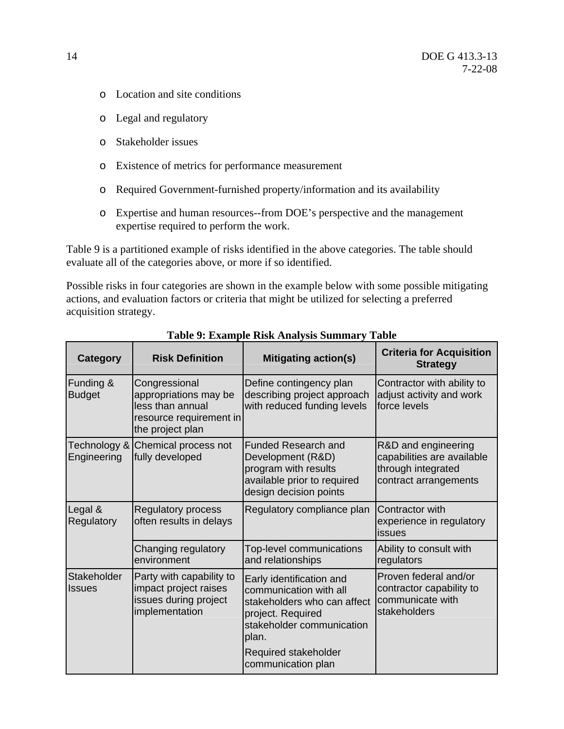- Location and site conditions
- Legal and regulatory
- Stakeholder issues
- Existence of metrics for performance measurement
- Required Government-furnished property/information and its availability
- Expertise and human resources--from DOE's perspective and the management expertise required to perform the work.

Table 9 is a partitioned example of risks identified in the above categories. The table should evaluate all of the categories above, or more if so identified.

Possible risks in four categories are shown in the example below with some possible mitigating actions, and evaluation factors or criteria that might be utilized for selecting a preferred acquisition strategy.

**Table 9: Example Risk Analysis Summary Table**

| Category | Risk Definition | Mitigating action(s) | Criteria for Acquisition Strategy |
|---|---|---|---|
| Funding & Budget | Congressional appropriations may be less than annual resource requirement in the project plan | Define contingency plan describing project approach with reduced funding levels | Contractor with ability to adjust activity and work force levels |
| Technology & Engineering | Chemical process not fully developed | Funded Research and Development (R&D) program with results available prior to required design decision points | R&D and engineering capabilities are available through integrated contract arrangements |
| Legal & Regulatory | Regulatory process often results in delays | Regulatory compliance plan | Contractor with experience in regulatory issues |
| | Changing regulatory environment | Top-level communications and relationships | Ability to consult with regulators |
| Stakeholder Issues | Party with capability to impact project raises issues during project implementation | Early identification and communication with all stakeholders who can affect project. Required stakeholder communication plan.<br><br>Required stakeholder communication plan | Proven federal and/or contractor capability to communicate with stakeholders |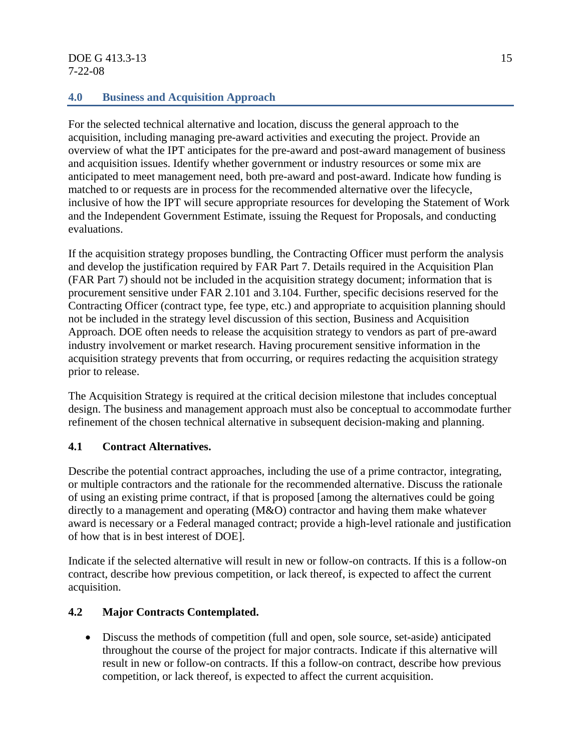## 4.0 Business and Acquisition Approach

For the selected technical alternative and location, discuss the general approach to the acquisition, including managing pre-award activities and executing the project. Provide an overview of what the IPT anticipates for the pre-award and post-award management of business and acquisition issues. Identify whether government or industry resources or some mix are anticipated to meet management need, both pre-award and post-award. Indicate how funding is matched to or requests are in process for the recommended alternative over the lifecycle, inclusive of how the IPT will secure appropriate resources for developing the Statement of Work and the Independent Government Estimate, issuing the Request for Proposals, and conducting evaluations.

If the acquisition strategy proposes bundling, the Contracting Officer must perform the analysis and develop the justification required by FAR Part 7. Details required in the Acquisition Plan (FAR Part 7) should not be included in the acquisition strategy document; information that is procurement sensitive under FAR 2.101 and 3.104. Further, specific decisions reserved for the Contracting Officer (contract type, fee type, etc.) and appropriate to acquisition planning should not be included in the strategy level discussion of this section, Business and Acquisition Approach. DOE often needs to release the acquisition strategy to vendors as part of pre-award industry involvement or market research. Having procurement sensitive information in the acquisition strategy prevents that from occurring, or requires redacting the acquisition strategy prior to release.

The Acquisition Strategy is required at the critical decision milestone that includes conceptual design. The business and management approach must also be conceptual to accommodate further refinement of the chosen technical alternative in subsequent decision-making and planning.

### 4.1 Contract Alternatives.

Describe the potential contract approaches, including the use of a prime contractor, integrating, or multiple contractors and the rationale for the recommended alternative. Discuss the rationale of using an existing prime contract, if that is proposed [among the alternatives could be going directly to a management and operating (M&O) contractor and having them make whatever award is necessary or a Federal managed contract; provide a high-level rationale and justification of how that is in best interest of DOE].

Indicate if the selected alternative will result in new or follow-on contracts. If this is a follow-on contract, describe how previous competition, or lack thereof, is expected to affect the current acquisition.

### 4.2 Major Contracts Contemplated.

- Discuss the methods of competition (full and open, sole source, set-aside) anticipated throughout the course of the project for major contracts. Indicate if this alternative will result in new or follow-on contracts. If this a follow-on contract, describe how previous competition, or lack thereof, is expected to affect the current acquisition.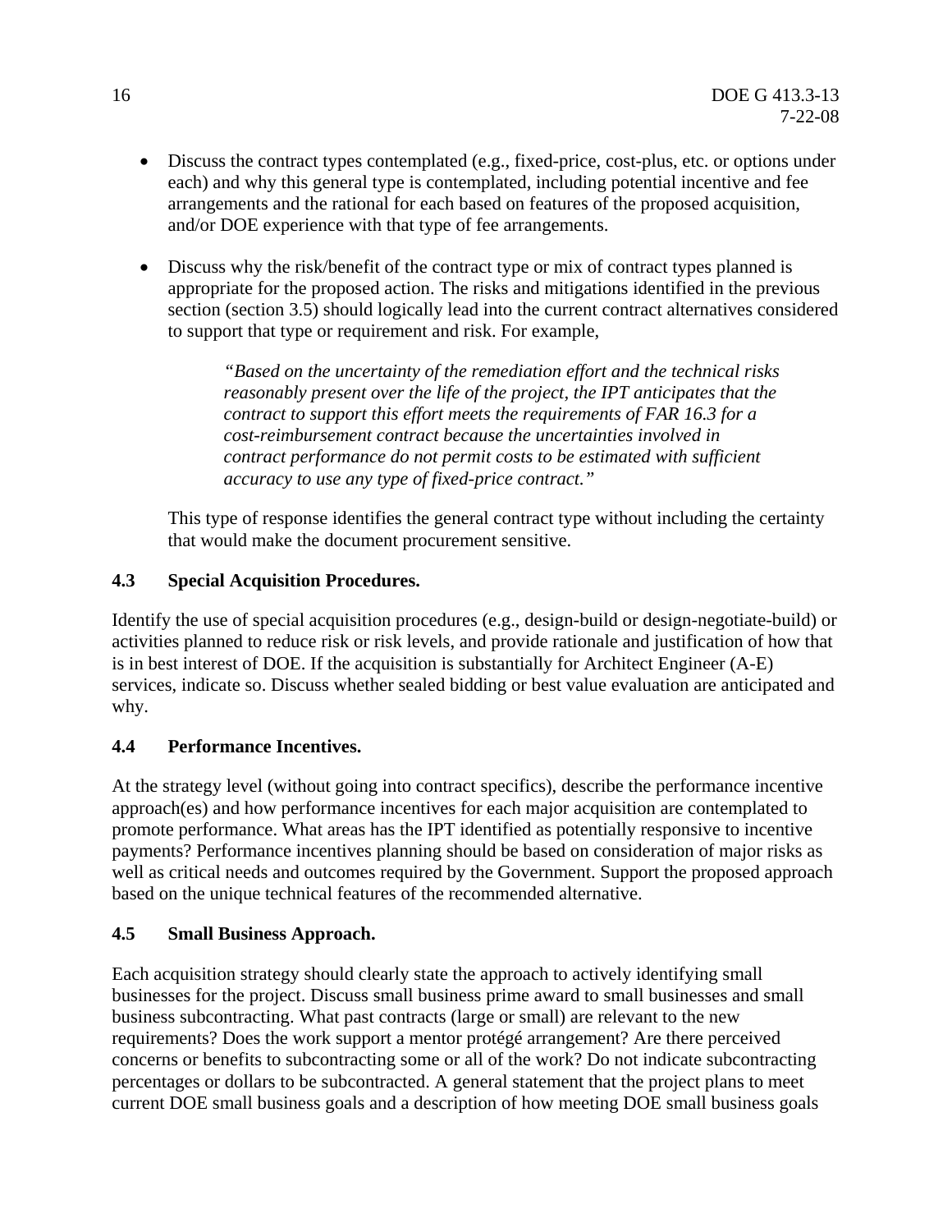- Discuss the contract types contemplated (e.g., fixed-price, cost-plus, etc. or options under each) and why this general type is contemplated, including potential incentive and fee arrangements and the rational for each based on features of the proposed acquisition, and/or DOE experience with that type of fee arrangements.

- Discuss why the risk/benefit of the contract type or mix of contract types planned is appropriate for the proposed action. The risks and mitigations identified in the previous section (section 3.5) should logically lead into the current contract alternatives considered to support that type or requirement and risk. For example,

  > *"Based on the uncertainty of the remediation effort and the technical risks reasonably present over the life of the project, the IPT anticipates that the contract to support this effort meets the requirements of FAR 16.3 for a cost-reimbursement contract because the uncertainties involved in contract performance do not permit costs to be estimated with sufficient accuracy to use any type of fixed-price contract."*

  This type of response identifies the general contract type without including the certainty that would make the document procurement sensitive.

### 4.3 Special Acquisition Procedures.

Identify the use of special acquisition procedures (e.g., design-build or design-negotiate-build) or activities planned to reduce risk or risk levels, and provide rationale and justification of how that is in best interest of DOE. If the acquisition is substantially for Architect Engineer (A-E) services, indicate so. Discuss whether sealed bidding or best value evaluation are anticipated and why.

### 4.4 Performance Incentives.

At the strategy level (without going into contract specifics), describe the performance incentive approach(es) and how performance incentives for each major acquisition are contemplated to promote performance. What areas has the IPT identified as potentially responsive to incentive payments? Performance incentives planning should be based on consideration of major risks as well as critical needs and outcomes required by the Government. Support the proposed approach based on the unique technical features of the recommended alternative.

### 4.5 Small Business Approach.

Each acquisition strategy should clearly state the approach to actively identifying small businesses for the project. Discuss small business prime award to small businesses and small business subcontracting. What past contracts (large or small) are relevant to the new requirements? Does the work support a mentor protégé arrangement? Are there perceived concerns or benefits to subcontracting some or all of the work? Do not indicate subcontracting percentages or dollars to be subcontracted. A general statement that the project plans to meet current DOE small business goals and a description of how meeting DOE small business goals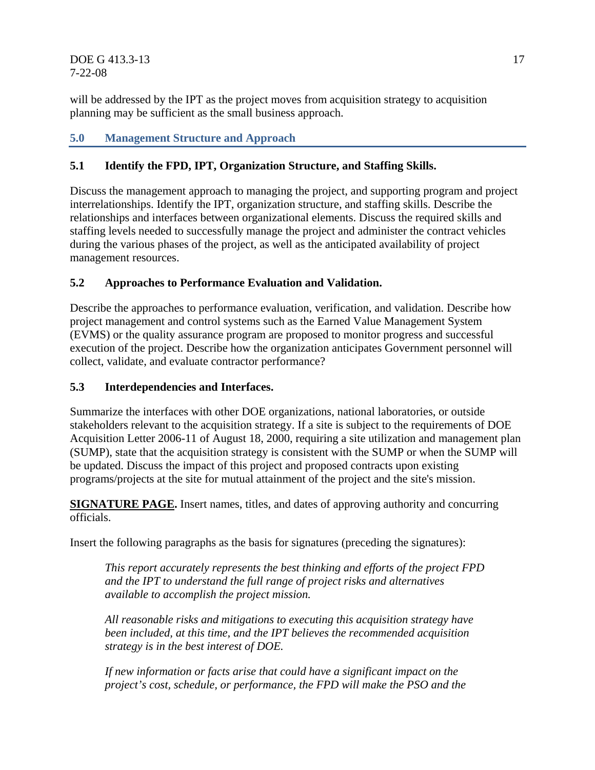will be addressed by the IPT as the project moves from acquisition strategy to acquisition planning may be sufficient as the small business approach.

## 5.0 Management Structure and Approach

### 5.1 Identify the FPD, IPT, Organization Structure, and Staffing Skills.

Discuss the management approach to managing the project, and supporting program and project interrelationships. Identify the IPT, organization structure, and staffing skills. Describe the relationships and interfaces between organizational elements. Discuss the required skills and staffing levels needed to successfully manage the project and administer the contract vehicles during the various phases of the project, as well as the anticipated availability of project management resources.

### 5.2 Approaches to Performance Evaluation and Validation.

Describe the approaches to performance evaluation, verification, and validation. Describe how project management and control systems such as the Earned Value Management System (EVMS) or the quality assurance program are proposed to monitor progress and successful execution of the project. Describe how the organization anticipates Government personnel will collect, validate, and evaluate contractor performance?

### 5.3 Interdependencies and Interfaces.

Summarize the interfaces with other DOE organizations, national laboratories, or outside stakeholders relevant to the acquisition strategy. If a site is subject to the requirements of DOE Acquisition Letter 2006-11 of August 18, 2000, requiring a site utilization and management plan (SUMP), state that the acquisition strategy is consistent with the SUMP or when the SUMP will be updated. Discuss the impact of this project and proposed contracts upon existing programs/projects at the site for mutual attainment of the project and the site's mission.

**SIGNATURE PAGE.** Insert names, titles, and dates of approving authority and concurring officials.

Insert the following paragraphs as the basis for signatures (preceding the signatures):

> *This report accurately represents the best thinking and efforts of the project FPD and the IPT to understand the full range of project risks and alternatives available to accomplish the project mission.*
>
> *All reasonable risks and mitigations to executing this acquisition strategy have been included, at this time, and the IPT believes the recommended acquisition strategy is in the best interest of DOE.*
>
> *If new information or facts arise that could have a significant impact on the project's cost, schedule, or performance, the FPD will make the PSO and the*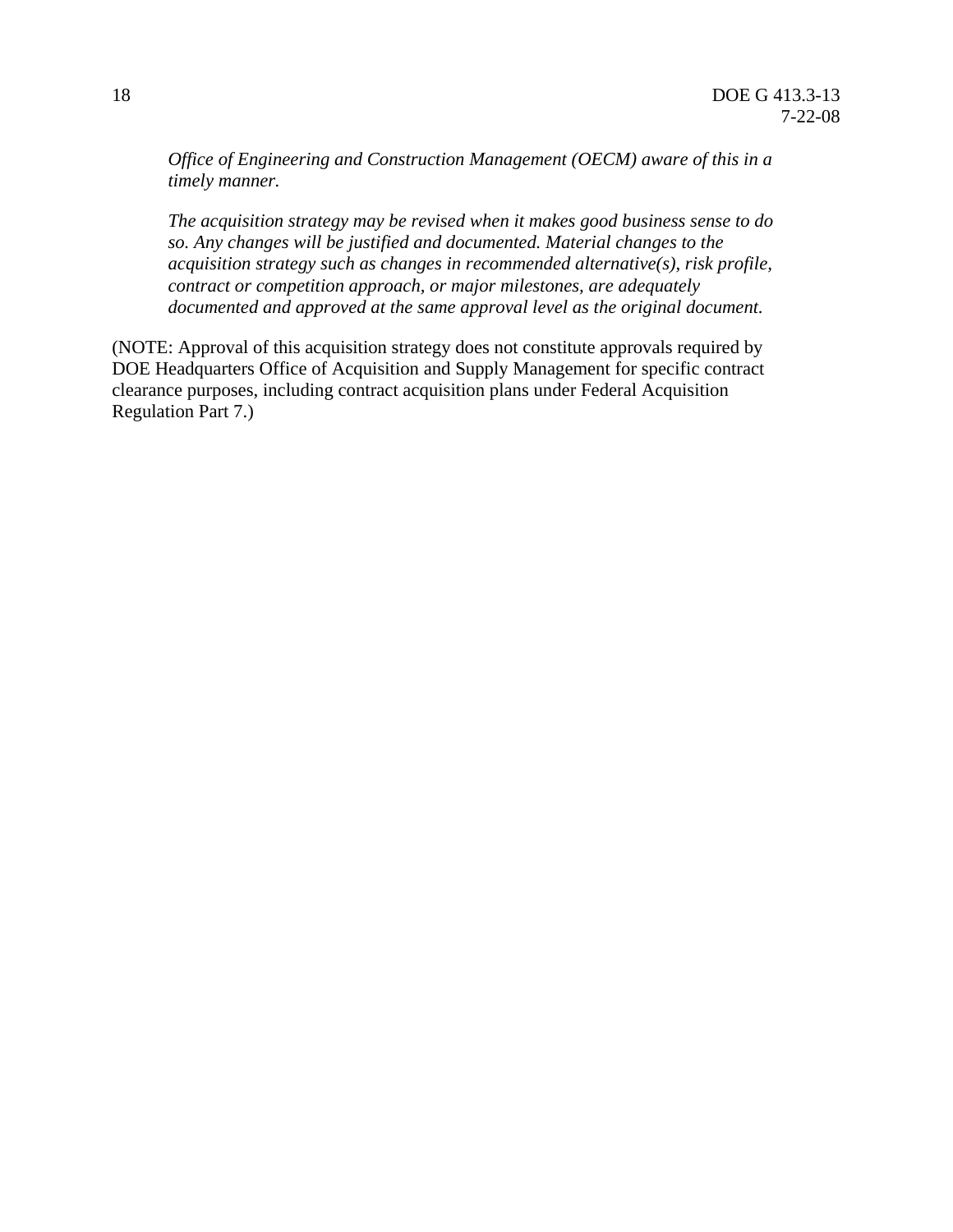*Office of Engineering and Construction Management (OECM) aware of this in a timely manner.*

*The acquisition strategy may be revised when it makes good business sense to do so. Any changes will be justified and documented. Material changes to the acquisition strategy such as changes in recommended alternative(s), risk profile, contract or competition approach, or major milestones, are adequately documented and approved at the same approval level as the original document.*

(NOTE: Approval of this acquisition strategy does not constitute approvals required by DOE Headquarters Office of Acquisition and Supply Management for specific contract clearance purposes, including contract acquisition plans under Federal Acquisition Regulation Part 7.)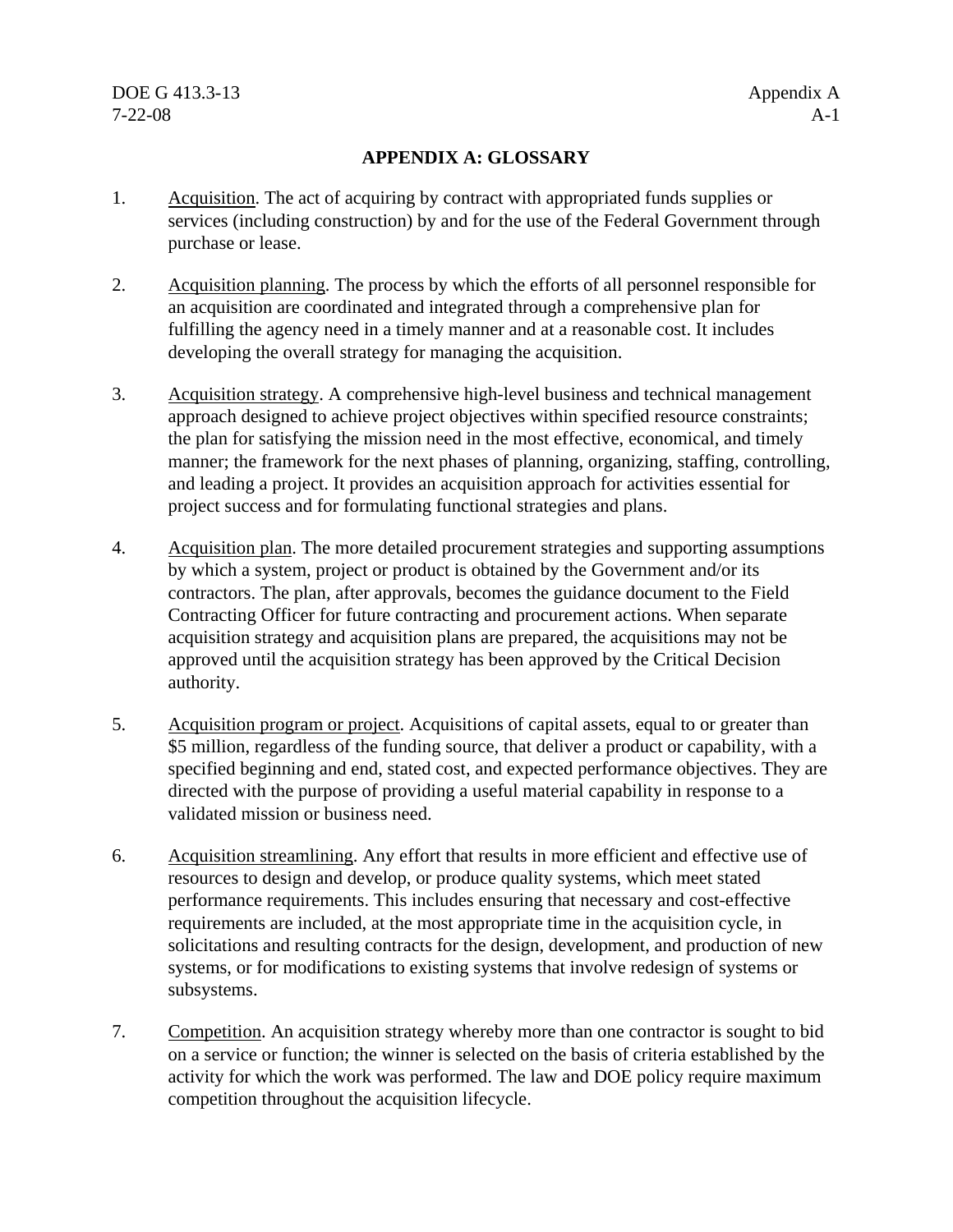## APPENDIX A: GLOSSARY

1. Acquisition. The act of acquiring by contract with appropriated funds supplies or services (including construction) by and for the use of the Federal Government through purchase or lease.

2. Acquisition planning. The process by which the efforts of all personnel responsible for an acquisition are coordinated and integrated through a comprehensive plan for fulfilling the agency need in a timely manner and at a reasonable cost. It includes developing the overall strategy for managing the acquisition.

3. Acquisition strategy. A comprehensive high-level business and technical management approach designed to achieve project objectives within specified resource constraints; the plan for satisfying the mission need in the most effective, economical, and timely manner; the framework for the next phases of planning, organizing, staffing, controlling, and leading a project. It provides an acquisition approach for activities essential for project success and for formulating functional strategies and plans.

4. Acquisition plan. The more detailed procurement strategies and supporting assumptions by which a system, project or product is obtained by the Government and/or its contractors. The plan, after approvals, becomes the guidance document to the Field Contracting Officer for future contracting and procurement actions. When separate acquisition strategy and acquisition plans are prepared, the acquisitions may not be approved until the acquisition strategy has been approved by the Critical Decision authority.

5. Acquisition program or project. Acquisitions of capital assets, equal to or greater than $5 million, regardless of the funding source, that deliver a product or capability, with a specified beginning and end, stated cost, and expected performance objectives. They are directed with the purpose of providing a useful material capability in response to a validated mission or business need.

6. Acquisition streamlining. Any effort that results in more efficient and effective use of resources to design and develop, or produce quality systems, which meet stated performance requirements. This includes ensuring that necessary and cost-effective requirements are included, at the most appropriate time in the acquisition cycle, in solicitations and resulting contracts for the design, development, and production of new systems, or for modifications to existing systems that involve redesign of systems or subsystems.

7. Competition. An acquisition strategy whereby more than one contractor is sought to bid on a service or function; the winner is selected on the basis of criteria established by the activity for which the work was performed. The law and DOE policy require maximum competition throughout the acquisition lifecycle.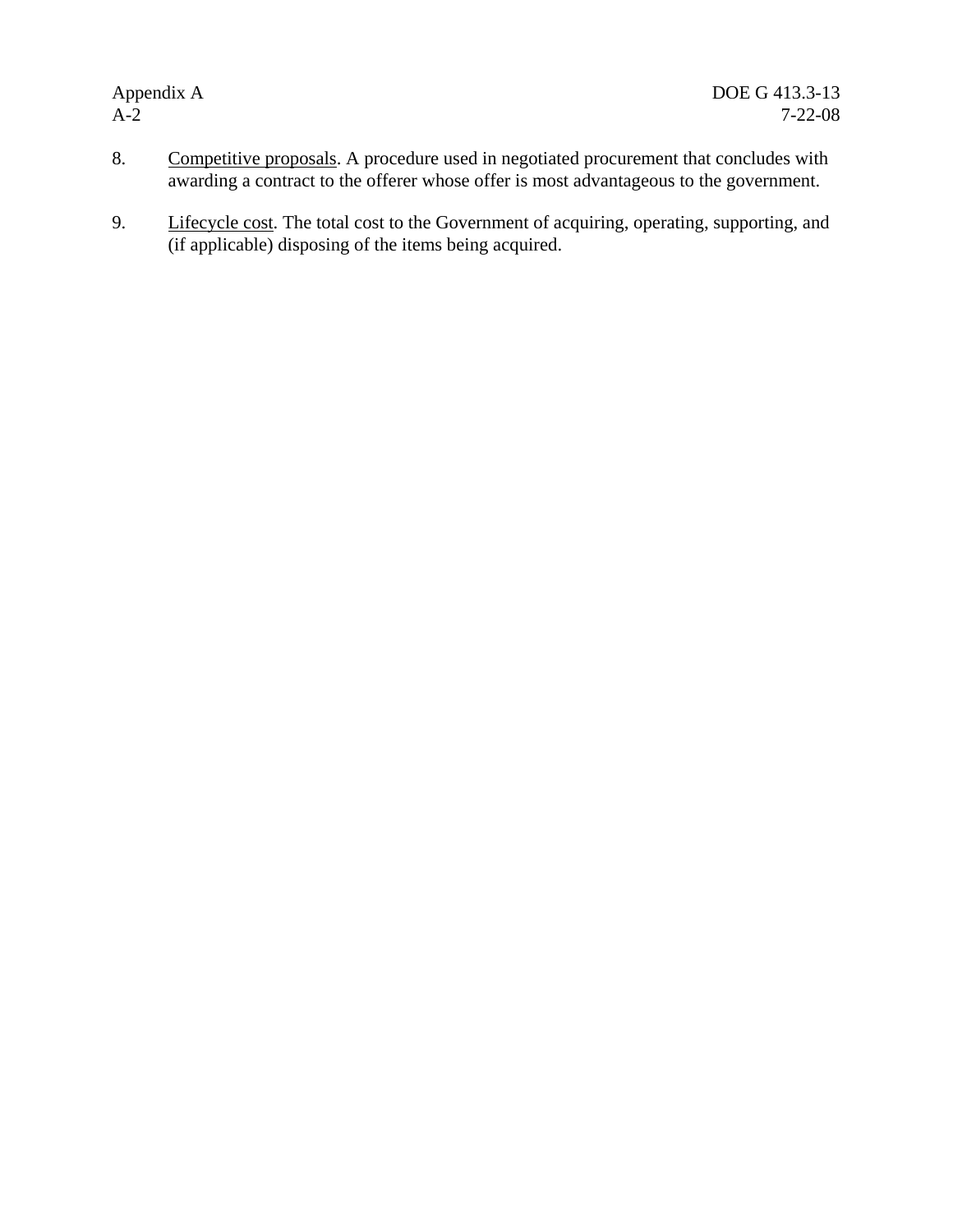8. Competitive proposals. A procedure used in negotiated procurement that concludes with awarding a contract to the offerer whose offer is most advantageous to the government.

9. Lifecycle cost. The total cost to the Government of acquiring, operating, supporting, and (if applicable) disposing of the items being acquired.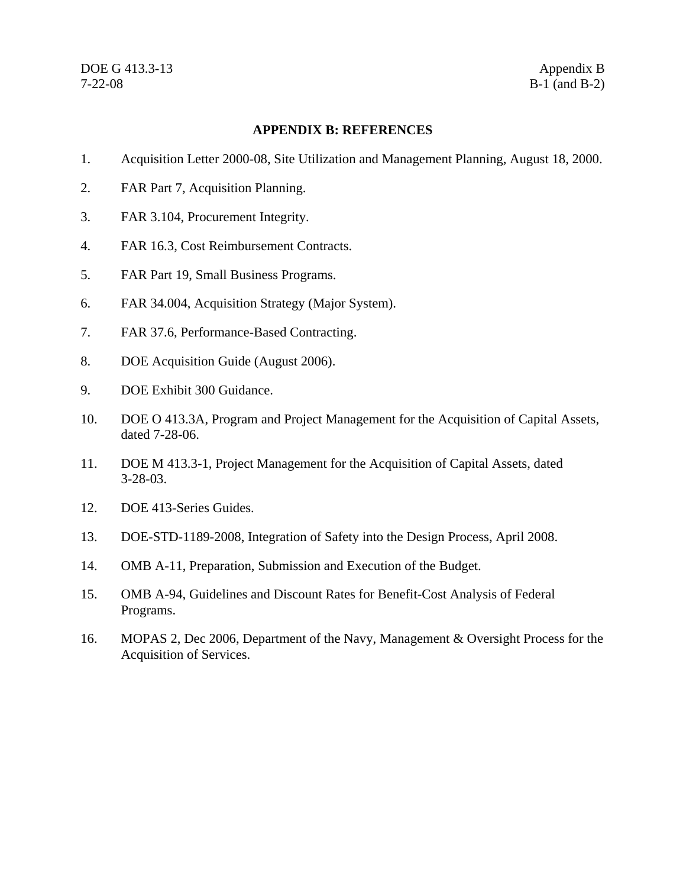# APPENDIX B: REFERENCES

1. Acquisition Letter 2000-08, Site Utilization and Management Planning, August 18, 2000.
2. FAR Part 7, Acquisition Planning.
3. FAR 3.104, Procurement Integrity.
4. FAR 16.3, Cost Reimbursement Contracts.
5. FAR Part 19, Small Business Programs.
6. FAR 34.004, Acquisition Strategy (Major System).
7. FAR 37.6, Performance-Based Contracting.
8. DOE Acquisition Guide (August 2006).
9. DOE Exhibit 300 Guidance.
10. DOE O 413.3A, Program and Project Management for the Acquisition of Capital Assets, dated 7-28-06.
11. DOE M 413.3-1, Project Management for the Acquisition of Capital Assets, dated 3-28-03.
12. DOE 413-Series Guides.
13. DOE-STD-1189-2008, Integration of Safety into the Design Process, April 2008.
14. OMB A-11, Preparation, Submission and Execution of the Budget.
15. OMB A-94, Guidelines and Discount Rates for Benefit-Cost Analysis of Federal Programs.
16. MOPAS 2, Dec 2006, Department of the Navy, Management & Oversight Process for the Acquisition of Services.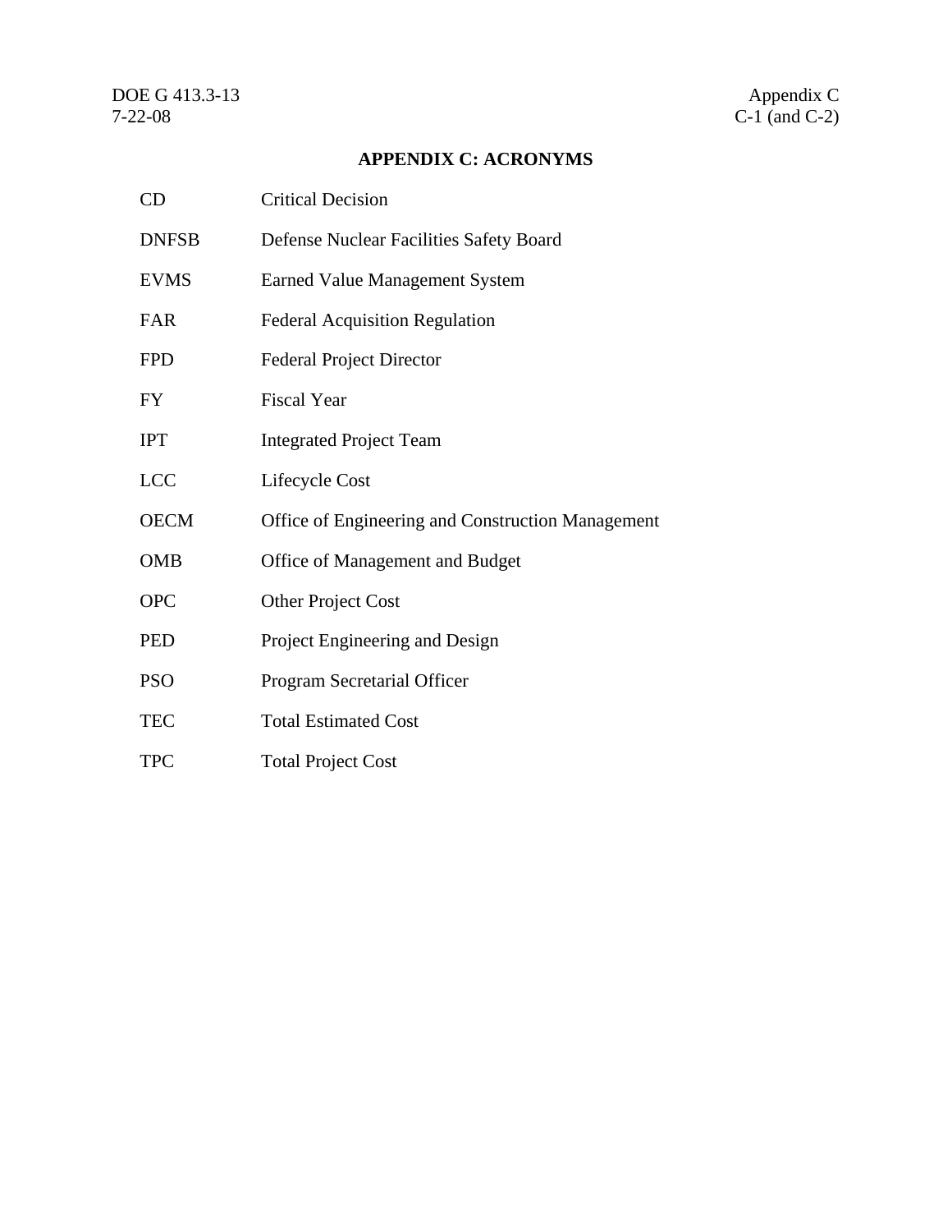# APPENDIX C: ACRONYMS

| | |
|---|---|
| CD | Critical Decision |
| DNFSB | Defense Nuclear Facilities Safety Board |
| EVMS | Earned Value Management System |
| FAR | Federal Acquisition Regulation |
| FPD | Federal Project Director |
| FY | Fiscal Year |
| IPT | Integrated Project Team |
| LCC | Lifecycle Cost |
| OECM | Office of Engineering and Construction Management |
| OMB | Office of Management and Budget |
| OPC | Other Project Cost |
| PED | Project Engineering and Design |
| PSO | Program Secretarial Officer |
| TEC | Total Estimated Cost |
| TPC | Total Project Cost |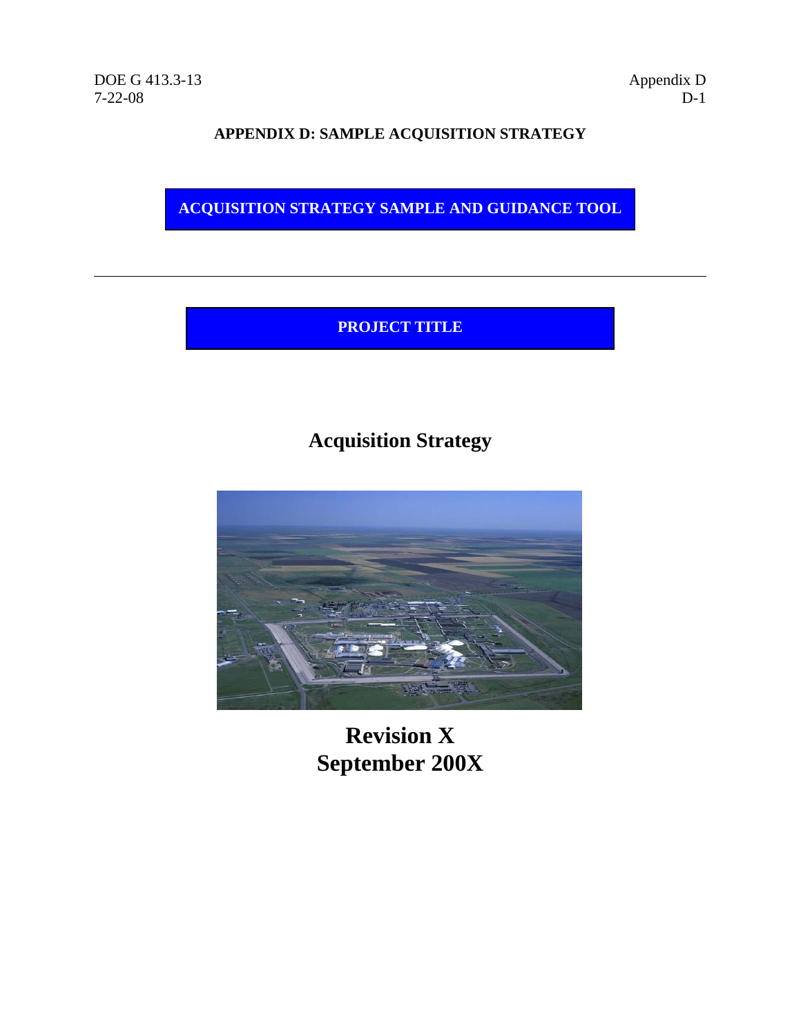# APPENDIX D: SAMPLE ACQUISITION STRATEGY

**ACQUISITION STRATEGY SAMPLE AND GUIDANCE TOOL**

---

**PROJECT TITLE**

## Acquisition Strategy

**Revision X**
**September 200X**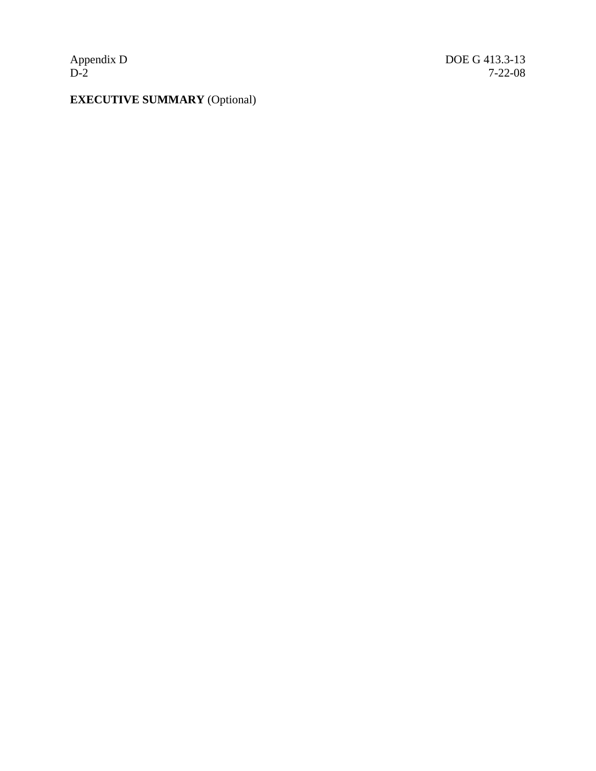**EXECUTIVE SUMMARY** (Optional)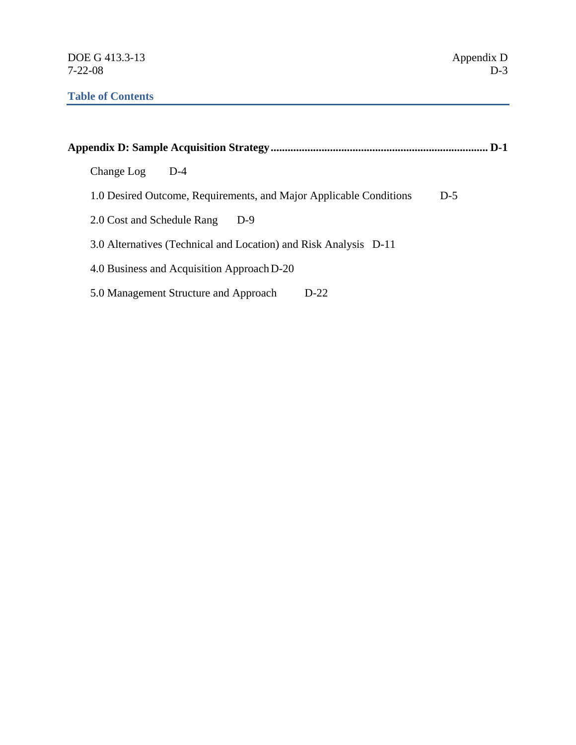## Table of Contents

**Appendix D: Sample Acquisition Strategy ............................................................................ D-1**

Change Log D-4

1.0 Desired Outcome, Requirements, and Major Applicable Conditions D-5

2.0 Cost and Schedule Rang D-9

3.0 Alternatives (Technical and Location) and Risk Analysis D-11

4.0 Business and Acquisition Approach D-20

5.0 Management Structure and Approach D-22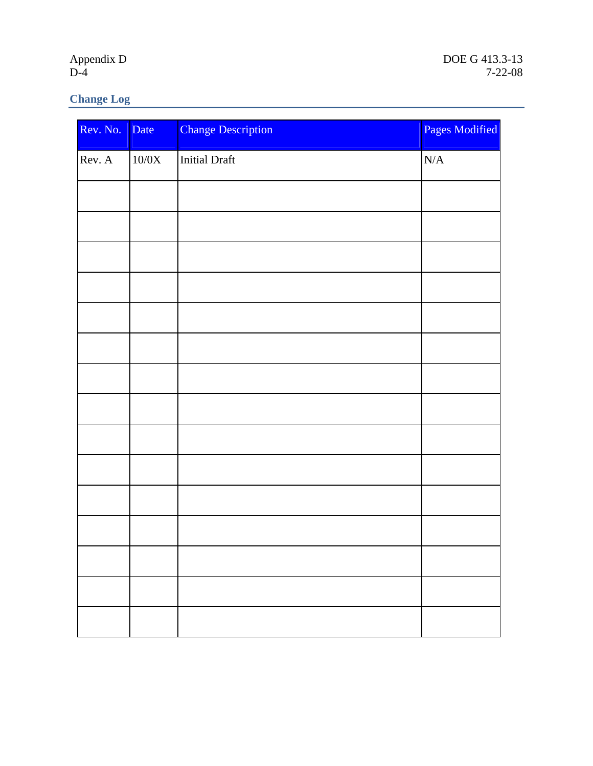## Change Log

| Rev. No. | Date | Change Description | Pages Modified |
|---|---|---|---|
| Rev. A | 10/0X | Initial Draft | N/A |
| | | | |
| | | | |
| | | | |
| | | | |
| | | | |
| | | | |
| | | | |
| | | | |
| | | | |
| | | | |
| | | | |
| | | | |
| | | | |
| | | | |
| | | | |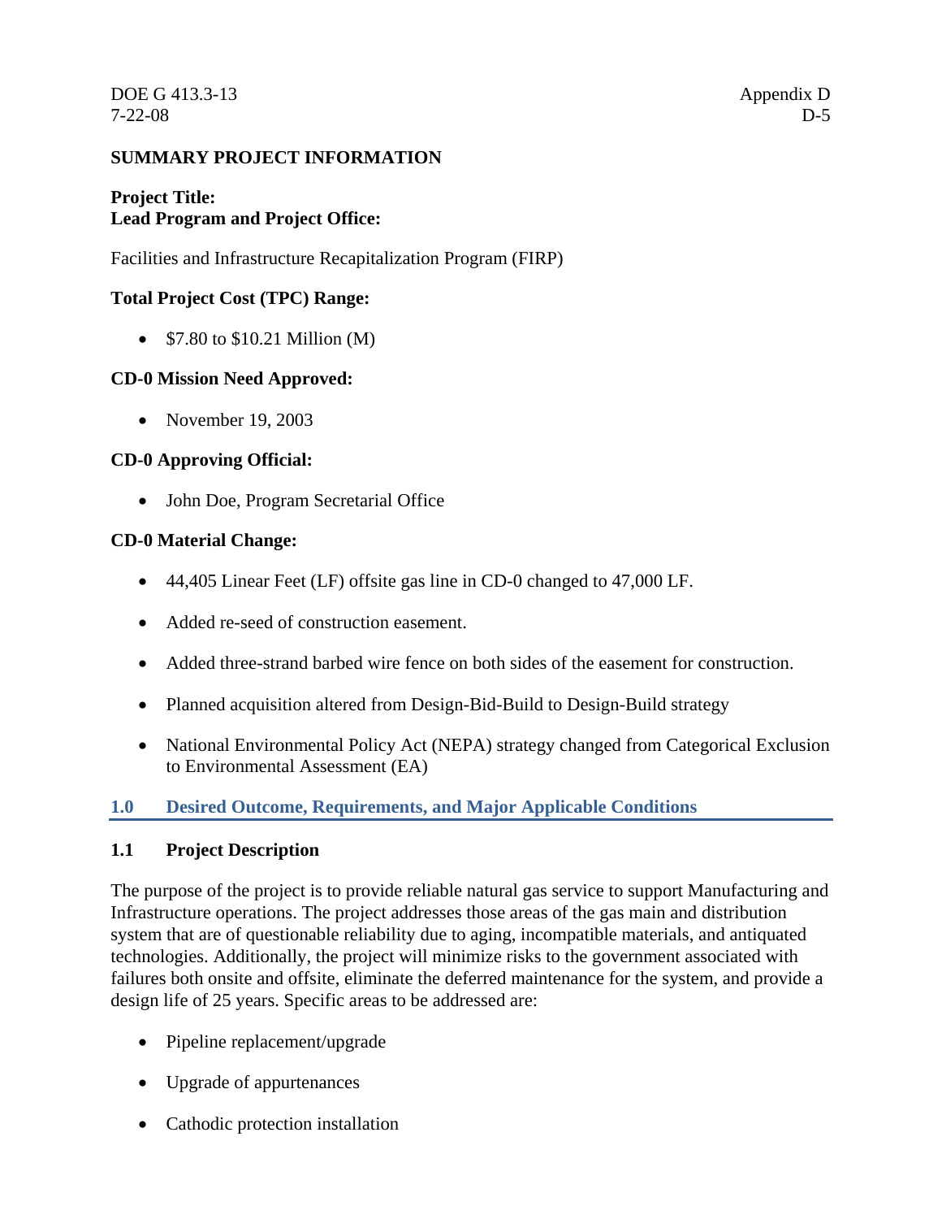**SUMMARY PROJECT INFORMATION**

**Project Title:**
**Lead Program and Project Office:**

Facilities and Infrastructure Recapitalization Program (FIRP)

**Total Project Cost (TPC) Range:**

- $7.80 to $10.21 Million (M)

**CD-0 Mission Need Approved:**

- November 19, 2003

**CD-0 Approving Official:**

- John Doe, Program Secretarial Office

**CD-0 Material Change:**

- 44,405 Linear Feet (LF) offsite gas line in CD-0 changed to 47,000 LF.
- Added re-seed of construction easement.
- Added three-strand barbed wire fence on both sides of the easement for construction.
- Planned acquisition altered from Design-Bid-Build to Design-Build strategy
- National Environmental Policy Act (NEPA) strategy changed from Categorical Exclusion to Environmental Assessment (EA)

## 1.0 Desired Outcome, Requirements, and Major Applicable Conditions

### 1.1 Project Description

The purpose of the project is to provide reliable natural gas service to support Manufacturing and Infrastructure operations. The project addresses those areas of the gas main and distribution system that are of questionable reliability due to aging, incompatible materials, and antiquated technologies. Additionally, the project will minimize risks to the government associated with failures both onsite and offsite, eliminate the deferred maintenance for the system, and provide a design life of 25 years. Specific areas to be addressed are:

- Pipeline replacement/upgrade
- Upgrade of appurtenances
- Cathodic protection installation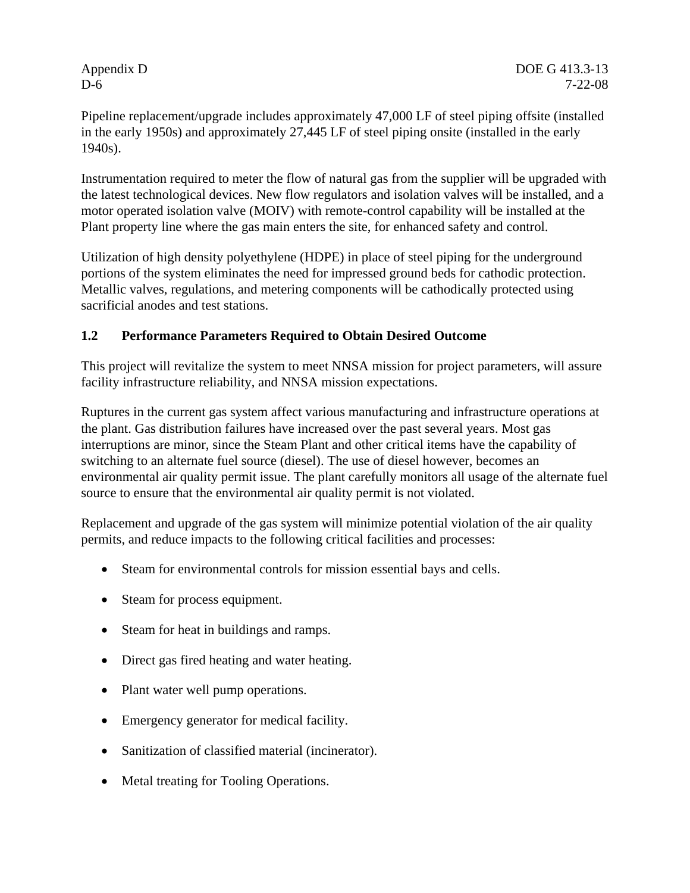Pipeline replacement/upgrade includes approximately 47,000 LF of steel piping offsite (installed in the early 1950s) and approximately 27,445 LF of steel piping onsite (installed in the early 1940s).

Instrumentation required to meter the flow of natural gas from the supplier will be upgraded with the latest technological devices. New flow regulators and isolation valves will be installed, and a motor operated isolation valve (MOIV) with remote-control capability will be installed at the Plant property line where the gas main enters the site, for enhanced safety and control.

Utilization of high density polyethylene (HDPE) in place of steel piping for the underground portions of the system eliminates the need for impressed ground beds for cathodic protection. Metallic valves, regulations, and metering components will be cathodically protected using sacrificial anodes and test stations.

### 1.2 Performance Parameters Required to Obtain Desired Outcome

This project will revitalize the system to meet NNSA mission for project parameters, will assure facility infrastructure reliability, and NNSA mission expectations.

Ruptures in the current gas system affect various manufacturing and infrastructure operations at the plant. Gas distribution failures have increased over the past several years. Most gas interruptions are minor, since the Steam Plant and other critical items have the capability of switching to an alternate fuel source (diesel). The use of diesel however, becomes an environmental air quality permit issue. The plant carefully monitors all usage of the alternate fuel source to ensure that the environmental air quality permit is not violated.

Replacement and upgrade of the gas system will minimize potential violation of the air quality permits, and reduce impacts to the following critical facilities and processes:

- Steam for environmental controls for mission essential bays and cells.
- Steam for process equipment.
- Steam for heat in buildings and ramps.
- Direct gas fired heating and water heating.
- Plant water well pump operations.
- Emergency generator for medical facility.
- Sanitization of classified material (incinerator).
- Metal treating for Tooling Operations.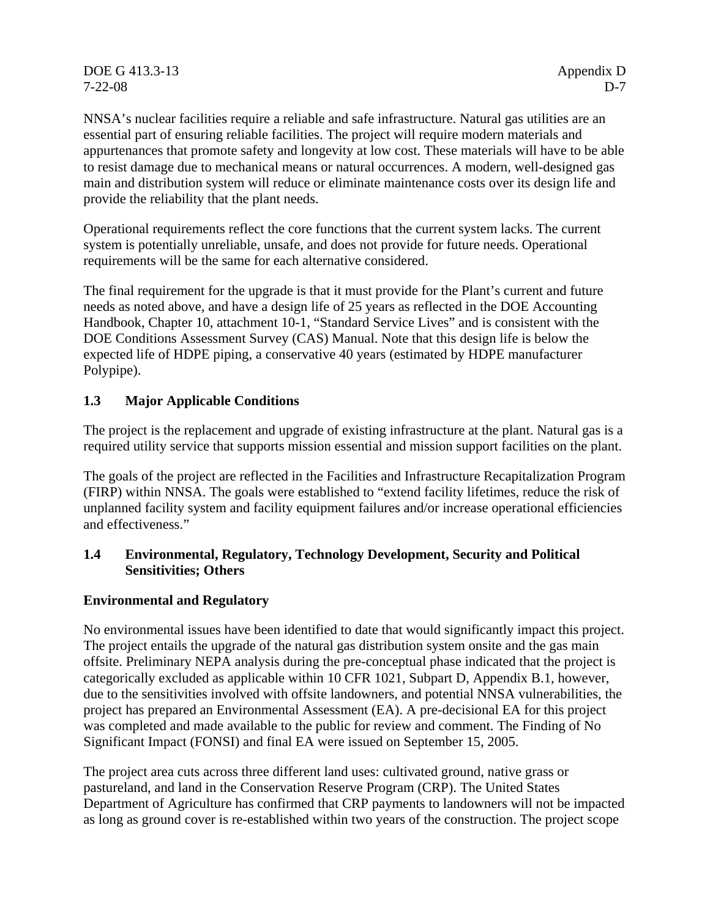NNSA's nuclear facilities require a reliable and safe infrastructure. Natural gas utilities are an essential part of ensuring reliable facilities. The project will require modern materials and appurtenances that promote safety and longevity at low cost. These materials will have to be able to resist damage due to mechanical means or natural occurrences. A modern, well-designed gas main and distribution system will reduce or eliminate maintenance costs over its design life and provide the reliability that the plant needs.

Operational requirements reflect the core functions that the current system lacks. The current system is potentially unreliable, unsafe, and does not provide for future needs. Operational requirements will be the same for each alternative considered.

The final requirement for the upgrade is that it must provide for the Plant's current and future needs as noted above, and have a design life of 25 years as reflected in the DOE Accounting Handbook, Chapter 10, attachment 10-1, "Standard Service Lives" and is consistent with the DOE Conditions Assessment Survey (CAS) Manual. Note that this design life is below the expected life of HDPE piping, a conservative 40 years (estimated by HDPE manufacturer Polypipe).

## 1.3 Major Applicable Conditions

The project is the replacement and upgrade of existing infrastructure at the plant. Natural gas is a required utility service that supports mission essential and mission support facilities on the plant.

The goals of the project are reflected in the Facilities and Infrastructure Recapitalization Program (FIRP) within NNSA. The goals were established to "extend facility lifetimes, reduce the risk of unplanned facility system and facility equipment failures and/or increase operational efficiencies and effectiveness."

## 1.4 Environmental, Regulatory, Technology Development, Security and Political Sensitivities; Others

### Environmental and Regulatory

No environmental issues have been identified to date that would significantly impact this project. The project entails the upgrade of the natural gas distribution system onsite and the gas main offsite. Preliminary NEPA analysis during the pre-conceptual phase indicated that the project is categorically excluded as applicable within 10 CFR 1021, Subpart D, Appendix B.1, however, due to the sensitivities involved with offsite landowners, and potential NNSA vulnerabilities, the project has prepared an Environmental Assessment (EA). A pre-decisional EA for this project was completed and made available to the public for review and comment. The Finding of No Significant Impact (FONSI) and final EA were issued on September 15, 2005.

The project area cuts across three different land uses: cultivated ground, native grass or pastureland, and land in the Conservation Reserve Program (CRP). The United States Department of Agriculture has confirmed that CRP payments to landowners will not be impacted as long as ground cover is re-established within two years of the construction. The project scope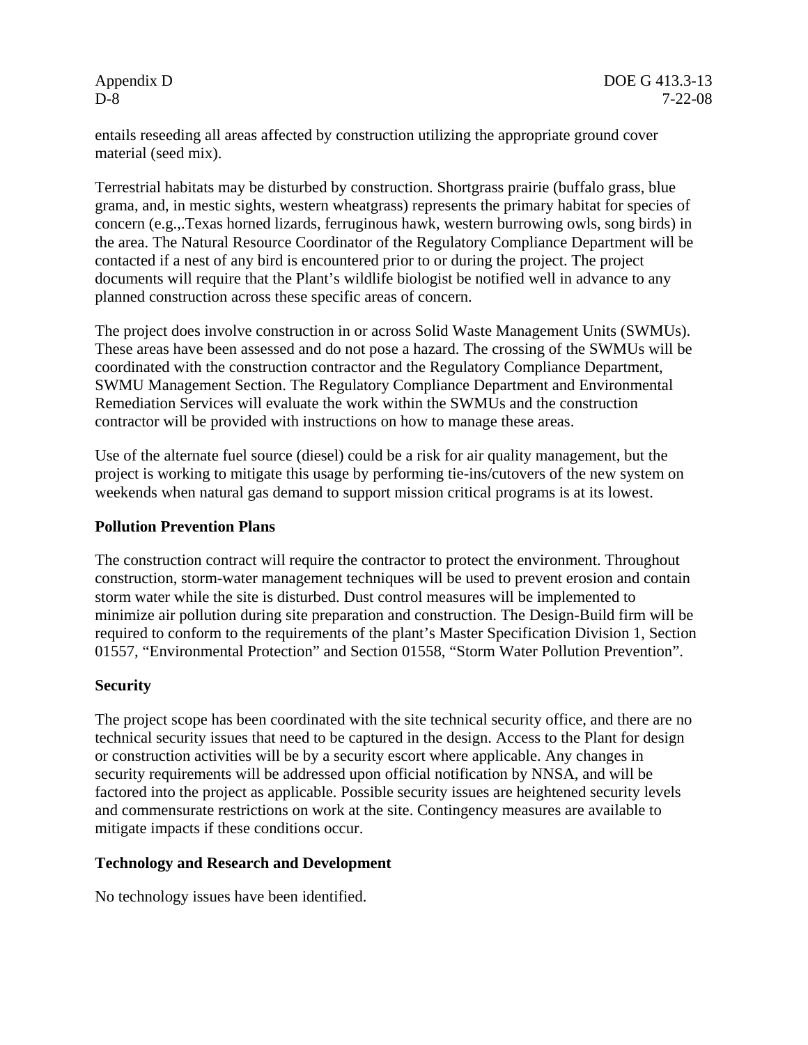entails reseeding all areas affected by construction utilizing the appropriate ground cover material (seed mix).

Terrestrial habitats may be disturbed by construction. Shortgrass prairie (buffalo grass, blue grama, and, in mestic sights, western wheatgrass) represents the primary habitat for species of concern (e.g.,.Texas horned lizards, ferruginous hawk, western burrowing owls, song birds) in the area. The Natural Resource Coordinator of the Regulatory Compliance Department will be contacted if a nest of any bird is encountered prior to or during the project. The project documents will require that the Plant's wildlife biologist be notified well in advance to any planned construction across these specific areas of concern.

The project does involve construction in or across Solid Waste Management Units (SWMUs). These areas have been assessed and do not pose a hazard. The crossing of the SWMUs will be coordinated with the construction contractor and the Regulatory Compliance Department, SWMU Management Section. The Regulatory Compliance Department and Environmental Remediation Services will evaluate the work within the SWMUs and the construction contractor will be provided with instructions on how to manage these areas.

Use of the alternate fuel source (diesel) could be a risk for air quality management, but the project is working to mitigate this usage by performing tie-ins/cutovers of the new system on weekends when natural gas demand to support mission critical programs is at its lowest.

**Pollution Prevention Plans**

The construction contract will require the contractor to protect the environment. Throughout construction, storm-water management techniques will be used to prevent erosion and contain storm water while the site is disturbed. Dust control measures will be implemented to minimize air pollution during site preparation and construction. The Design-Build firm will be required to conform to the requirements of the plant's Master Specification Division 1, Section 01557, "Environmental Protection" and Section 01558, "Storm Water Pollution Prevention".

**Security**

The project scope has been coordinated with the site technical security office, and there are no technical security issues that need to be captured in the design. Access to the Plant for design or construction activities will be by a security escort where applicable. Any changes in security requirements will be addressed upon official notification by NNSA, and will be factored into the project as applicable. Possible security issues are heightened security levels and commensurate restrictions on work at the site. Contingency measures are available to mitigate impacts if these conditions occur.

**Technology and Research and Development**

No technology issues have been identified.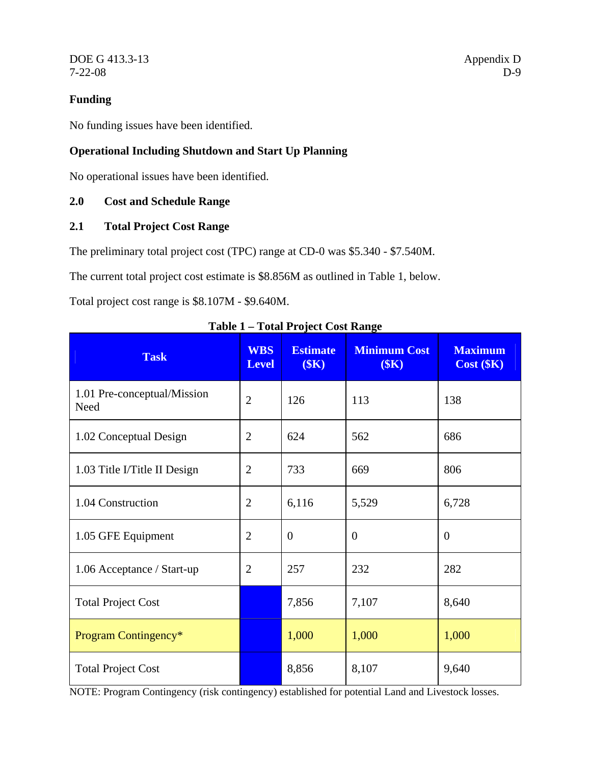**Funding**

No funding issues have been identified.

**Operational Including Shutdown and Start Up Planning**

No operational issues have been identified.

## 2.0 Cost and Schedule Range

### 2.1 Total Project Cost Range

The preliminary total project cost (TPC) range at CD-0 was $5.340 - $7.540M.

The current total project cost estimate is $8.856M as outlined in Table 1, below.

Total project cost range is $8.107M - $9.640M.

**Table 1 – Total Project Cost Range**

| Task | WBS Level | Estimate ($K) | Minimum Cost ($K) | Maximum Cost ($K) |
|---|---|---|---|---|
| 1.01 Pre-conceptual/Mission Need | 2 | 126 | 113 | 138 |
| 1.02 Conceptual Design | 2 | 624 | 562 | 686 |
| 1.03 Title I/Title II Design | 2 | 733 | 669 | 806 |
| 1.04 Construction | 2 | 6,116 | 5,529 | 6,728 |
| 1.05 GFE Equipment | 2 | 0 | 0 | 0 |
| 1.06 Acceptance / Start-up | 2 | 257 | 232 | 282 |
| Total Project Cost | | 7,856 | 7,107 | 8,640 |
| Program Contingency* | | 1,000 | 1,000 | 1,000 |
| Total Project Cost | | 8,856 | 8,107 | 9,640 |

NOTE: Program Contingency (risk contingency) established for potential Land and Livestock losses.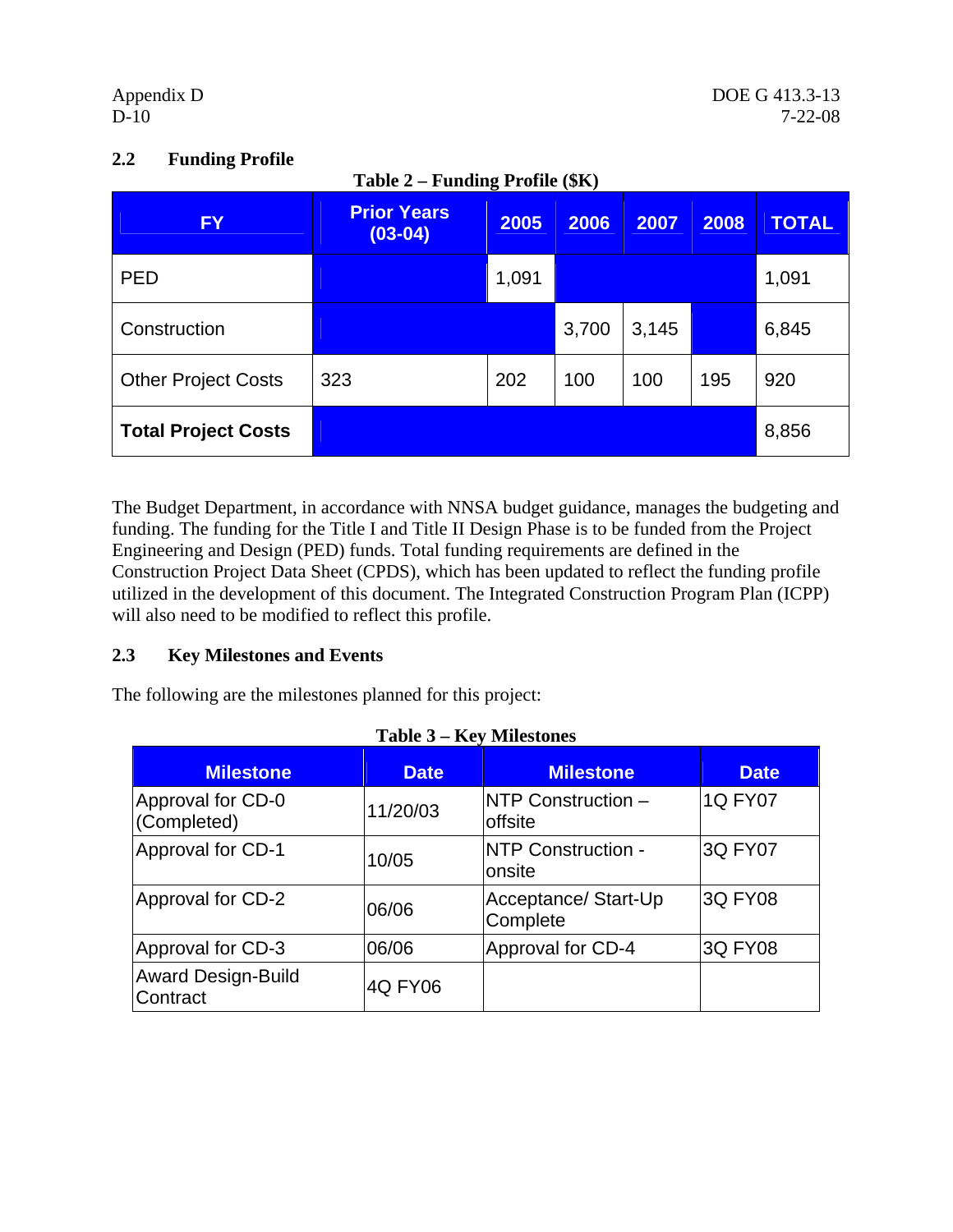### 2.2 Funding Profile

**Table 2 – Funding Profile ($K)**

| FY | Prior Years (03-04) | 2005 | 2006 | 2007 | 2008 | TOTAL |
|---|---|---|---|---|---|---|
| PED | | 1,091 | | | | 1,091 |
| Construction | | | 3,700 | 3,145 | | 6,845 |
| Other Project Costs | 323 | 202 | 100 | 100 | 195 | 920 |
| **Total Project Costs** | | | | | | 8,856 |

The Budget Department, in accordance with NNSA budget guidance, manages the budgeting and funding. The funding for the Title I and Title II Design Phase is to be funded from the Project Engineering and Design (PED) funds. Total funding requirements are defined in the Construction Project Data Sheet (CPDS), which has been updated to reflect the funding profile utilized in the development of this document. The Integrated Construction Program Plan (ICPP) will also need to be modified to reflect this profile.

### 2.3 Key Milestones and Events

The following are the milestones planned for this project:

**Table 3 – Key Milestones**

| Milestone | Date | Milestone | Date |
|---|---|---|---|
| Approval for CD-0 (Completed) | 11/20/03 | NTP Construction – offsite | 1Q FY07 |
| Approval for CD-1 | 10/05 | NTP Construction - onsite | 3Q FY07 |
| Approval for CD-2 | 06/06 | Acceptance/ Start-Up Complete | 3Q FY08 |
| Approval for CD-3 | 06/06 | Approval for CD-4 | 3Q FY08 |
| Award Design-Build Contract | 4Q FY06 | | |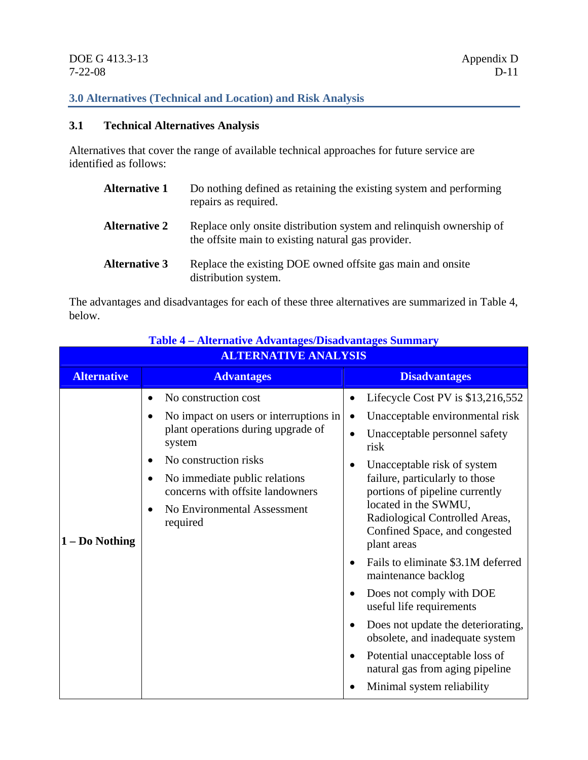## 3.0 Alternatives (Technical and Location) and Risk Analysis

### 3.1 Technical Alternatives Analysis

Alternatives that cover the range of available technical approaches for future service are identified as follows:

**Alternative 1** Do nothing defined as retaining the existing system and performing repairs as required.

**Alternative 2** Replace only onsite distribution system and relinquish ownership of the offsite main to existing natural gas provider.

**Alternative 3** Replace the existing DOE owned offsite gas main and onsite distribution system.

The advantages and disadvantages for each of these three alternatives are summarized in Table 4, below.

**Table 4 – Alternative Advantages/Disadvantages Summary**

| ALTERNATIVE ANALYSIS | | |
|---|---|---|
| **Alternative** | **Advantages** | **Disadvantages** |
| **1 – Do Nothing** | • No construction cost<br>• No impact on users or interruptions in plant operations during upgrade of system<br>• No construction risks<br>• No immediate public relations concerns with offsite landowners<br>• No Environmental Assessment required | • Lifecycle Cost PV is $13,216,552<br>• Unacceptable environmental risk<br>• Unacceptable personnel safety risk<br>• Unacceptable risk of system failure, particularly to those portions of pipeline currently located in the SWMU, Radiological Controlled Areas, Confined Space, and congested plant areas<br>• Fails to eliminate $3.1M deferred maintenance backlog<br>• Does not comply with DOE useful life requirements<br>• Does not update the deteriorating, obsolete, and inadequate system<br>• Potential unacceptable loss of natural gas from aging pipeline<br>• Minimal system reliability |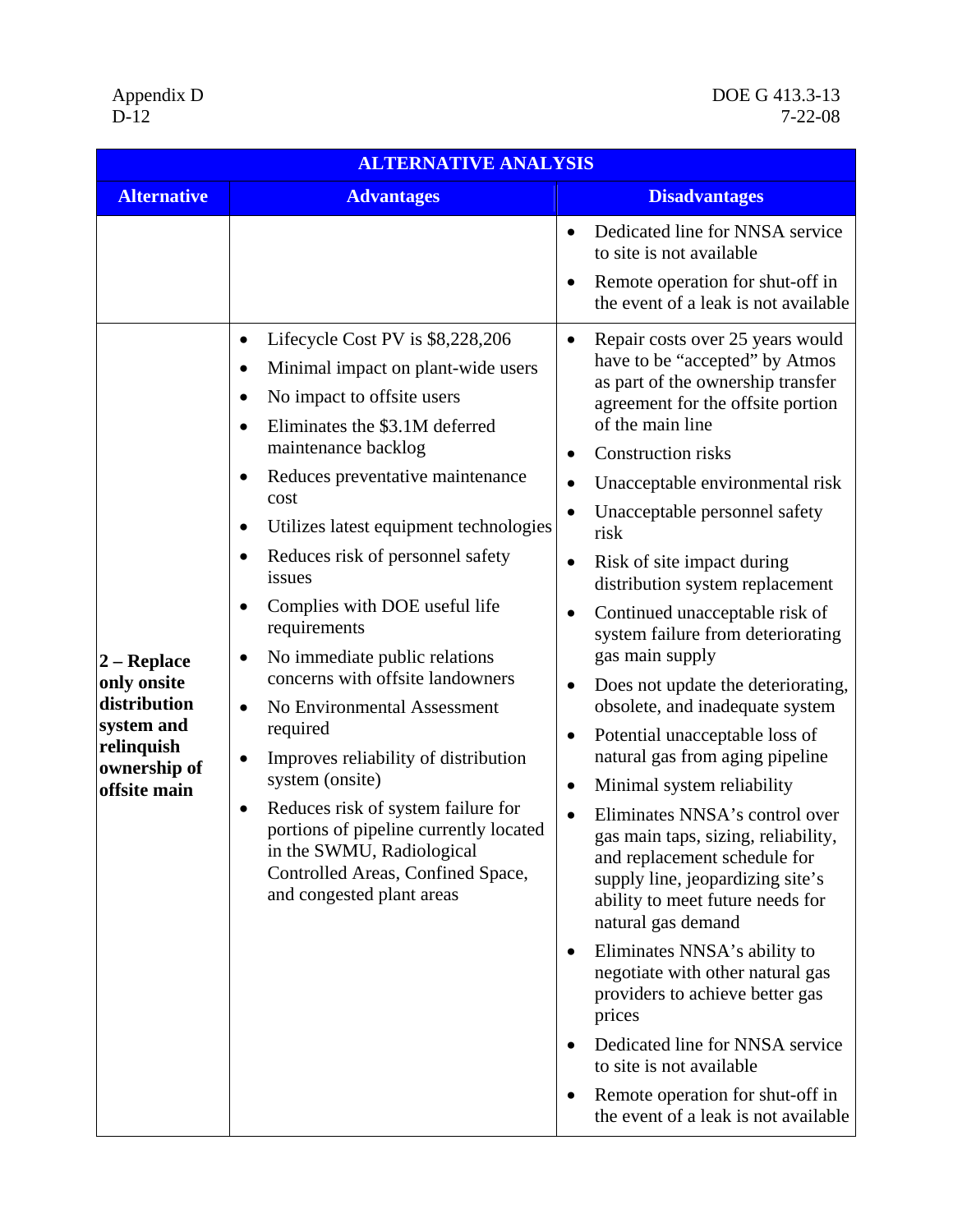| ALTERNATIVE ANALYSIS | | |
|---|---|---|
| **Alternative** | **Advantages** | **Disadvantages** |
| | | • Dedicated line for NNSA service to site is not available<br>• Remote operation for shut-off in the event of a leak is not available |
| **2 – Replace only onsite distribution system and relinquish ownership of offsite main** | • Lifecycle Cost PV is $8,228,206<br>• Minimal impact on plant-wide users<br>• No impact to offsite users<br>• Eliminates the $3.1M deferred maintenance backlog<br>• Reduces preventative maintenance cost<br>• Utilizes latest equipment technologies<br>• Reduces risk of personnel safety issues<br>• Complies with DOE useful life requirements<br>• No immediate public relations concerns with offsite landowners<br>• No Environmental Assessment required<br>• Improves reliability of distribution system (onsite)<br>• Reduces risk of system failure for portions of pipeline currently located in the SWMU, Radiological Controlled Areas, Confined Space, and congested plant areas | • Repair costs over 25 years would have to be "accepted" by Atmos as part of the ownership transfer agreement for the offsite portion of the main line<br>• Construction risks<br>• Unacceptable environmental risk<br>• Unacceptable personnel safety risk<br>• Risk of site impact during distribution system replacement<br>• Continued unacceptable risk of system failure from deteriorating gas main supply<br>• Does not update the deteriorating, obsolete, and inadequate system<br>• Potential unacceptable loss of natural gas from aging pipeline<br>• Minimal system reliability<br>• Eliminates NNSA's control over gas main taps, sizing, reliability, and replacement schedule for supply line, jeopardizing site's ability to meet future needs for natural gas demand<br>• Eliminates NNSA's ability to negotiate with other natural gas providers to achieve better gas prices<br>• Dedicated line for NNSA service to site is not available<br>• Remote operation for shut-off in the event of a leak is not available |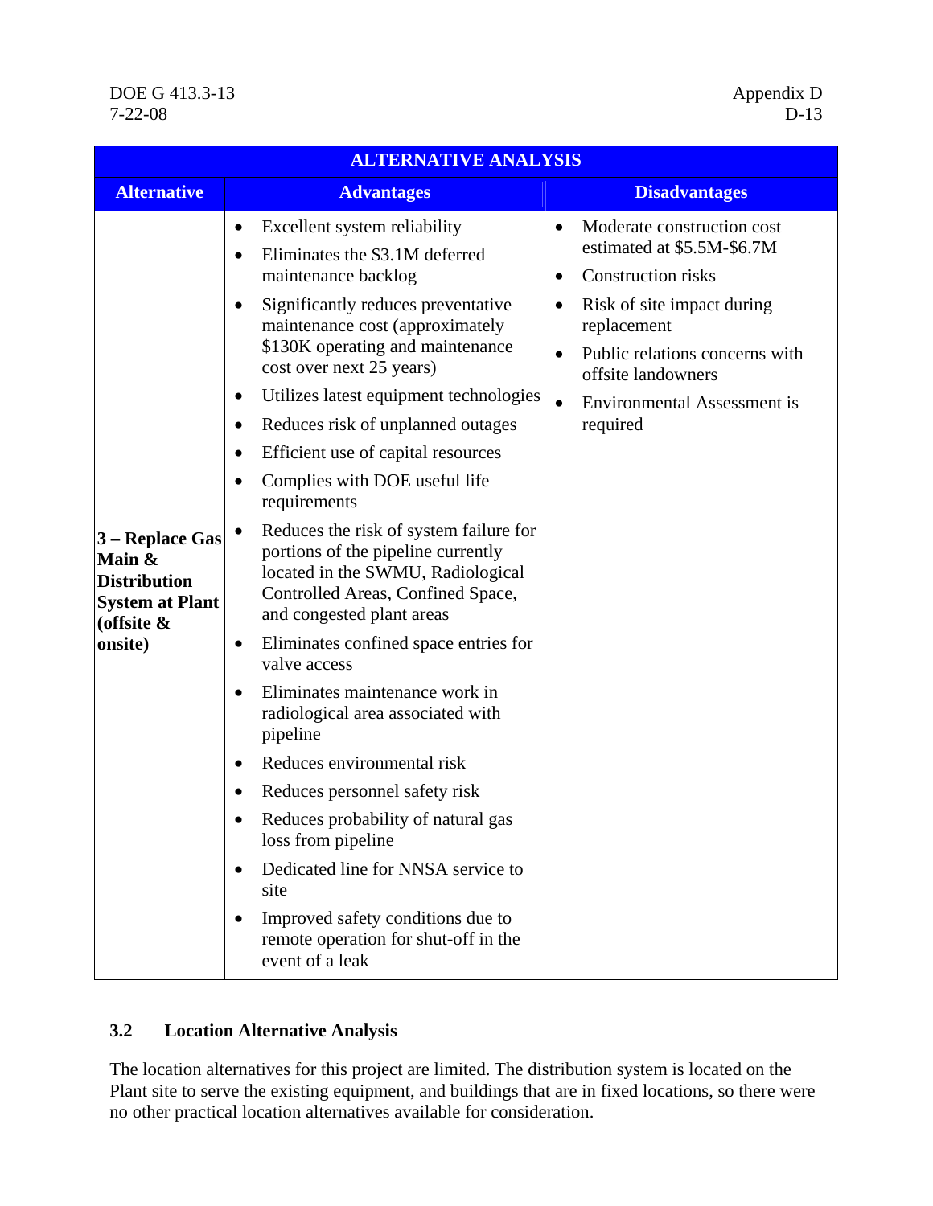| ALTERNATIVE ANALYSIS | | |
|---|---|---|
| **Alternative** | **Advantages** | **Disadvantages** |
| **3 – Replace Gas Main & Distribution System at Plant (offsite & onsite)** | • Excellent system reliability<br>• Eliminates the $3.1M deferred maintenance backlog<br>• Significantly reduces preventative maintenance cost (approximately $130K operating and maintenance cost over next 25 years)<br>• Utilizes latest equipment technologies<br>• Reduces risk of unplanned outages<br>• Efficient use of capital resources<br>• Complies with DOE useful life requirements<br>• Reduces the risk of system failure for portions of the pipeline currently located in the SWMU, Radiological Controlled Areas, Confined Space, and congested plant areas<br>• Eliminates confined space entries for valve access<br>• Eliminates maintenance work in radiological area associated with pipeline<br>• Reduces environmental risk<br>• Reduces personnel safety risk<br>• Reduces probability of natural gas loss from pipeline<br>• Dedicated line for NNSA service to site<br>• Improved safety conditions due to remote operation for shut-off in the event of a leak | • Moderate construction cost estimated at $5.5M-$6.7M<br>• Construction risks<br>• Risk of site impact during replacement<br>• Public relations concerns with offsite landowners<br>• Environmental Assessment is required |

### 3.2 Location Alternative Analysis

The location alternatives for this project are limited. The distribution system is located on the Plant site to serve the existing equipment, and buildings that are in fixed locations, so there were no other practical location alternatives available for consideration.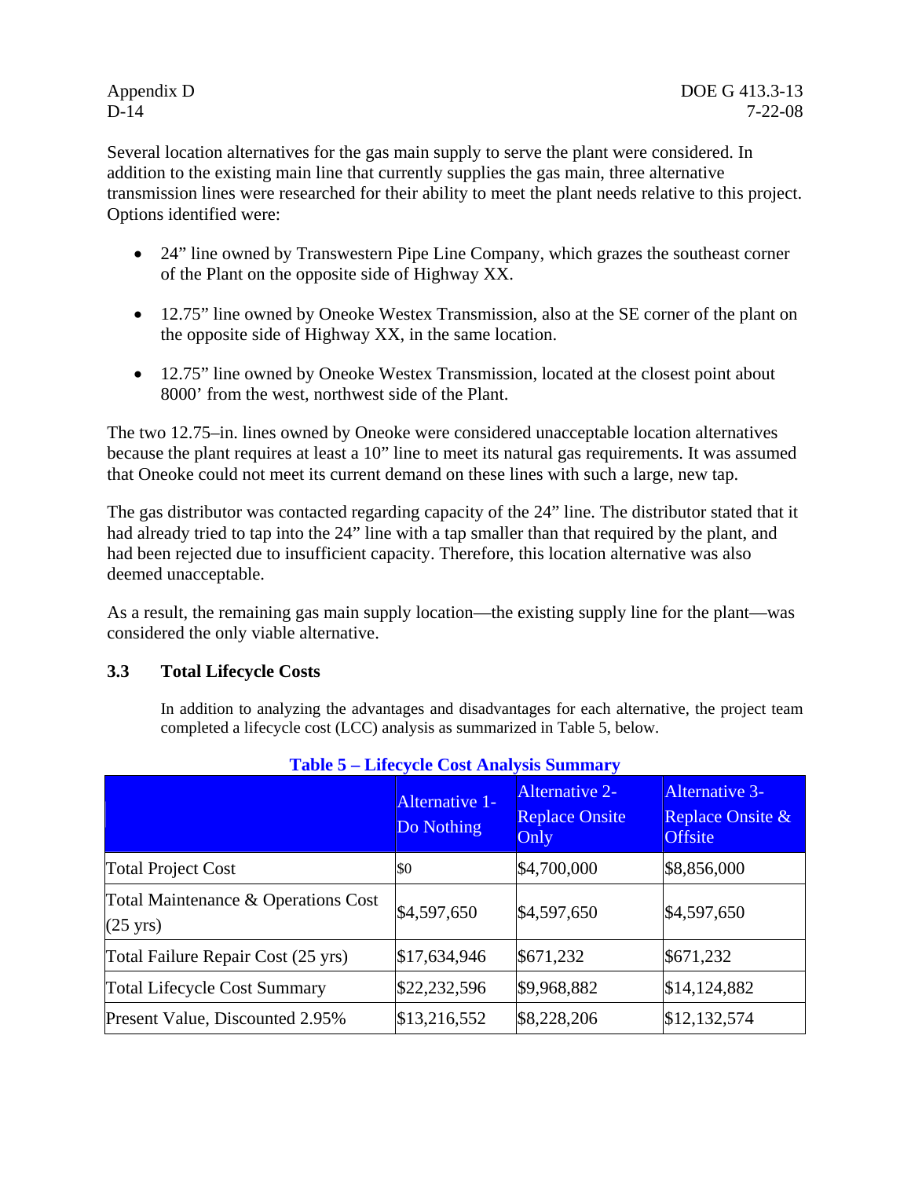Several location alternatives for the gas main supply to serve the plant were considered. In addition to the existing main line that currently supplies the gas main, three alternative transmission lines were researched for their ability to meet the plant needs relative to this project. Options identified were:

- 24" line owned by Transwestern Pipe Line Company, which grazes the southeast corner of the Plant on the opposite side of Highway XX.
- 12.75" line owned by Oneoke Westex Transmission, also at the SE corner of the plant on the opposite side of Highway XX, in the same location.
- 12.75" line owned by Oneoke Westex Transmission, located at the closest point about 8000' from the west, northwest side of the Plant.

The two 12.75–in. lines owned by Oneoke were considered unacceptable location alternatives because the plant requires at least a 10" line to meet its natural gas requirements. It was assumed that Oneoke could not meet its current demand on these lines with such a large, new tap.

The gas distributor was contacted regarding capacity of the 24" line. The distributor stated that it had already tried to tap into the 24" line with a tap smaller than that required by the plant, and had been rejected due to insufficient capacity. Therefore, this location alternative was also deemed unacceptable.

As a result, the remaining gas main supply location—the existing supply line for the plant—was considered the only viable alternative.

### 3.3 Total Lifecycle Costs

In addition to analyzing the advantages and disadvantages for each alternative, the project team completed a lifecycle cost (LCC) analysis as summarized in Table 5, below.

**Table 5 – Lifecycle Cost Analysis Summary**

| | Alternative 1- Do Nothing | Alternative 2- Replace Onsite Only | Alternative 3- Replace Onsite & Offsite |
|---|---|---|---|
| Total Project Cost | $0 | $4,700,000 | $8,856,000 |
| Total Maintenance & Operations Cost (25 yrs) | $4,597,650 | $4,597,650 | $4,597,650 |
| Total Failure Repair Cost (25 yrs) | $17,634,946 | $671,232 | $671,232 |
| Total Lifecycle Cost Summary | $22,232,596 | $9,968,882 | $14,124,882 |
| Present Value, Discounted 2.95% | $13,216,552 | $8,228,206 | $12,132,574 |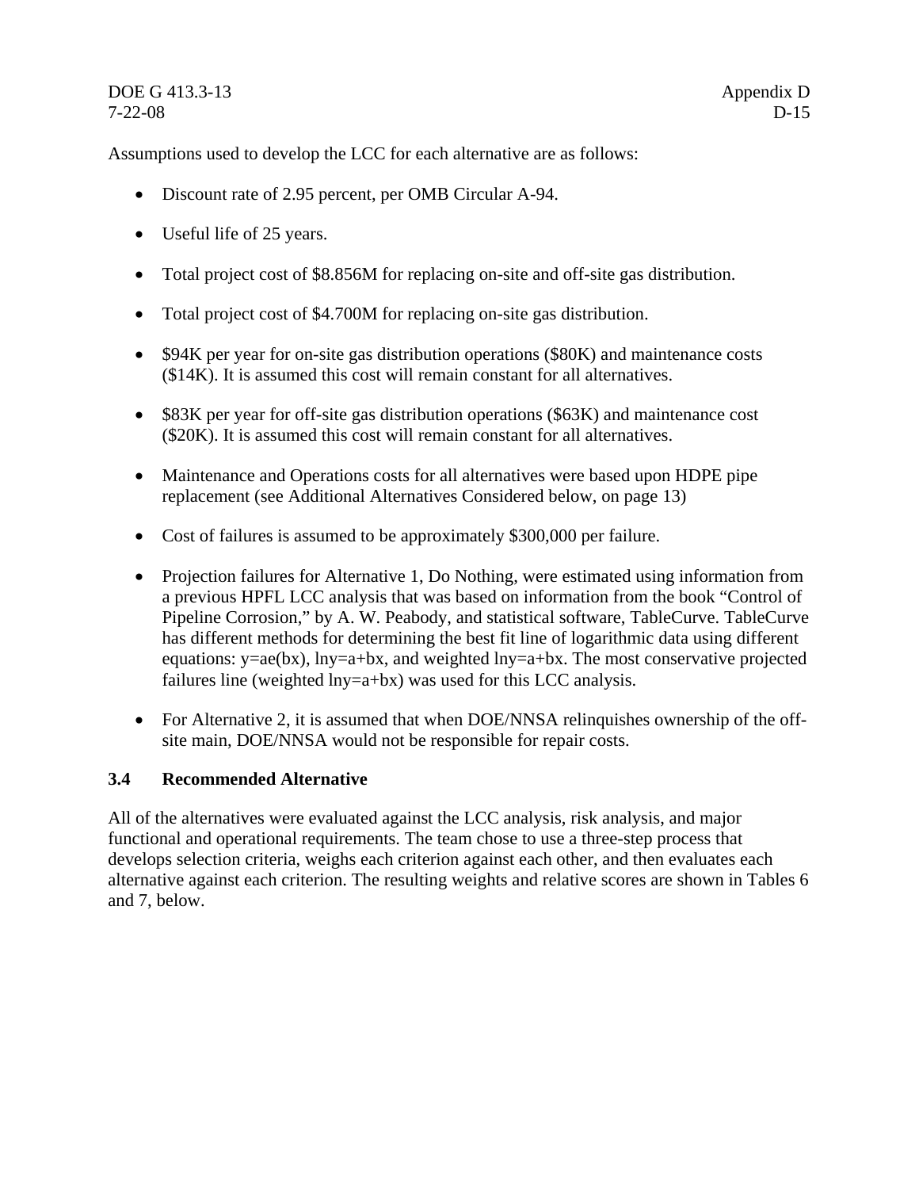Assumptions used to develop the LCC for each alternative are as follows:

- Discount rate of 2.95 percent, per OMB Circular A-94.
- Useful life of 25 years.
- Total project cost of $8.856M for replacing on-site and off-site gas distribution.
- Total project cost of $4.700M for replacing on-site gas distribution.
- $94K per year for on-site gas distribution operations ($80K) and maintenance costs ($14K). It is assumed this cost will remain constant for all alternatives.
- $83K per year for off-site gas distribution operations ($63K) and maintenance cost ($20K). It is assumed this cost will remain constant for all alternatives.
- Maintenance and Operations costs for all alternatives were based upon HDPE pipe replacement (see Additional Alternatives Considered below, on page 13)
- Cost of failures is assumed to be approximately $300,000 per failure.
- Projection failures for Alternative 1, Do Nothing, were estimated using information from a previous HPFL LCC analysis that was based on information from the book "Control of Pipeline Corrosion," by A. W. Peabody, and statistical software, TableCurve. TableCurve has different methods for determining the best fit line of logarithmic data using different equations: $y=ae(bx)$, $\ln y=a+bx$, and weighted $\ln y=a+bx$. The most conservative projected failures line (weighted $\ln y=a+bx$) was used for this LCC analysis.
- For Alternative 2, it is assumed that when DOE/NNSA relinquishes ownership of the off-site main, DOE/NNSA would not be responsible for repair costs.

### 3.4 Recommended Alternative

All of the alternatives were evaluated against the LCC analysis, risk analysis, and major functional and operational requirements. The team chose to use a three-step process that develops selection criteria, weighs each criterion against each other, and then evaluates each alternative against each criterion. The resulting weights and relative scores are shown in Tables 6 and 7, below.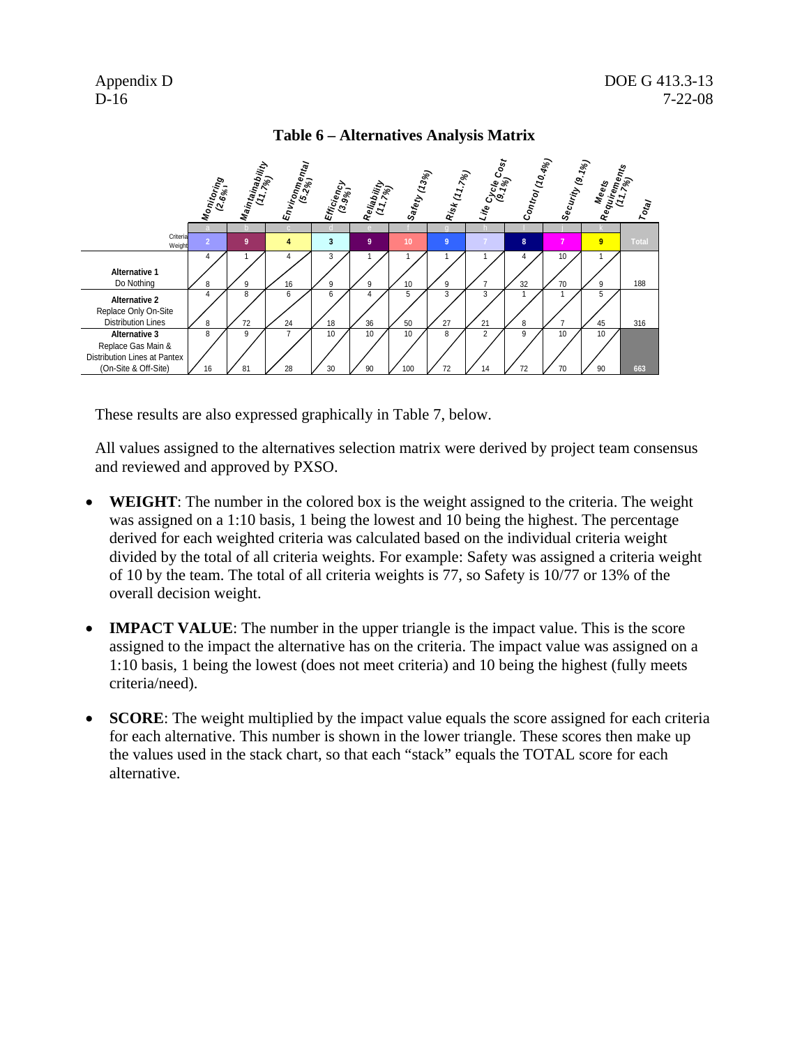**Table 6 – Alternatives Analysis Matrix**

| | Monitoring (2.6%) | Maintainability (11.7%) | Environmental (5.2%) | Efficiency (3.9%) | Reliability (11.7%) | Safety (13%) | Risk (11.7%) | Life Cycle Cost (9.1%) | Control (10.4%) | Security (9.1%) | Meets Requirements (11.7%) | Total |
|---|---|---|---|---|---|---|---|---|---|---|---|---|
| | a | b | c | d | e | f | g | h | i | j | k | |
| Criteria Weight | 2 | 9 | 4 | 3 | 9 | 10 | 9 | 7 | 8 | 7 | 9 | Total |
| **Alternative 1** Do Nothing (impact value) | 4 | 1 | 4 | 3 | 1 | 1 | 1 | 1 | 4 | 10 | 1 | |
| **Alternative 1** Do Nothing (score) | 8 | 9 | 16 | 9 | 9 | 10 | 9 | 7 | 32 | 70 | 9 | 188 |
| **Alternative 2** Replace Only On-Site Distribution Lines (impact value) | 4 | 8 | 6 | 6 | 4 | 5 | 3 | 3 | 1 | 1 | 5 | |
| **Alternative 2** Replace Only On-Site Distribution Lines (score) | 8 | 72 | 24 | 18 | 36 | 50 | 27 | 21 | 8 | 7 | 45 | 316 |
| **Alternative 3** Replace Gas Main & Distribution Lines at Pantex (On-Site & Off-Site) (impact value) | 8 | 9 | 7 | 10 | 10 | 10 | 8 | 2 | 9 | 10 | 10 | |
| **Alternative 3** Replace Gas Main & Distribution Lines at Pantex (On-Site & Off-Site) (score) | 16 | 81 | 28 | 30 | 90 | 100 | 72 | 14 | 72 | 70 | 90 | 663 |

These results are also expressed graphically in Table 7, below.

All values assigned to the alternatives selection matrix were derived by project team consensus and reviewed and approved by PXSO.

- **WEIGHT**: The number in the colored box is the weight assigned to the criteria. The weight was assigned on a 1:10 basis, 1 being the lowest and 10 being the highest. The percentage derived for each weighted criteria was calculated based on the individual criteria weight divided by the total of all criteria weights. For example: Safety was assigned a criteria weight of 10 by the team. The total of all criteria weights is 77, so Safety is 10/77 or 13% of the overall decision weight.

- **IMPACT VALUE**: The number in the upper triangle is the impact value. This is the score assigned to the impact the alternative has on the criteria. The impact value was assigned on a 1:10 basis, 1 being the lowest (does not meet criteria) and 10 being the highest (fully meets criteria/need).

- **SCORE**: The weight multiplied by the impact value equals the score assigned for each criteria for each alternative. This number is shown in the lower triangle. These scores then make up the values used in the stack chart, so that each "stack" equals the TOTAL score for each alternative.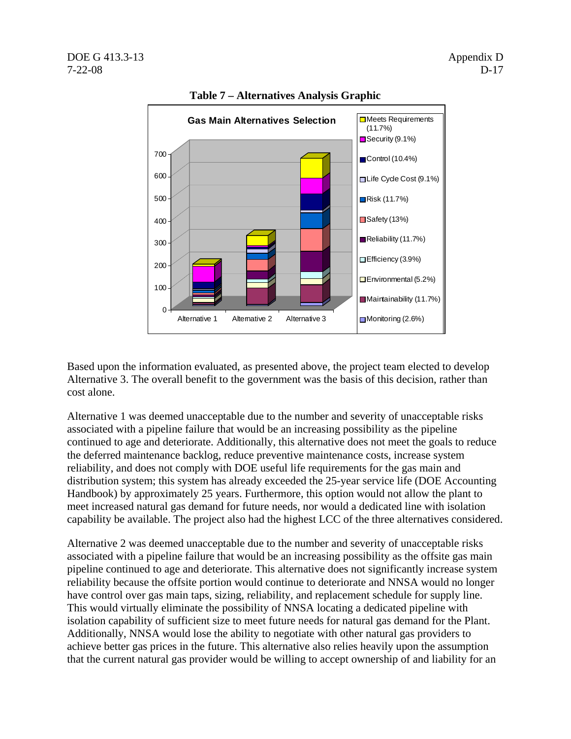**Table 7 – Alternatives Analysis Graphic**

Based upon the information evaluated, as presented above, the project team elected to develop Alternative 3. The overall benefit to the government was the basis of this decision, rather than cost alone.

Alternative 1 was deemed unacceptable due to the number and severity of unacceptable risks associated with a pipeline failure that would be an increasing possibility as the pipeline continued to age and deteriorate. Additionally, this alternative does not meet the goals to reduce the deferred maintenance backlog, reduce preventive maintenance costs, increase system reliability, and does not comply with DOE useful life requirements for the gas main and distribution system; this system has already exceeded the 25-year service life (DOE Accounting Handbook) by approximately 25 years. Furthermore, this option would not allow the plant to meet increased natural gas demand for future needs, nor would a dedicated line with isolation capability be available. The project also had the highest LCC of the three alternatives considered.

Alternative 2 was deemed unacceptable due to the number and severity of unacceptable risks associated with a pipeline failure that would be an increasing possibility as the offsite gas main pipeline continued to age and deteriorate. This alternative does not significantly increase system reliability because the offsite portion would continue to deteriorate and NNSA would no longer have control over gas main taps, sizing, reliability, and replacement schedule for supply line. This would virtually eliminate the possibility of NNSA locating a dedicated pipeline with isolation capability of sufficient size to meet future needs for natural gas demand for the Plant. Additionally, NNSA would lose the ability to negotiate with other natural gas providers to achieve better gas prices in the future. This alternative also relies heavily upon the assumption that the current natural gas provider would be willing to accept ownership of and liability for an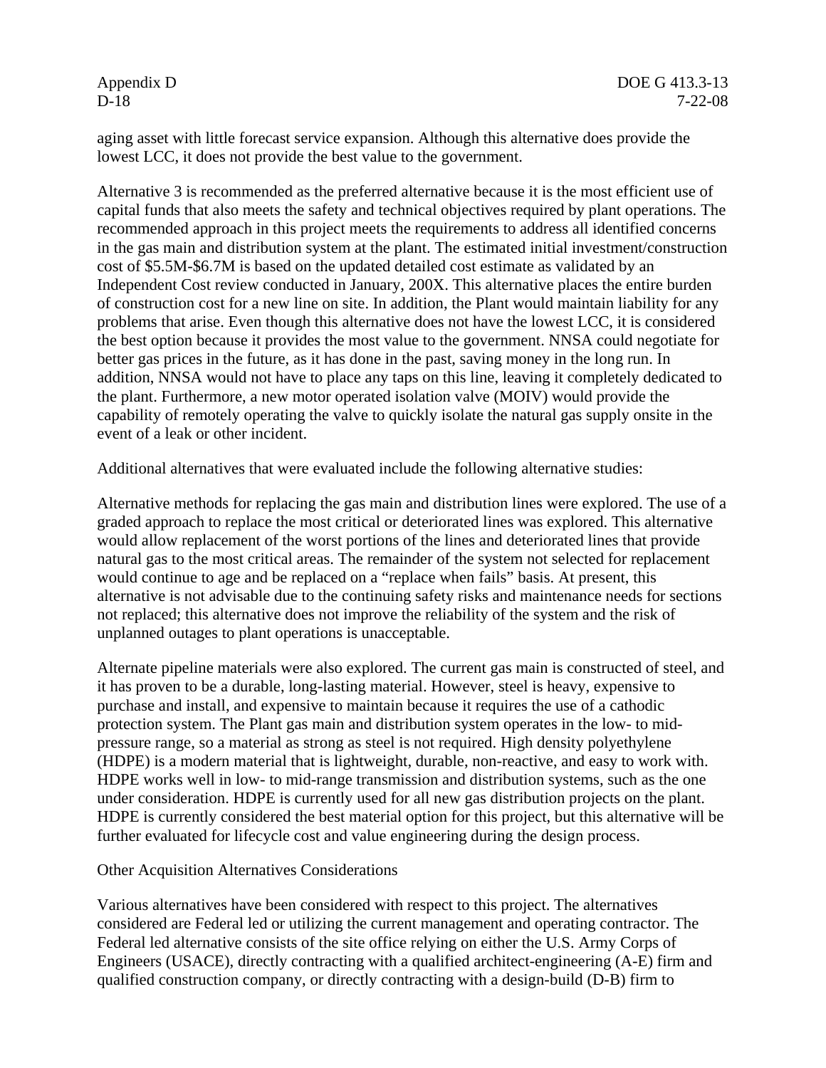aging asset with little forecast service expansion. Although this alternative does provide the lowest LCC, it does not provide the best value to the government.

Alternative 3 is recommended as the preferred alternative because it is the most efficient use of capital funds that also meets the safety and technical objectives required by plant operations. The recommended approach in this project meets the requirements to address all identified concerns in the gas main and distribution system at the plant. The estimated initial investment/construction cost of $5.5M-$6.7M is based on the updated detailed cost estimate as validated by an Independent Cost review conducted in January, 200X. This alternative places the entire burden of construction cost for a new line on site. In addition, the Plant would maintain liability for any problems that arise. Even though this alternative does not have the lowest LCC, it is considered the best option because it provides the most value to the government. NNSA could negotiate for better gas prices in the future, as it has done in the past, saving money in the long run. In addition, NNSA would not have to place any taps on this line, leaving it completely dedicated to the plant. Furthermore, a new motor operated isolation valve (MOIV) would provide the capability of remotely operating the valve to quickly isolate the natural gas supply onsite in the event of a leak or other incident.

Additional alternatives that were evaluated include the following alternative studies:

Alternative methods for replacing the gas main and distribution lines were explored. The use of a graded approach to replace the most critical or deteriorated lines was explored. This alternative would allow replacement of the worst portions of the lines and deteriorated lines that provide natural gas to the most critical areas. The remainder of the system not selected for replacement would continue to age and be replaced on a "replace when fails" basis. At present, this alternative is not advisable due to the continuing safety risks and maintenance needs for sections not replaced; this alternative does not improve the reliability of the system and the risk of unplanned outages to plant operations is unacceptable.

Alternate pipeline materials were also explored. The current gas main is constructed of steel, and it has proven to be a durable, long-lasting material. However, steel is heavy, expensive to purchase and install, and expensive to maintain because it requires the use of a cathodic protection system. The Plant gas main and distribution system operates in the low- to mid-pressure range, so a material as strong as steel is not required. High density polyethylene (HDPE) is a modern material that is lightweight, durable, non-reactive, and easy to work with. HDPE works well in low- to mid-range transmission and distribution systems, such as the one under consideration. HDPE is currently used for all new gas distribution projects on the plant. HDPE is currently considered the best material option for this project, but this alternative will be further evaluated for lifecycle cost and value engineering during the design process.

Other Acquisition Alternatives Considerations

Various alternatives have been considered with respect to this project. The alternatives considered are Federal led or utilizing the current management and operating contractor. The Federal led alternative consists of the site office relying on either the U.S. Army Corps of Engineers (USACE), directly contracting with a qualified architect-engineering (A-E) firm and qualified construction company, or directly contracting with a design-build (D-B) firm to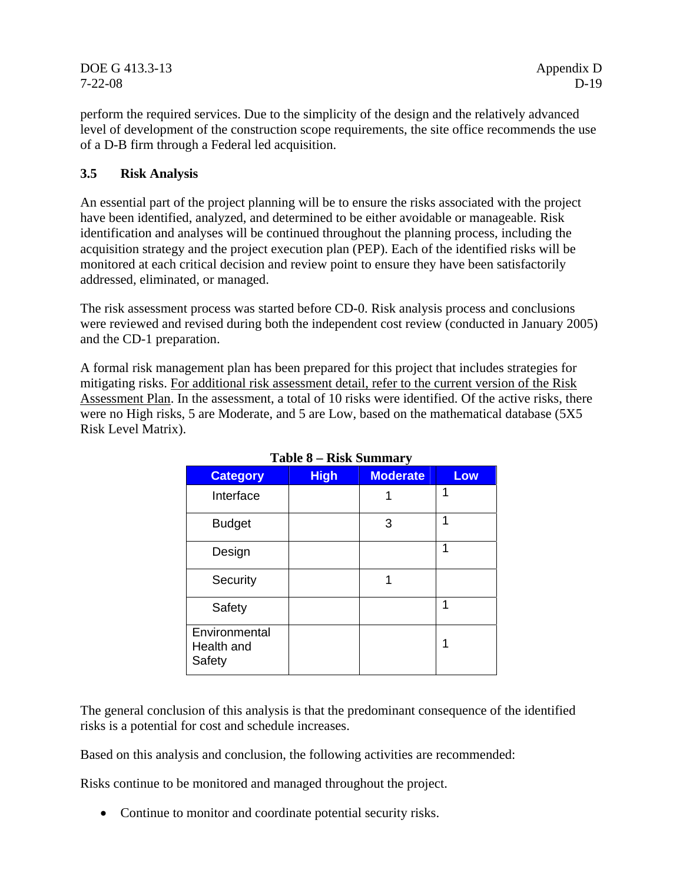perform the required services. Due to the simplicity of the design and the relatively advanced level of development of the construction scope requirements, the site office recommends the use of a D-B firm through a Federal led acquisition.

### 3.5 Risk Analysis

An essential part of the project planning will be to ensure the risks associated with the project have been identified, analyzed, and determined to be either avoidable or manageable. Risk identification and analyses will be continued throughout the planning process, including the acquisition strategy and the project execution plan (PEP). Each of the identified risks will be monitored at each critical decision and review point to ensure they have been satisfactorily addressed, eliminated, or managed.

The risk assessment process was started before CD-0. Risk analysis process and conclusions were reviewed and revised during both the independent cost review (conducted in January 2005) and the CD-1 preparation.

A formal risk management plan has been prepared for this project that includes strategies for mitigating risks. For additional risk assessment detail, refer to the current version of the Risk Assessment Plan. In the assessment, a total of 10 risks were identified. Of the active risks, there were no High risks, 5 are Moderate, and 5 are Low, based on the mathematical database (5X5 Risk Level Matrix).

**Table 8 – Risk Summary**

| Category | High | Moderate | Low |
|---|---|---|---|
| Interface | | 1 | 1 |
| Budget | | 3 | 1 |
| Design | | | 1 |
| Security | | 1 | |
| Safety | | | 1 |
| Environmental Health and Safety | | | 1 |

The general conclusion of this analysis is that the predominant consequence of the identified risks is a potential for cost and schedule increases.

Based on this analysis and conclusion, the following activities are recommended:

Risks continue to be monitored and managed throughout the project.

- Continue to monitor and coordinate potential security risks.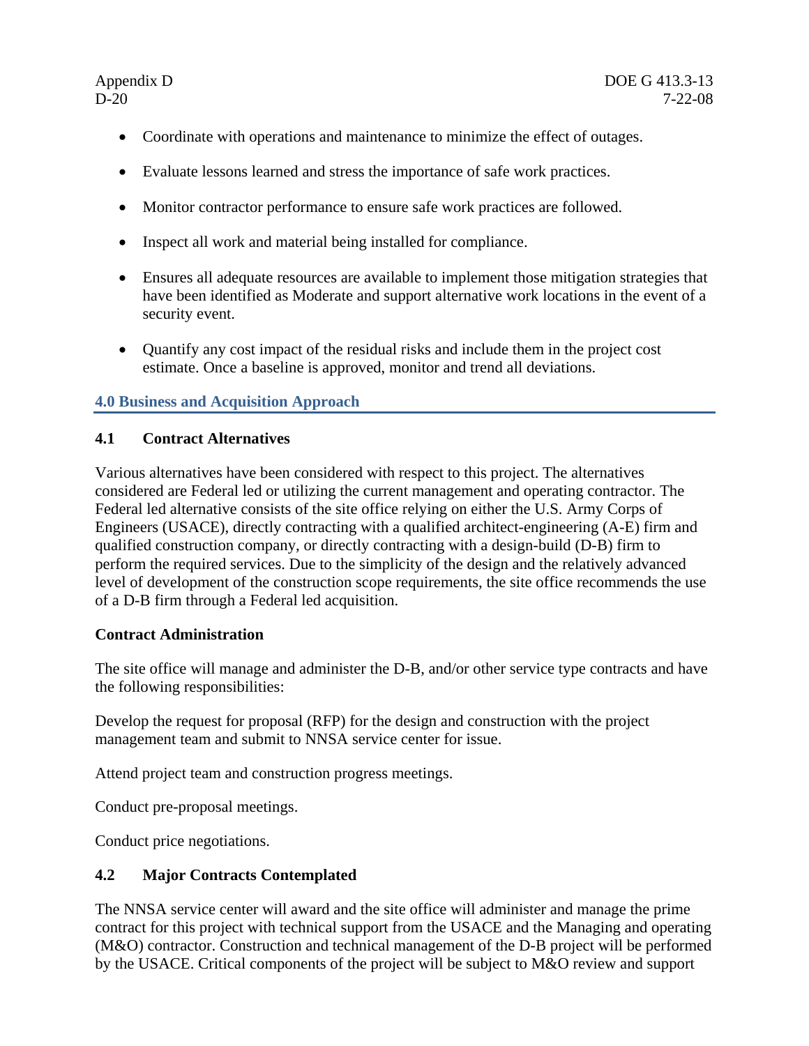- Coordinate with operations and maintenance to minimize the effect of outages.
- Evaluate lessons learned and stress the importance of safe work practices.
- Monitor contractor performance to ensure safe work practices are followed.
- Inspect all work and material being installed for compliance.
- Ensures all adequate resources are available to implement those mitigation strategies that have been identified as Moderate and support alternative work locations in the event of a security event.
- Quantify any cost impact of the residual risks and include them in the project cost estimate. Once a baseline is approved, monitor and trend all deviations.

## 4.0 Business and Acquisition Approach

### 4.1 Contract Alternatives

Various alternatives have been considered with respect to this project. The alternatives considered are Federal led or utilizing the current management and operating contractor. The Federal led alternative consists of the site office relying on either the U.S. Army Corps of Engineers (USACE), directly contracting with a qualified architect-engineering (A-E) firm and qualified construction company, or directly contracting with a design-build (D-B) firm to perform the required services. Due to the simplicity of the design and the relatively advanced level of development of the construction scope requirements, the site office recommends the use of a D-B firm through a Federal led acquisition.

**Contract Administration**

The site office will manage and administer the D-B, and/or other service type contracts and have the following responsibilities:

Develop the request for proposal (RFP) for the design and construction with the project management team and submit to NNSA service center for issue.

Attend project team and construction progress meetings.

Conduct pre-proposal meetings.

Conduct price negotiations.

### 4.2 Major Contracts Contemplated

The NNSA service center will award and the site office will administer and manage the prime contract for this project with technical support from the USACE and the Managing and operating (M&O) contractor. Construction and technical management of the D-B project will be performed by the USACE. Critical components of the project will be subject to M&O review and support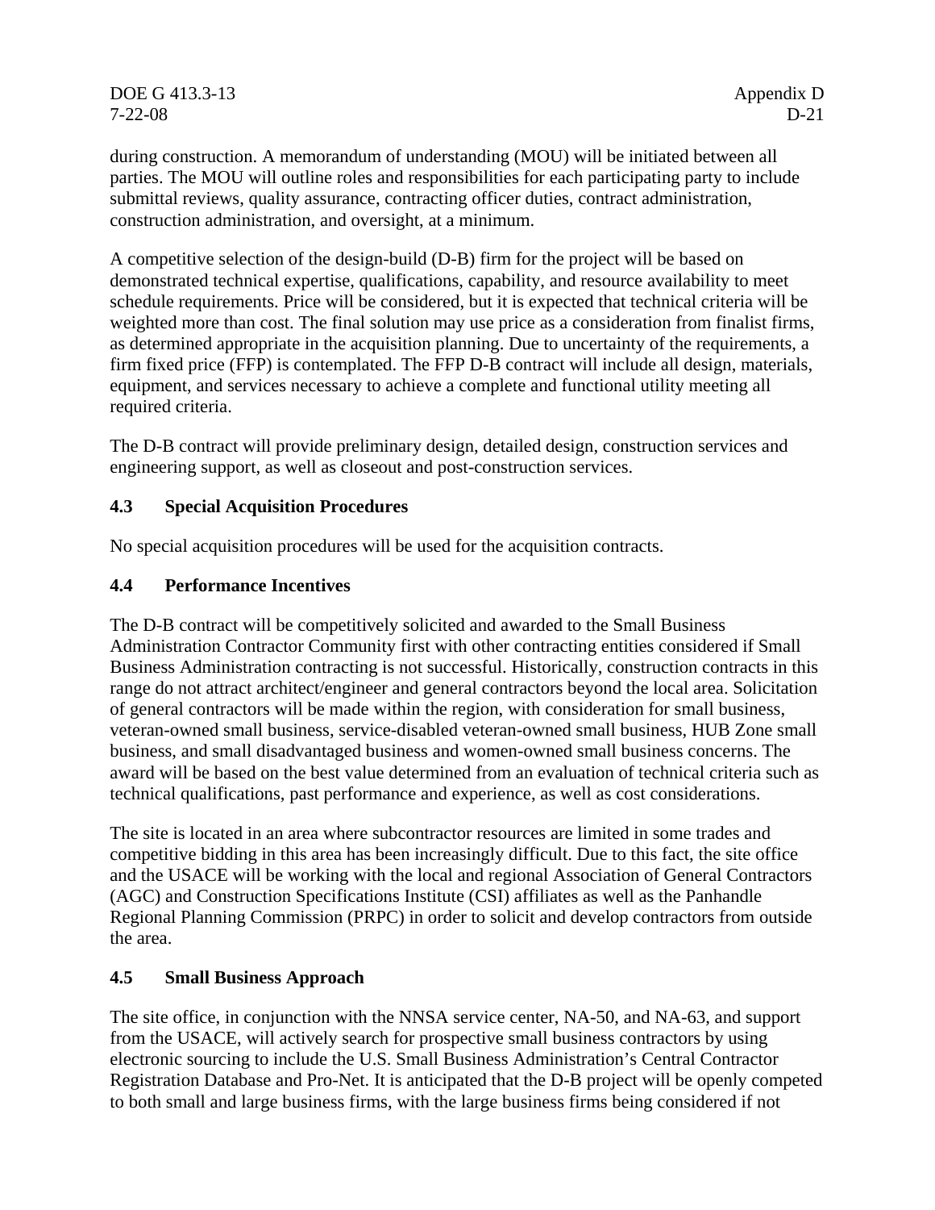during construction. A memorandum of understanding (MOU) will be initiated between all parties. The MOU will outline roles and responsibilities for each participating party to include submittal reviews, quality assurance, contracting officer duties, contract administration, construction administration, and oversight, at a minimum.

A competitive selection of the design-build (D-B) firm for the project will be based on demonstrated technical expertise, qualifications, capability, and resource availability to meet schedule requirements. Price will be considered, but it is expected that technical criteria will be weighted more than cost. The final solution may use price as a consideration from finalist firms, as determined appropriate in the acquisition planning. Due to uncertainty of the requirements, a firm fixed price (FFP) is contemplated. The FFP D-B contract will include all design, materials, equipment, and services necessary to achieve a complete and functional utility meeting all required criteria.

The D-B contract will provide preliminary design, detailed design, construction services and engineering support, as well as closeout and post-construction services.

### 4.3 Special Acquisition Procedures

No special acquisition procedures will be used for the acquisition contracts.

### 4.4 Performance Incentives

The D-B contract will be competitively solicited and awarded to the Small Business Administration Contractor Community first with other contracting entities considered if Small Business Administration contracting is not successful. Historically, construction contracts in this range do not attract architect/engineer and general contractors beyond the local area. Solicitation of general contractors will be made within the region, with consideration for small business, veteran-owned small business, service-disabled veteran-owned small business, HUB Zone small business, and small disadvantaged business and women-owned small business concerns. The award will be based on the best value determined from an evaluation of technical criteria such as technical qualifications, past performance and experience, as well as cost considerations.

The site is located in an area where subcontractor resources are limited in some trades and competitive bidding in this area has been increasingly difficult. Due to this fact, the site office and the USACE will be working with the local and regional Association of General Contractors (AGC) and Construction Specifications Institute (CSI) affiliates as well as the Panhandle Regional Planning Commission (PRPC) in order to solicit and develop contractors from outside the area.

### 4.5 Small Business Approach

The site office, in conjunction with the NNSA service center, NA-50, and NA-63, and support from the USACE, will actively search for prospective small business contractors by using electronic sourcing to include the U.S. Small Business Administration's Central Contractor Registration Database and Pro-Net. It is anticipated that the D-B project will be openly competed to both small and large business firms, with the large business firms being considered if not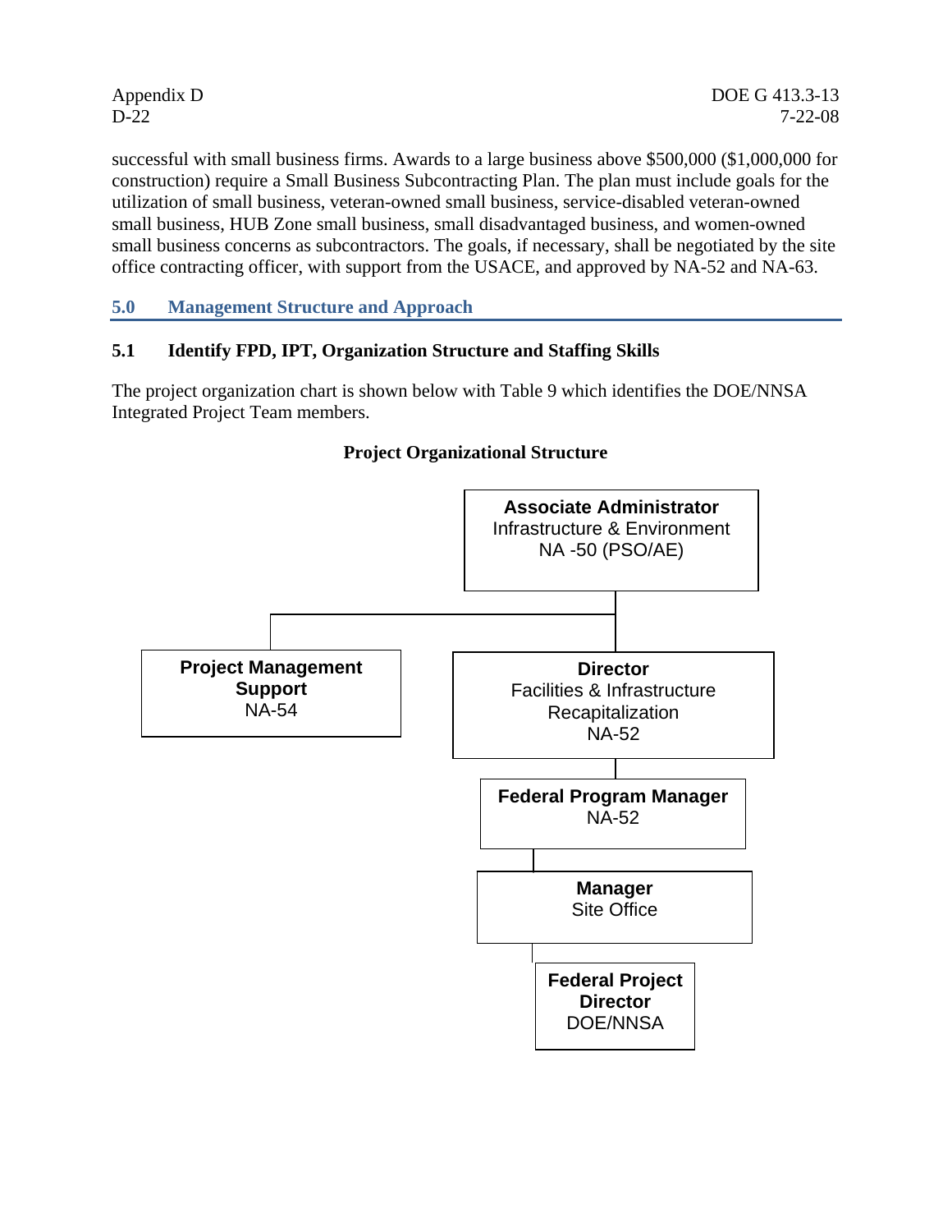successful with small business firms. Awards to a large business above $500,000 ($1,000,000 for construction) require a Small Business Subcontracting Plan. The plan must include goals for the utilization of small business, veteran-owned small business, service-disabled veteran-owned small business, HUB Zone small business, small disadvantaged business, and women-owned small business concerns as subcontractors. The goals, if necessary, shall be negotiated by the site office contracting officer, with support from the USACE, and approved by NA-52 and NA-63.

## 5.0 Management Structure and Approach

### 5.1 Identify FPD, IPT, Organization Structure and Staffing Skills

The project organization chart is shown below with Table 9 which identifies the DOE/NNSA Integrated Project Team members.

**Project Organizational Structure**

**Associate Administrator**
Infrastructure & Environment
NA -50 (PSO/AE)

**Project Management Support**
NA-54

**Director**
Facilities & Infrastructure Recapitalization
NA-52

**Federal Program Manager**
NA-52

**Manager**
Site Office

**Federal Project Director**
DOE/NNSA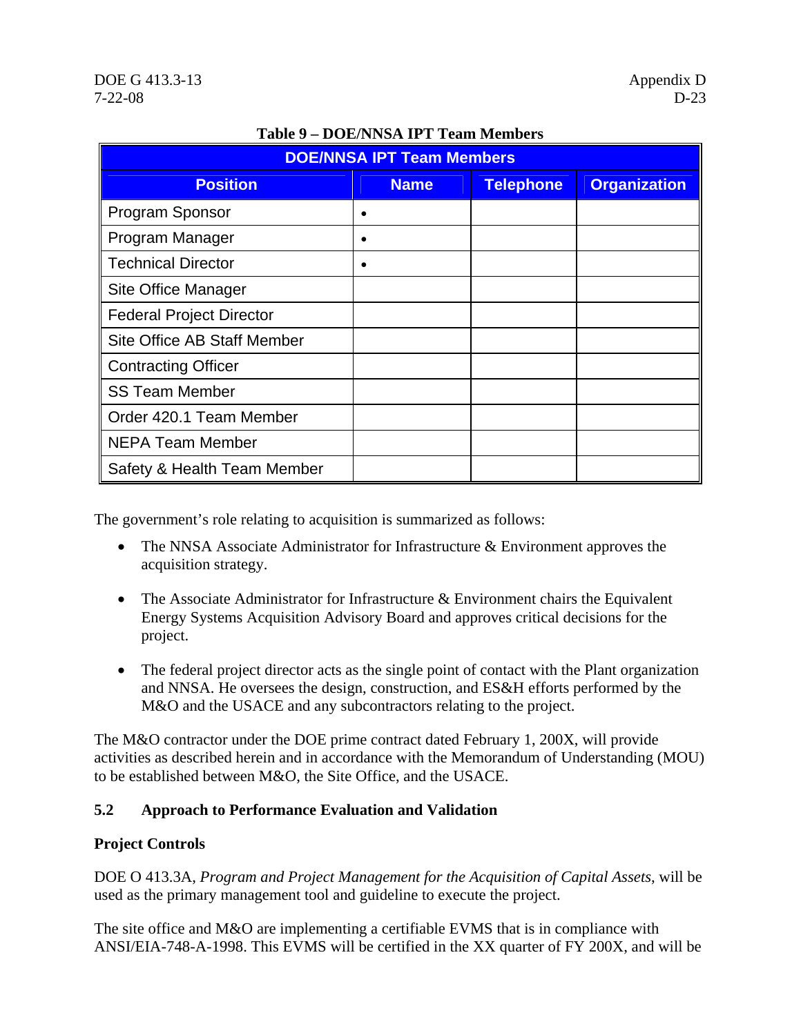**Table 9 – DOE/NNSA IPT Team Members**

| DOE/NNSA IPT Team Members | | | |
|---|---|---|---|
| **Position** | **Name** | **Telephone** | **Organization** |
| Program Sponsor | • | | |
| Program Manager | • | | |
| Technical Director | • | | |
| Site Office Manager | | | |
| Federal Project Director | | | |
| Site Office AB Staff Member | | | |
| Contracting Officer | | | |
| SS Team Member | | | |
| Order 420.1 Team Member | | | |
| NEPA Team Member | | | |
| Safety & Health Team Member | | | |

The government's role relating to acquisition is summarized as follows:

- The NNSA Associate Administrator for Infrastructure & Environment approves the acquisition strategy.
- The Associate Administrator for Infrastructure & Environment chairs the Equivalent Energy Systems Acquisition Advisory Board and approves critical decisions for the project.
- The federal project director acts as the single point of contact with the Plant organization and NNSA. He oversees the design, construction, and ES&H efforts performed by the M&O and the USACE and any subcontractors relating to the project.

The M&O contractor under the DOE prime contract dated February 1, 200X, will provide activities as described herein and in accordance with the Memorandum of Understanding (MOU) to be established between M&O, the Site Office, and the USACE.

### 5.2 Approach to Performance Evaluation and Validation

**Project Controls**

DOE O 413.3A, *Program and Project Management for the Acquisition of Capital Assets*, will be used as the primary management tool and guideline to execute the project.

The site office and M&O are implementing a certifiable EVMS that is in compliance with ANSI/EIA-748-A-1998. This EVMS will be certified in the XX quarter of FY 200X, and will be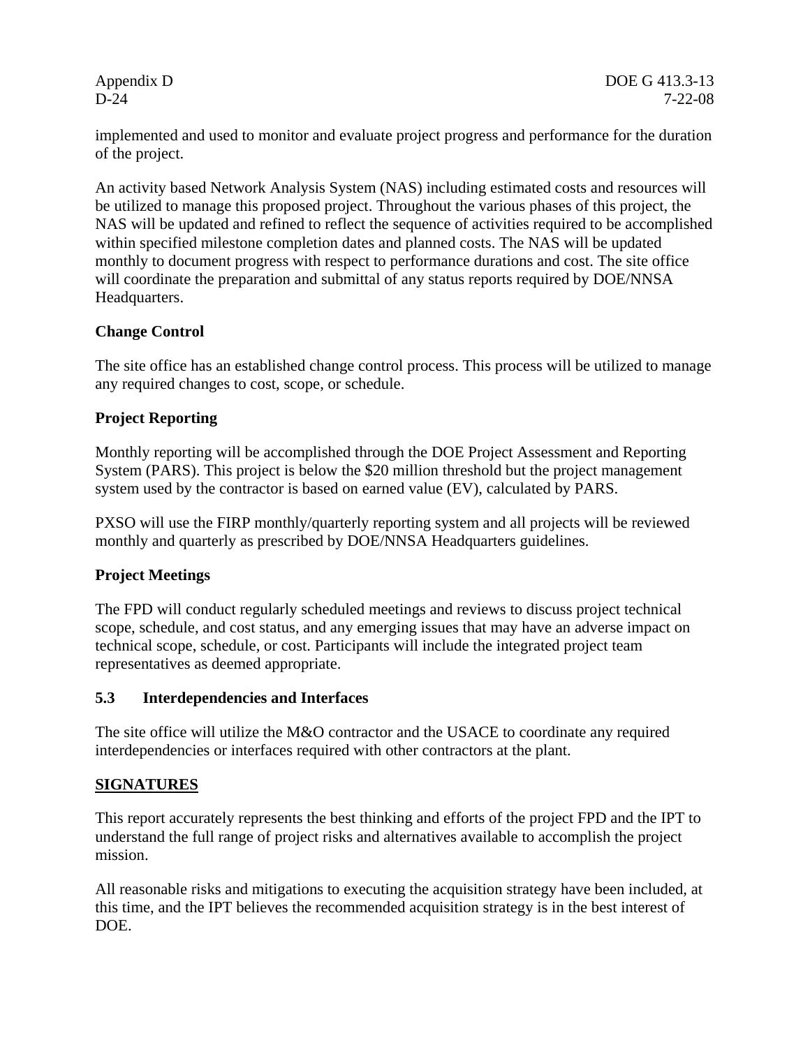implemented and used to monitor and evaluate project progress and performance for the duration of the project.

An activity based Network Analysis System (NAS) including estimated costs and resources will be utilized to manage this proposed project. Throughout the various phases of this project, the NAS will be updated and refined to reflect the sequence of activities required to be accomplished within specified milestone completion dates and planned costs. The NAS will be updated monthly to document progress with respect to performance durations and cost. The site office will coordinate the preparation and submittal of any status reports required by DOE/NNSA Headquarters.

**Change Control**

The site office has an established change control process. This process will be utilized to manage any required changes to cost, scope, or schedule.

**Project Reporting**

Monthly reporting will be accomplished through the DOE Project Assessment and Reporting System (PARS). This project is below the $20 million threshold but the project management system used by the contractor is based on earned value (EV), calculated by PARS.

PXSO will use the FIRP monthly/quarterly reporting system and all projects will be reviewed monthly and quarterly as prescribed by DOE/NNSA Headquarters guidelines.

**Project Meetings**

The FPD will conduct regularly scheduled meetings and reviews to discuss project technical scope, schedule, and cost status, and any emerging issues that may have an adverse impact on technical scope, schedule, or cost. Participants will include the integrated project team representatives as deemed appropriate.

### 5.3 Interdependencies and Interfaces

The site office will utilize the M&O contractor and the USACE to coordinate any required interdependencies or interfaces required with other contractors at the plant.

**SIGNATURES**

This report accurately represents the best thinking and efforts of the project FPD and the IPT to understand the full range of project risks and alternatives available to accomplish the project mission.

All reasonable risks and mitigations to executing the acquisition strategy have been included, at this time, and the IPT believes the recommended acquisition strategy is in the best interest of DOE.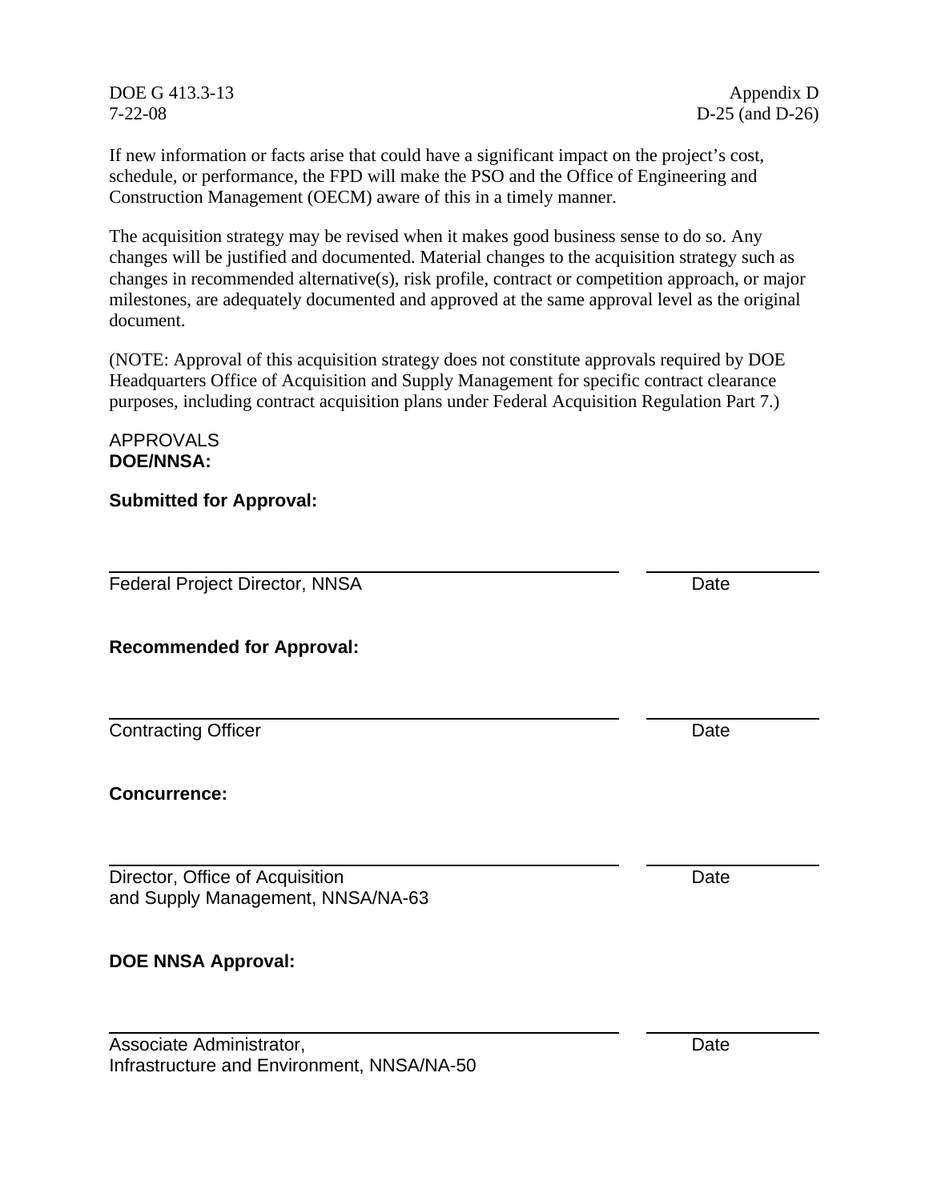If new information or facts arise that could have a significant impact on the project's cost, schedule, or performance, the FPD will make the PSO and the Office of Engineering and Construction Management (OECM) aware of this in a timely manner.

The acquisition strategy may be revised when it makes good business sense to do so. Any changes will be justified and documented. Material changes to the acquisition strategy such as changes in recommended alternative(s), risk profile, contract or competition approach, or major milestones, are adequately documented and approved at the same approval level as the original document.

(NOTE: Approval of this acquisition strategy does not constitute approvals required by DOE Headquarters Office of Acquisition and Supply Management for specific contract clearance purposes, including contract acquisition plans under Federal Acquisition Regulation Part 7.)

APPROVALS
**DOE/NNSA:**

**Submitted for Approval:**

\_\_\_\_\_\_\_\_\_\_\_\_\_\_\_\_\_\_\_\_\_\_\_\_\_\_\_\_\_\_\_\_\_\_\_\_\_\_\_\_ \_\_\_\_\_\_\_\_\_\_\_\_\_\_\_\_
Federal Project Director, NNSA Date

**Recommended for Approval:**

\_\_\_\_\_\_\_\_\_\_\_\_\_\_\_\_\_\_\_\_\_\_\_\_\_\_\_\_\_\_\_\_\_\_\_\_\_\_\_\_ \_\_\_\_\_\_\_\_\_\_\_\_\_\_\_\_
Contracting Officer Date

**Concurrence:**

\_\_\_\_\_\_\_\_\_\_\_\_\_\_\_\_\_\_\_\_\_\_\_\_\_\_\_\_\_\_\_\_\_\_\_\_\_\_\_\_ \_\_\_\_\_\_\_\_\_\_\_\_\_\_\_\_
Director, Office of Acquisition Date
and Supply Management, NNSA/NA-63

**DOE NNSA Approval:**

\_\_\_\_\_\_\_\_\_\_\_\_\_\_\_\_\_\_\_\_\_\_\_\_\_\_\_\_\_\_\_\_\_\_\_\_\_\_\_\_ \_\_\_\_\_\_\_\_\_\_\_\_\_\_\_\_
Associate Administrator, Date
Infrastructure and Environment, NNSA/NA-50